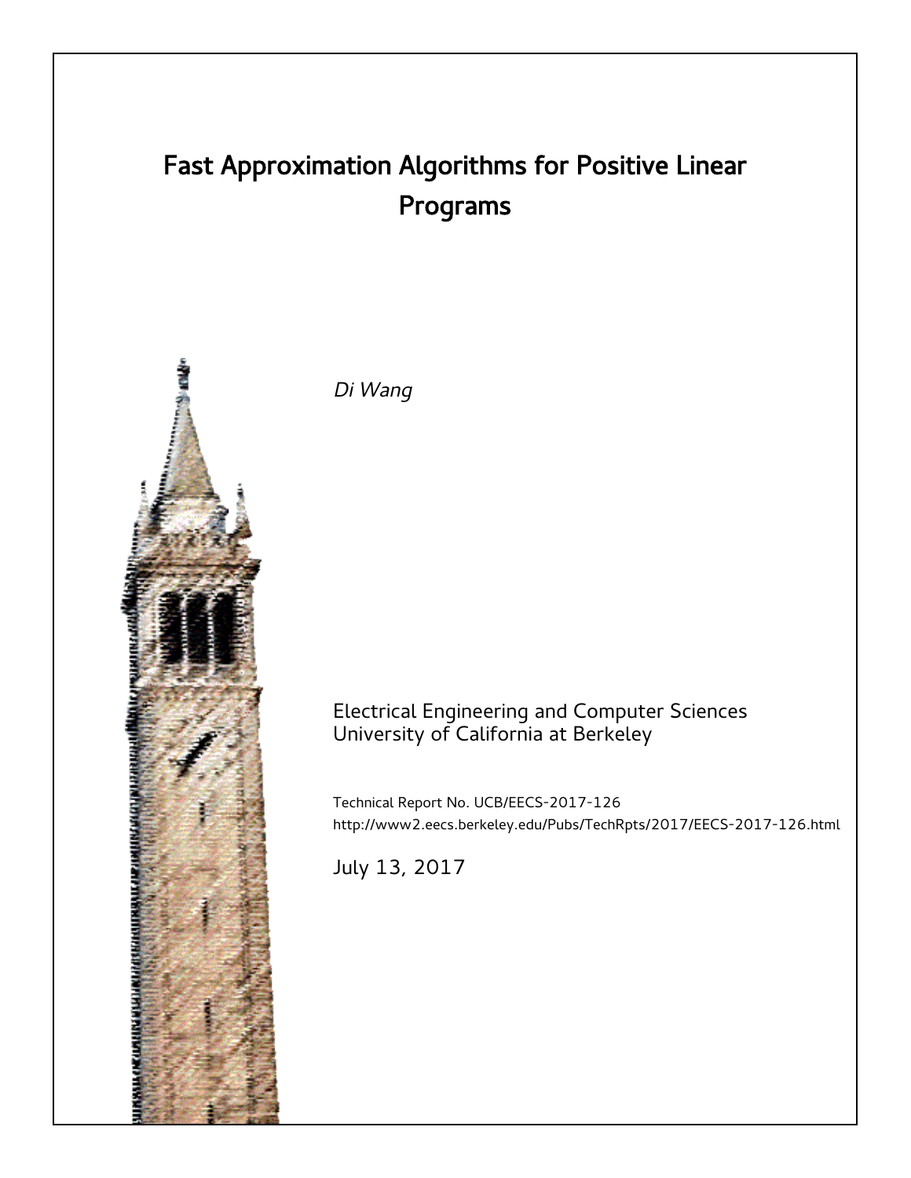# Fast Approximation Algorithms for Positive Linear Programs

*Di Wang*

Electrical Engineering and Computer Sciences
University of California at Berkeley

Technical Report No. UCB/EECS-2017-126
http://www2.eecs.berkeley.edu/Pubs/TechRpts/2017/EECS-2017-126.html

July 13, 2017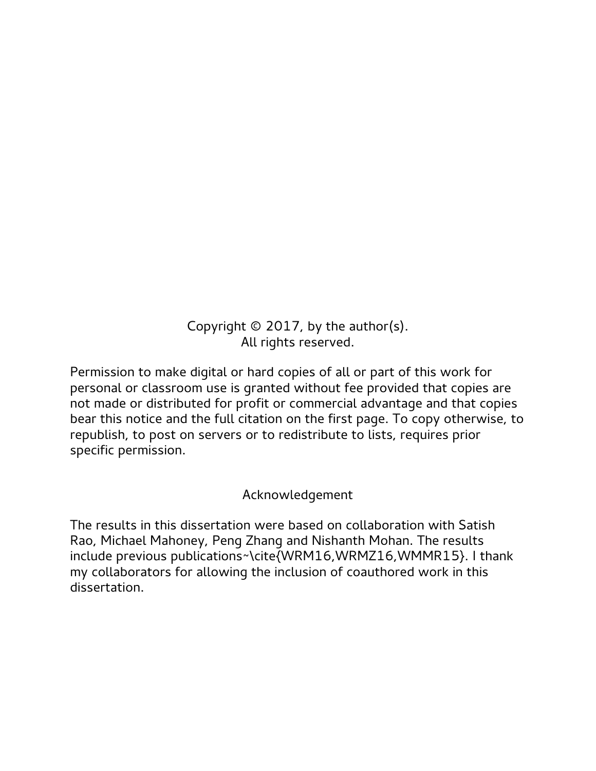Copyright © 2017, by the author(s).
All rights reserved.

Permission to make digital or hard copies of all or part of this work for personal or classroom use is granted without fee provided that copies are not made or distributed for profit or commercial advantage and that copies bear this notice and the full citation on the first page. To copy otherwise, to republish, to post on servers or to redistribute to lists, requires prior specific permission.

## Acknowledgement

The results in this dissertation were based on collaboration with Satish Rao, Michael Mahoney, Peng Zhang and Nishanth Mohan. The results include previous publications~\cite{WRM16,WRMZ16,WMMR15}. I thank my collaborators for allowing the inclusion of coauthored work in this dissertation.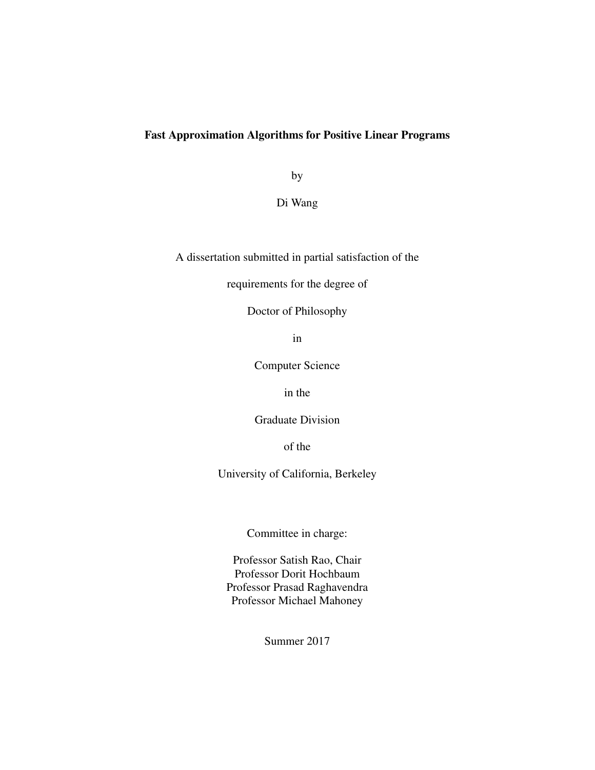**Fast Approximation Algorithms for Positive Linear Programs**

by

Di Wang

A dissertation submitted in partial satisfaction of the

requirements for the degree of

Doctor of Philosophy

in

Computer Science

in the

Graduate Division

of the

University of California, Berkeley

Committee in charge:

Professor Satish Rao, Chair
Professor Dorit Hochbaum
Professor Prasad Raghavendra
Professor Michael Mahoney

Summer 2017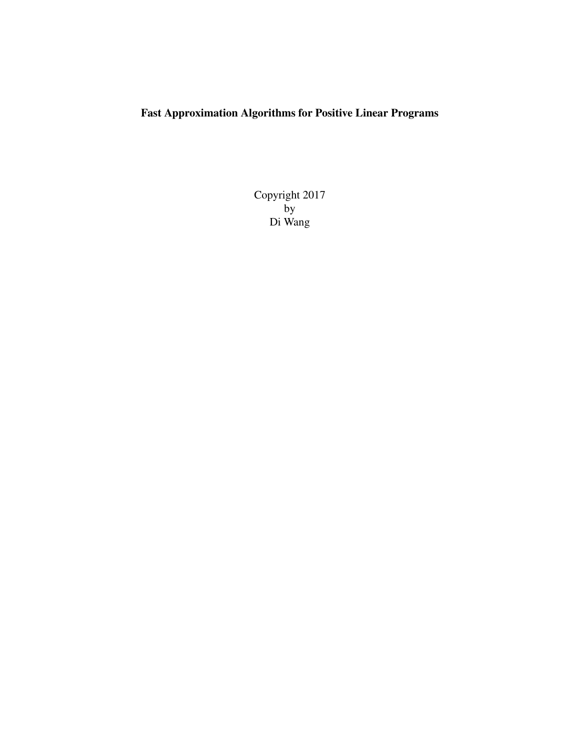**Fast Approximation Algorithms for Positive Linear Programs**

Copyright 2017
by
Di Wang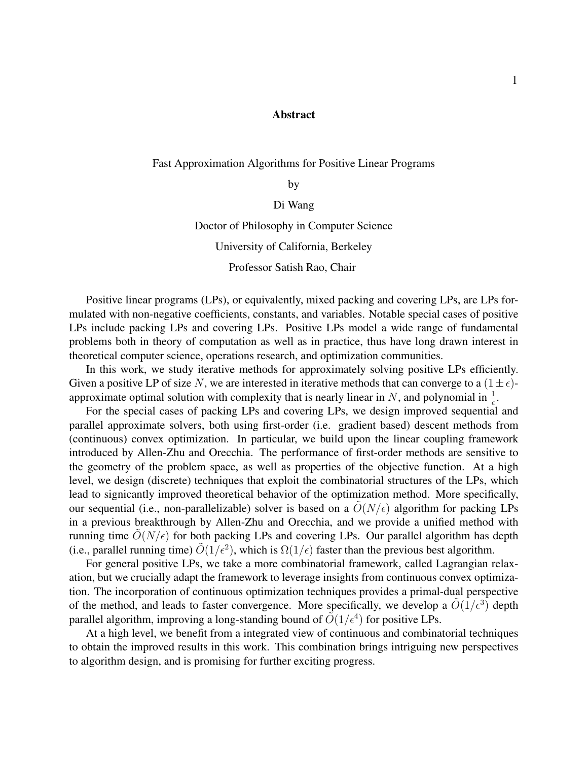# Abstract

Fast Approximation Algorithms for Positive Linear Programs

by

Di Wang

Doctor of Philosophy in Computer Science

University of California, Berkeley

Professor Satish Rao, Chair

Positive linear programs (LPs), or equivalently, mixed packing and covering LPs, are LPs formulated with non-negative coefficients, constants, and variables. Notable special cases of positive LPs include packing LPs and covering LPs. Positive LPs model a wide range of fundamental problems both in theory of computation as well as in practice, thus have long drawn interest in theoretical computer science, operations research, and optimization communities.

In this work, we study iterative methods for approximately solving positive LPs efficiently. Given a positive LP of size $N$, we are interested in iterative methods that can converge to a $(1 \pm \epsilon)$-approximate optimal solution with complexity that is nearly linear in $N$, and polynomial in $\frac{1}{\epsilon}$.

For the special cases of packing LPs and covering LPs, we design improved sequential and parallel approximate solvers, both using first-order (i.e. gradient based) descent methods from (continuous) convex optimization. In particular, we build upon the linear coupling framework introduced by Allen-Zhu and Orecchia. The performance of first-order methods are sensitive to the geometry of the problem space, as well as properties of the objective function. At a high level, we design (discrete) techniques that exploit the combinatorial structures of the LPs, which lead to signicantly improved theoretical behavior of the optimization method. More specifically, our sequential (i.e., non-parallelizable) solver is based on a $\tilde{O}(N/\epsilon)$ algorithm for packing LPs in a previous breakthrough by Allen-Zhu and Orecchia, and we provide a unified method with running time $\tilde{O}(N/\epsilon)$ for both packing LPs and covering LPs. Our parallel algorithm has depth (i.e., parallel running time) $\tilde{O}(1/\epsilon^2)$, which is $\Omega(1/\epsilon)$ faster than the previous best algorithm.

For general positive LPs, we take a more combinatorial framework, called Lagrangian relaxation, but we crucially adapt the framework to leverage insights from continuous convex optimization. The incorporation of continuous optimization techniques provides a primal-dual perspective of the method, and leads to faster convergence. More specifically, we develop a $\tilde{O}(1/\epsilon^3)$ depth parallel algorithm, improving a long-standing bound of $\tilde{O}(1/\epsilon^4)$ for positive LPs.

At a high level, we benefit from a integrated view of continuous and combinatorial techniques to obtain the improved results in this work. This combination brings intriguing new perspectives to algorithm design, and is promising for further exciting progress.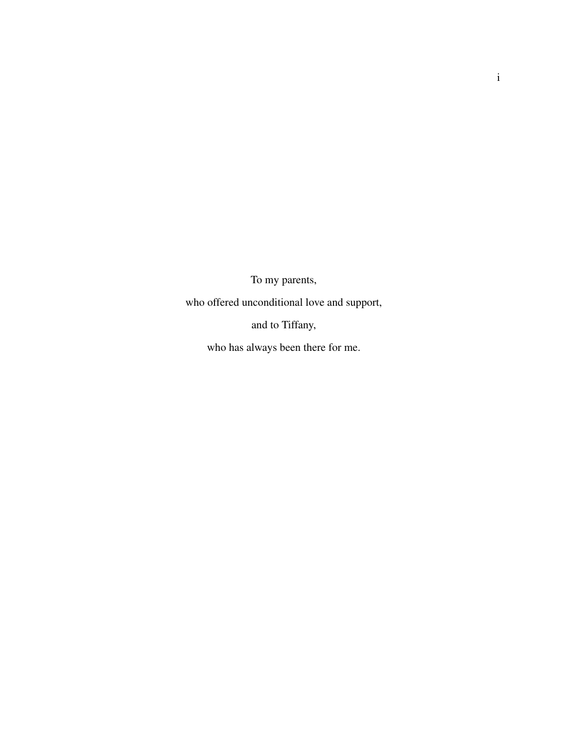To my parents,

who offered unconditional love and support,

and to Tiffany,

who has always been there for me.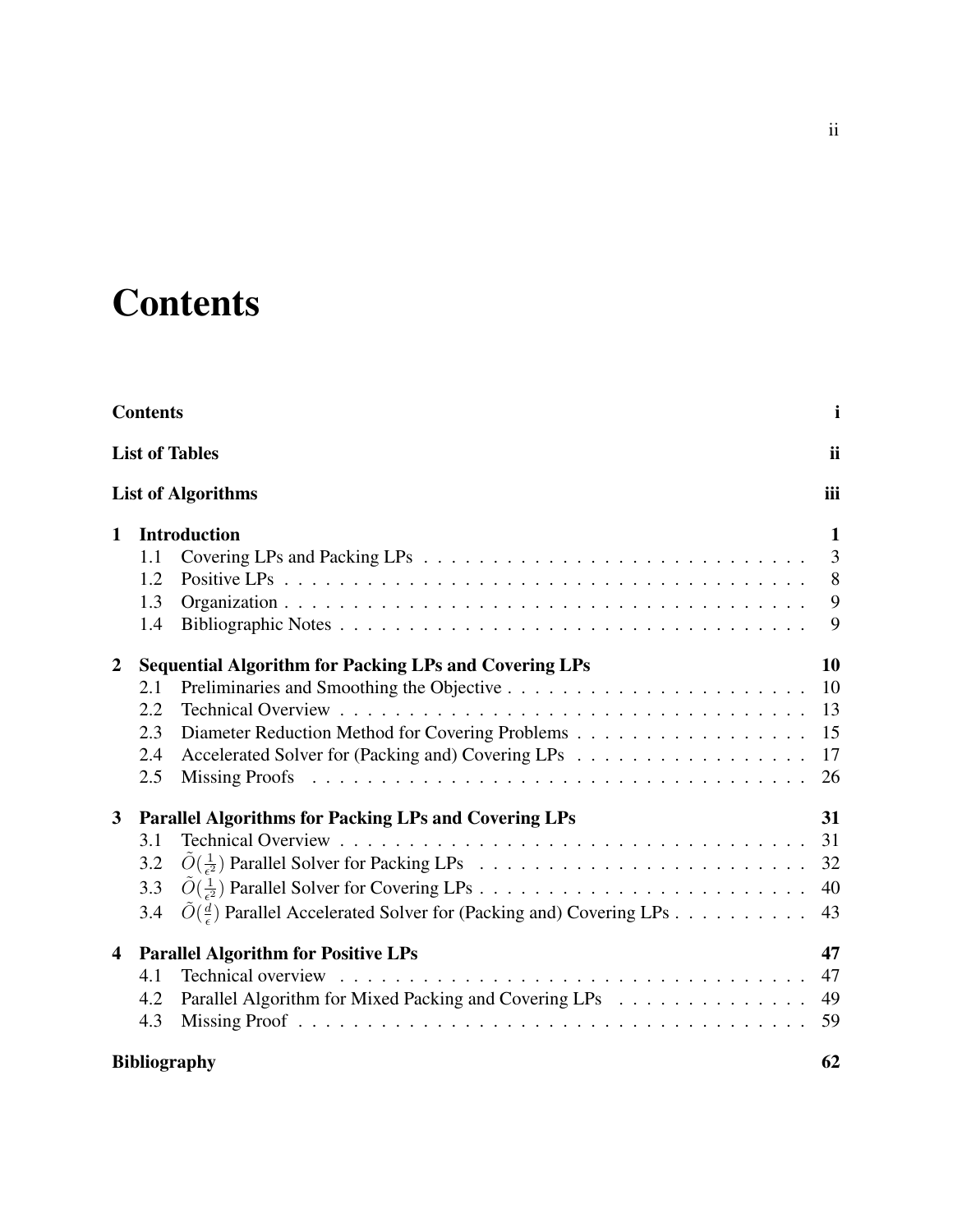# Contents

**Contents** **i**

**List of Tables** **ii**

**List of Algorithms** **iii**

**1 Introduction** **1**

- 1.1 Covering LPs and Packing LPs . . . 3
- 1.2 Positive LPs . . . 8
- 1.3 Organization . . . 9
- 1.4 Bibliographic Notes . . . 9

**2 Sequential Algorithm for Packing LPs and Covering LPs** **10**

- 2.1 Preliminaries and Smoothing the Objective . . . 10
- 2.2 Technical Overview . . . 13
- 2.3 Diameter Reduction Method for Covering Problems . . . 15
- 2.4 Accelerated Solver for (Packing and) Covering LPs . . . 17
- 2.5 Missing Proofs . . . 26

**3 Parallel Algorithms for Packing LPs and Covering LPs** **31**

- 3.1 Technical Overview . . . 31
- 3.2 $\tilde{O}(\frac{1}{\epsilon^2})$ Parallel Solver for Packing LPs . . . 32
- 3.3 $\tilde{O}(\frac{1}{\epsilon^2})$ Parallel Solver for Covering LPs . . . 40
- 3.4 $\tilde{O}(\frac{d}{\epsilon})$ Parallel Accelerated Solver for (Packing and) Covering LPs . . . 43

**4 Parallel Algorithm for Positive LPs** **47**

- 4.1 Technical overview . . . 47
- 4.2 Parallel Algorithm for Mixed Packing and Covering LPs . . . 49
- 4.3 Missing Proof . . . 59

**Bibliography** **62**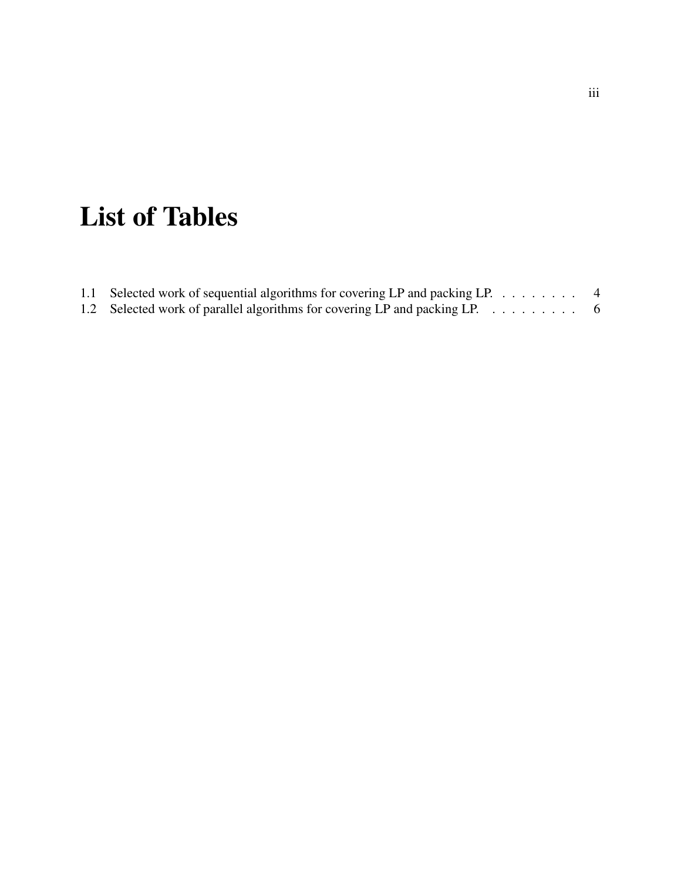# List of Tables

1.1 Selected work of sequential algorithms for covering LP and packing LP. . . . . . . . . 4
1.2 Selected work of parallel algorithms for covering LP and packing LP. . . . . . . . . . 6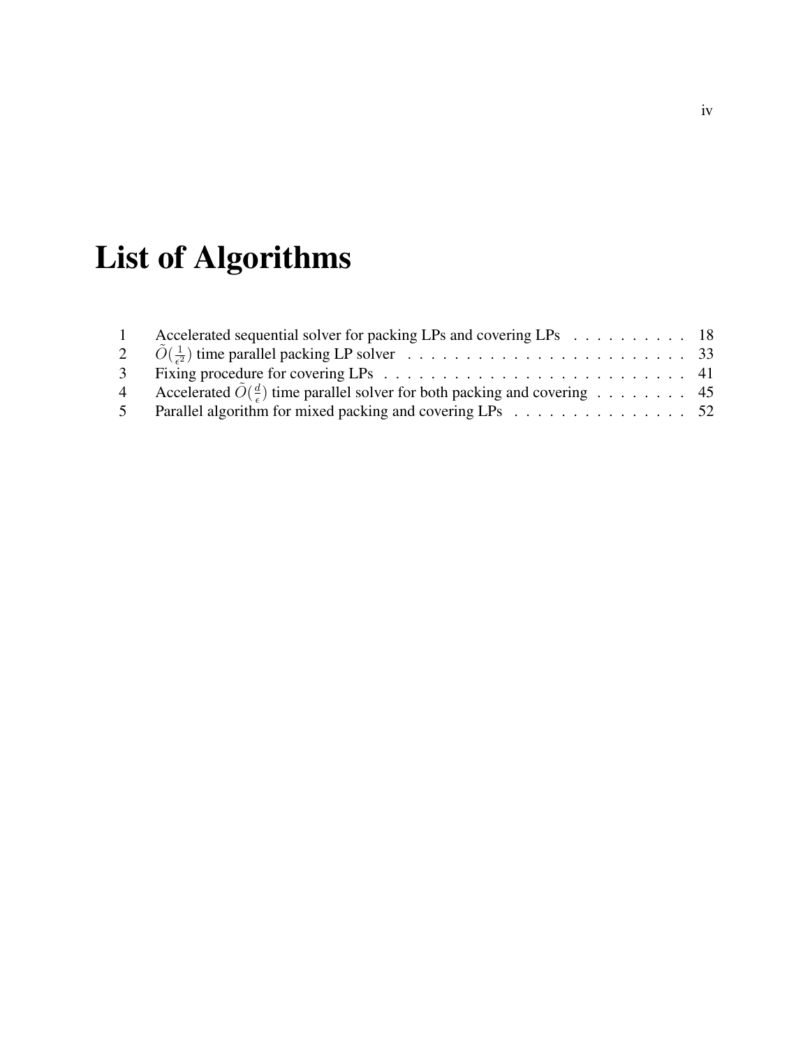# List of Algorithms

| | | |
|---|---|---|
| 1 | Accelerated sequential solver for packing LPs and covering LPs | 18 |
| 2 | $\tilde{O}(\frac{1}{\epsilon^2})$ time parallel packing LP solver | 33 |
| 3 | Fixing procedure for covering LPs | 41 |
| 4 | Accelerated $\tilde{O}(\frac{d}{\epsilon})$ time parallel solver for both packing and covering | 45 |
| 5 | Parallel algorithm for mixed packing and covering LPs | 52 |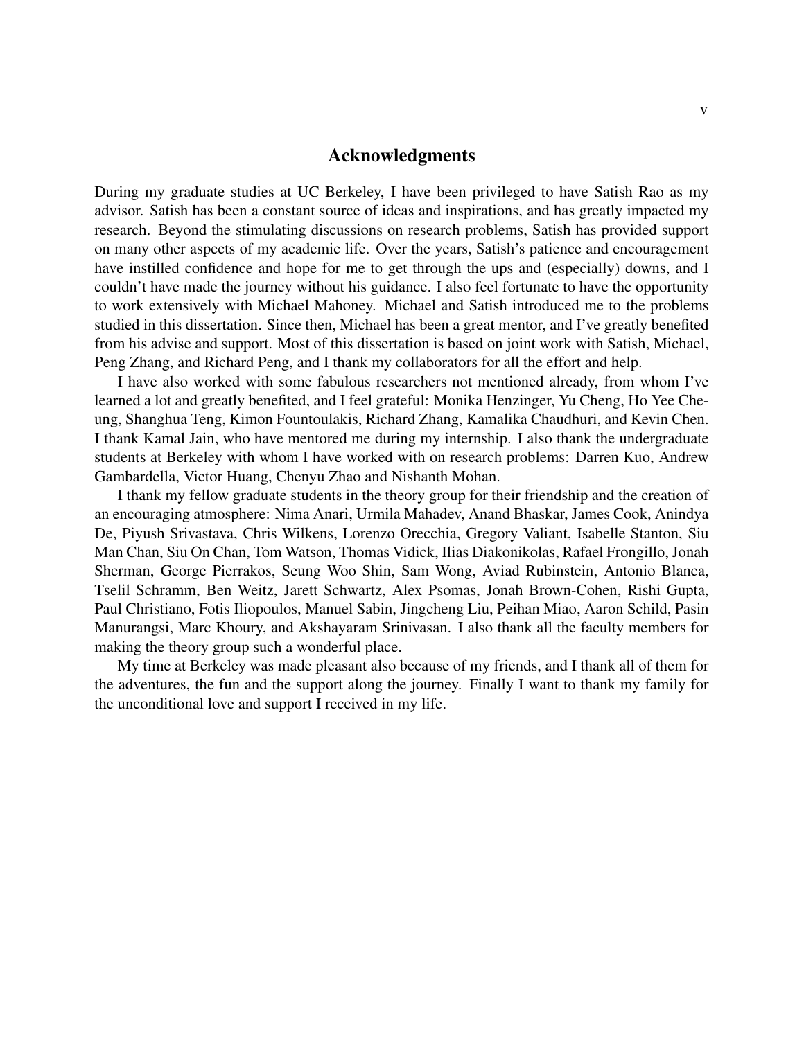# Acknowledgments

During my graduate studies at UC Berkeley, I have been privileged to have Satish Rao as my advisor. Satish has been a constant source of ideas and inspirations, and has greatly impacted my research. Beyond the stimulating discussions on research problems, Satish has provided support on many other aspects of my academic life. Over the years, Satish's patience and encouragement have instilled confidence and hope for me to get through the ups and (especially) downs, and I couldn't have made the journey without his guidance. I also feel fortunate to have the opportunity to work extensively with Michael Mahoney. Michael and Satish introduced me to the problems studied in this dissertation. Since then, Michael has been a great mentor, and I've greatly benefited from his advise and support. Most of this dissertation is based on joint work with Satish, Michael, Peng Zhang, and Richard Peng, and I thank my collaborators for all the effort and help.

I have also worked with some fabulous researchers not mentioned already, from whom I've learned a lot and greatly benefited, and I feel grateful: Monika Henzinger, Yu Cheng, Ho Yee Cheung, Shanghua Teng, Kimon Fountoulakis, Richard Zhang, Kamalika Chaudhuri, and Kevin Chen. I thank Kamal Jain, who have mentored me during my internship. I also thank the undergraduate students at Berkeley with whom I have worked with on research problems: Darren Kuo, Andrew Gambardella, Victor Huang, Chenyu Zhao and Nishanth Mohan.

I thank my fellow graduate students in the theory group for their friendship and the creation of an encouraging atmosphere: Nima Anari, Urmila Mahadev, Anand Bhaskar, James Cook, Anindya De, Piyush Srivastava, Chris Wilkens, Lorenzo Orecchia, Gregory Valiant, Isabelle Stanton, Siu Man Chan, Siu On Chan, Tom Watson, Thomas Vidick, Ilias Diakonikolas, Rafael Frongillo, Jonah Sherman, George Pierrakos, Seung Woo Shin, Sam Wong, Aviad Rubinstein, Antonio Blanca, Tselil Schramm, Ben Weitz, Jarett Schwartz, Alex Psomas, Jonah Brown-Cohen, Rishi Gupta, Paul Christiano, Fotis Iliopoulos, Manuel Sabin, Jingcheng Liu, Peihan Miao, Aaron Schild, Pasin Manurangsi, Marc Khoury, and Akshayaram Srinivasan. I also thank all the faculty members for making the theory group such a wonderful place.

My time at Berkeley was made pleasant also because of my friends, and I thank all of them for the adventures, the fun and the support along the journey. Finally I want to thank my family for the unconditional love and support I received in my life.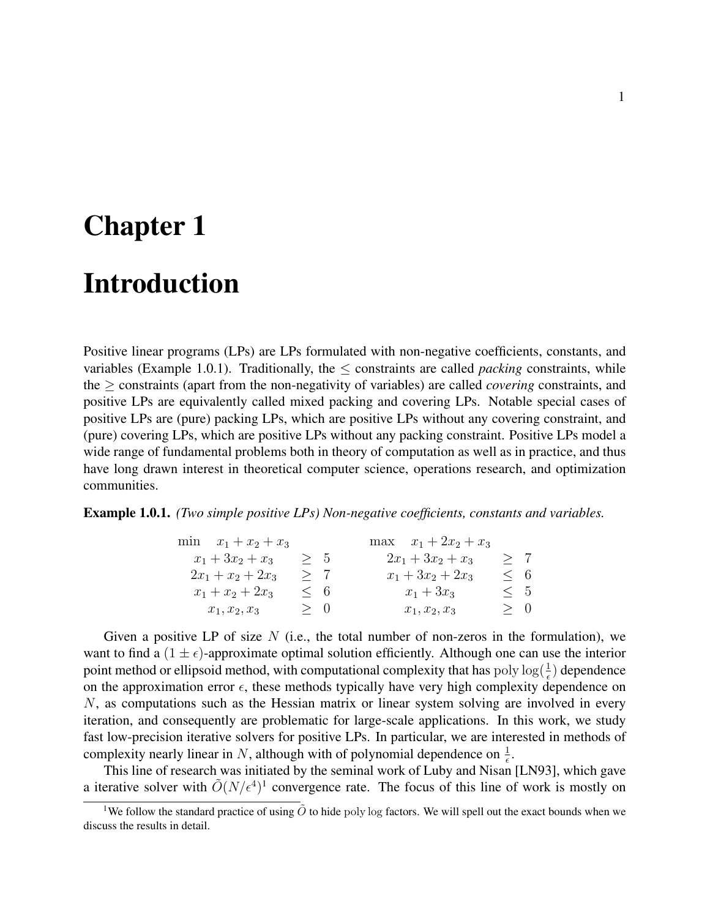# Chapter 1

# Introduction

Positive linear programs (LPs) are LPs formulated with non-negative coefficients, constants, and variables (Example 1.0.1). Traditionally, the $\leq$ constraints are called *packing* constraints, while the $\geq$ constraints (apart from the non-negativity of variables) are called *covering* constraints, and positive LPs are equivalently called mixed packing and covering LPs. Notable special cases of positive LPs are (pure) packing LPs, which are positive LPs without any covering constraint, and (pure) covering LPs, which are positive LPs without any packing constraint. Positive LPs model a wide range of fundamental problems both in theory of computation as well as in practice, and thus have long drawn interest in theoretical computer science, operations research, and optimization communities.

**Example 1.0.1.** *(Two simple positive LPs) Non-negative coefficients, constants and variables.*

$$
\begin{array}{lcl}
\min \quad x_1 + x_2 + x_3 & & \\
x_1 + 3x_2 + x_3 & \geq & 5 \\
2x_1 + x_2 + 2x_3 & \geq & 7 \\
x_1 + x_2 + 2x_3 & \leq & 6 \\
x_1, x_2, x_3 & \geq & 0
\end{array}
\qquad
\begin{array}{lcl}
\max \quad x_1 + 2x_2 + x_3 & & \\
2x_1 + 3x_2 + x_3 & \geq & 7 \\
x_1 + 3x_2 + 2x_3 & \leq & 6 \\
x_1 + 3x_3 & \leq & 5 \\
x_1, x_2, x_3 & \geq & 0
\end{array}
$$

Given a positive LP of size $N$ (i.e., the total number of non-zeros in the formulation), we want to find a $(1 \pm \epsilon)$-approximate optimal solution efficiently. Although one can use the interior point method or ellipsoid method, with computational complexity that has $\text{poly}\log(\frac{1}{\epsilon})$ dependence on the approximation error $\epsilon$, these methods typically have very high complexity dependence on $N$, as computations such as the Hessian matrix or linear system solving are involved in every iteration, and consequently are problematic for large-scale applications. In this work, we study fast low-precision iterative solvers for positive LPs. In particular, we are interested in methods of complexity nearly linear in $N$, although with of polynomial dependence on $\frac{1}{\epsilon}$.

This line of research was initiated by the seminal work of Luby and Nisan [LN93], which gave a iterative solver with $\tilde{O}(N/\epsilon^4)$[1] convergence rate. The focus of this line of work is mostly on

[1] We follow the standard practice of using $\tilde{O}$ to hide $\text{poly}\log$ factors. We will spell out the exact bounds when we discuss the results in detail.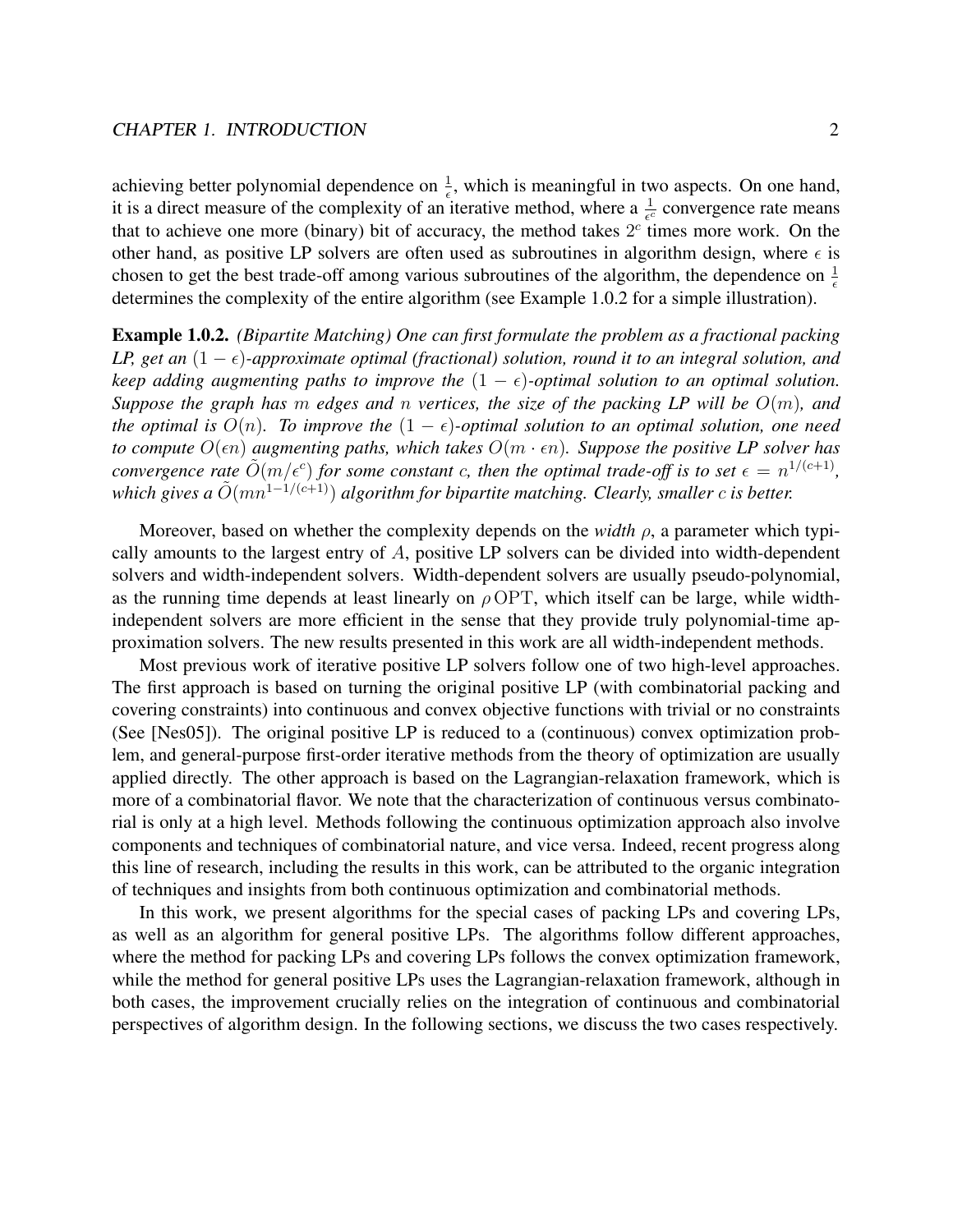achieving better polynomial dependence on $\frac{1}{\epsilon}$, which is meaningful in two aspects. On one hand, it is a direct measure of the complexity of an iterative method, where a $\frac{1}{\epsilon^c}$ convergence rate means that to achieve one more (binary) bit of accuracy, the method takes $2^c$ times more work. On the other hand, as positive LP solvers are often used as subroutines in algorithm design, where $\epsilon$ is chosen to get the best trade-off among various subroutines of the algorithm, the dependence on $\frac{1}{\epsilon}$ determines the complexity of the entire algorithm (see Example 1.0.2 for a simple illustration).

**Example 1.0.2.** *(Bipartite Matching) One can first formulate the problem as a fractional packing LP, get an $(1-\epsilon)$-approximate optimal (fractional) solution, round it to an integral solution, and keep adding augmenting paths to improve the $(1-\epsilon)$-optimal solution to an optimal solution. Suppose the graph has $m$ edges and $n$ vertices, the size of the packing LP will be $O(m)$, and the optimal is $O(n)$. To improve the $(1-\epsilon)$-optimal solution to an optimal solution, one need to compute $O(\epsilon n)$ augmenting paths, which takes $O(m \cdot \epsilon n)$. Suppose the positive LP solver has convergence rate $\tilde{O}(m/\epsilon^c)$ for some constant $c$, then the optimal trade-off is to set $\epsilon = n^{1/(c+1)}$, which gives a $\tilde{O}(mn^{1-1/(c+1)})$ algorithm for bipartite matching. Clearly, smaller $c$ is better.*

Moreover, based on whether the complexity depends on the *width* $\rho$, a parameter which typically amounts to the largest entry of $A$, positive LP solvers can be divided into width-dependent solvers and width-independent solvers. Width-dependent solvers are usually pseudo-polynomial, as the running time depends at least linearly on $\rho\,\mathrm{OPT}$, which itself can be large, while width-independent solvers are more efficient in the sense that they provide truly polynomial-time approximation solvers. The new results presented in this work are all width-independent methods.

Most previous work of iterative positive LP solvers follow one of two high-level approaches. The first approach is based on turning the original positive LP (with combinatorial packing and covering constraints) into continuous and convex objective functions with trivial or no constraints (See [Nes05]). The original positive LP is reduced to a (continuous) convex optimization problem, and general-purpose first-order iterative methods from the theory of optimization are usually applied directly. The other approach is based on the Lagrangian-relaxation framework, which is more of a combinatorial flavor. We note that the characterization of continuous versus combinatorial is only at a high level. Methods following the continuous optimization approach also involve components and techniques of combinatorial nature, and vice versa. Indeed, recent progress along this line of research, including the results in this work, can be attributed to the organic integration of techniques and insights from both continuous optimization and combinatorial methods.

In this work, we present algorithms for the special cases of packing LPs and covering LPs, as well as an algorithm for general positive LPs. The algorithms follow different approaches, where the method for packing LPs and covering LPs follows the convex optimization framework, while the method for general positive LPs uses the Lagrangian-relaxation framework, although in both cases, the improvement crucially relies on the integration of continuous and combinatorial perspectives of algorithm design. In the following sections, we discuss the two cases respectively.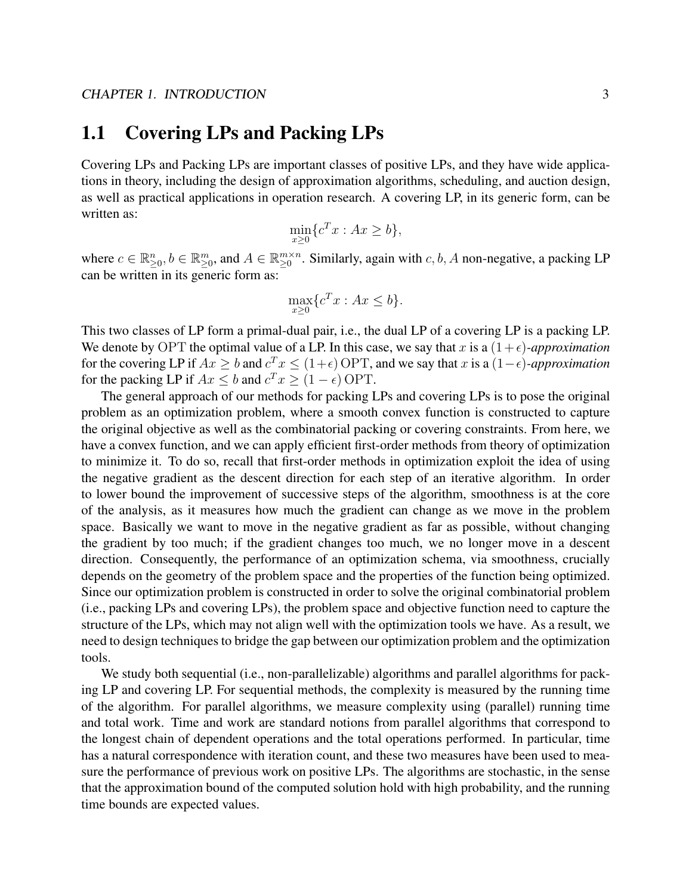## 1.1 Covering LPs and Packing LPs

Covering LPs and Packing LPs are important classes of positive LPs, and they have wide applications in theory, including the design of approximation algorithms, scheduling, and auction design, as well as practical applications in operation research. A covering LP, in its generic form, can be written as:

$$\min_{x \geq 0} \{c^T x : Ax \geq b\},$$

where $c \in \mathbb{R}^n_{\geq 0}, b \in \mathbb{R}^m_{\geq 0}$, and $A \in \mathbb{R}^{m \times n}_{\geq 0}$. Similarly, again with $c, b, A$ non-negative, a packing LP can be written in its generic form as:

$$\max_{x \geq 0} \{c^T x : Ax \leq b\}.$$

This two classes of LP form a primal-dual pair, i.e., the dual LP of a covering LP is a packing LP. We denote by $\mathrm{OPT}$ the optimal value of a LP. In this case, we say that $x$ is a $(1+\epsilon)$*-approximation* for the covering LP if $Ax \geq b$ and $c^T x \leq (1+\epsilon)\,\mathrm{OPT}$, and we say that $x$ is a $(1-\epsilon)$*-approximation* for the packing LP if $Ax \leq b$ and $c^T x \geq (1-\epsilon)\,\mathrm{OPT}$.

The general approach of our methods for packing LPs and covering LPs is to pose the original problem as an optimization problem, where a smooth convex function is constructed to capture the original objective as well as the combinatorial packing or covering constraints. From here, we have a convex function, and we can apply efficient first-order methods from theory of optimization to minimize it. To do so, recall that first-order methods in optimization exploit the idea of using the negative gradient as the descent direction for each step of an iterative algorithm. In order to lower bound the improvement of successive steps of the algorithm, smoothness is at the core of the analysis, as it measures how much the gradient can change as we move in the problem space. Basically we want to move in the negative gradient as far as possible, without changing the gradient by too much; if the gradient changes too much, we no longer move in a descent direction. Consequently, the performance of an optimization schema, via smoothness, crucially depends on the geometry of the problem space and the properties of the function being optimized. Since our optimization problem is constructed in order to solve the original combinatorial problem (i.e., packing LPs and covering LPs), the problem space and objective function need to capture the structure of the LPs, which may not align well with the optimization tools we have. As a result, we need to design techniques to bridge the gap between our optimization problem and the optimization tools.

We study both sequential (i.e., non-parallelizable) algorithms and parallel algorithms for packing LP and covering LP. For sequential methods, the complexity is measured by the running time of the algorithm. For parallel algorithms, we measure complexity using (parallel) running time and total work. Time and work are standard notions from parallel algorithms that correspond to the longest chain of dependent operations and the total operations performed. In particular, time has a natural correspondence with iteration count, and these two measures have been used to measure the performance of previous work on positive LPs. The algorithms are stochastic, in the sense that the approximation bound of the computed solution hold with high probability, and the running time bounds are expected values.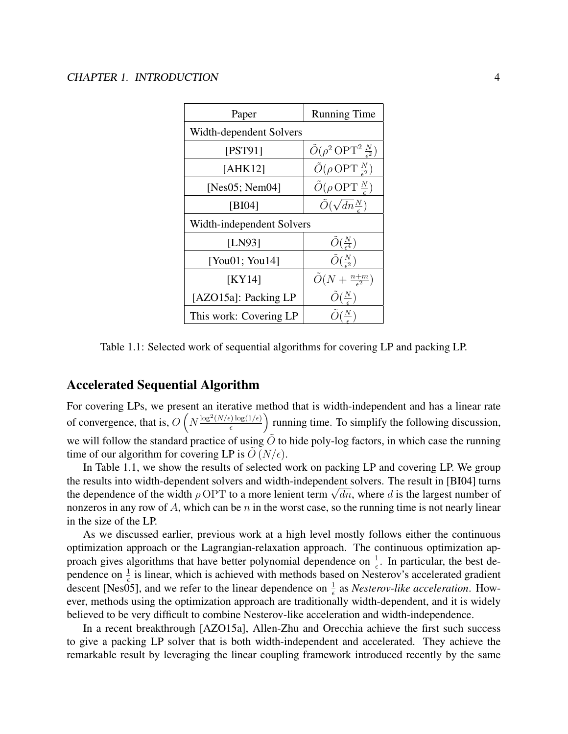| Paper | Running Time |
|---|---|
| Width-dependent Solvers | |
| [PST91] | $\tilde{O}(\rho^2 \,\mathrm{OPT}^2 \,\frac{N}{\epsilon^2})$ |
| [AHK12] | $\tilde{O}(\rho \,\mathrm{OPT} \,\frac{N}{\epsilon^2})$ |
| [Nes05; Nem04] | $\tilde{O}(\rho \,\mathrm{OPT} \,\frac{N}{\epsilon})$ |
| [BI04] | $\tilde{O}(\sqrt{dn}\frac{N}{\epsilon})$ |
| Width-independent Solvers | |
| [LN93] | $\tilde{O}(\frac{N}{\epsilon^4})$ |
| [You01; You14] | $\tilde{O}(\frac{N}{\epsilon^2})$ |
| [KY14] | $\tilde{O}(N + \frac{n+m}{\epsilon^2})$ |
| [AZO15a]: Packing LP | $\tilde{O}(\frac{N}{\epsilon})$ |
| This work: Covering LP | $\tilde{O}(\frac{N}{\epsilon})$ |

Table 1.1: Selected work of sequential algorithms for covering LP and packing LP.

## Accelerated Sequential Algorithm

For covering LPs, we present an iterative method that is width-independent and has a linear rate of convergence, that is, $O\left(N\frac{\log^2(N/\epsilon)\log(1/\epsilon)}{\epsilon}\right)$ running time. To simplify the following discussion, we will follow the standard practice of using $\tilde{O}$ to hide poly-log factors, in which case the running time of our algorithm for covering LP is $\tilde{O}\,(N/\epsilon)$.

In Table 1.1, we show the results of selected work on packing LP and covering LP. We group the results into width-dependent solvers and width-independent solvers. The result in [BI04] turns the dependence of the width $\rho\,\mathrm{OPT}$ to a more lenient term $\sqrt{dn}$, where $d$ is the largest number of nonzeros in any row of $A$, which can be $n$ in the worst case, so the running time is not nearly linear in the size of the LP.

As we discussed earlier, previous work at a high level mostly follows either the continuous optimization approach or the Lagrangian-relaxation approach. The continuous optimization approach gives algorithms that have better polynomial dependence on $\frac{1}{\epsilon}$. In particular, the best dependence on $\frac{1}{\epsilon}$ is linear, which is achieved with methods based on Nesterov's accelerated gradient descent [Nes05], and we refer to the linear dependence on $\frac{1}{\epsilon}$ as *Nesterov-like acceleration*. However, methods using the optimization approach are traditionally width-dependent, and it is widely believed to be very difficult to combine Nesterov-like acceleration and width-independence.

In a recent breakthrough [AZO15a], Allen-Zhu and Orecchia achieve the first such success to give a packing LP solver that is both width-independent and accelerated. They achieve the remarkable result by leveraging the linear coupling framework introduced recently by the same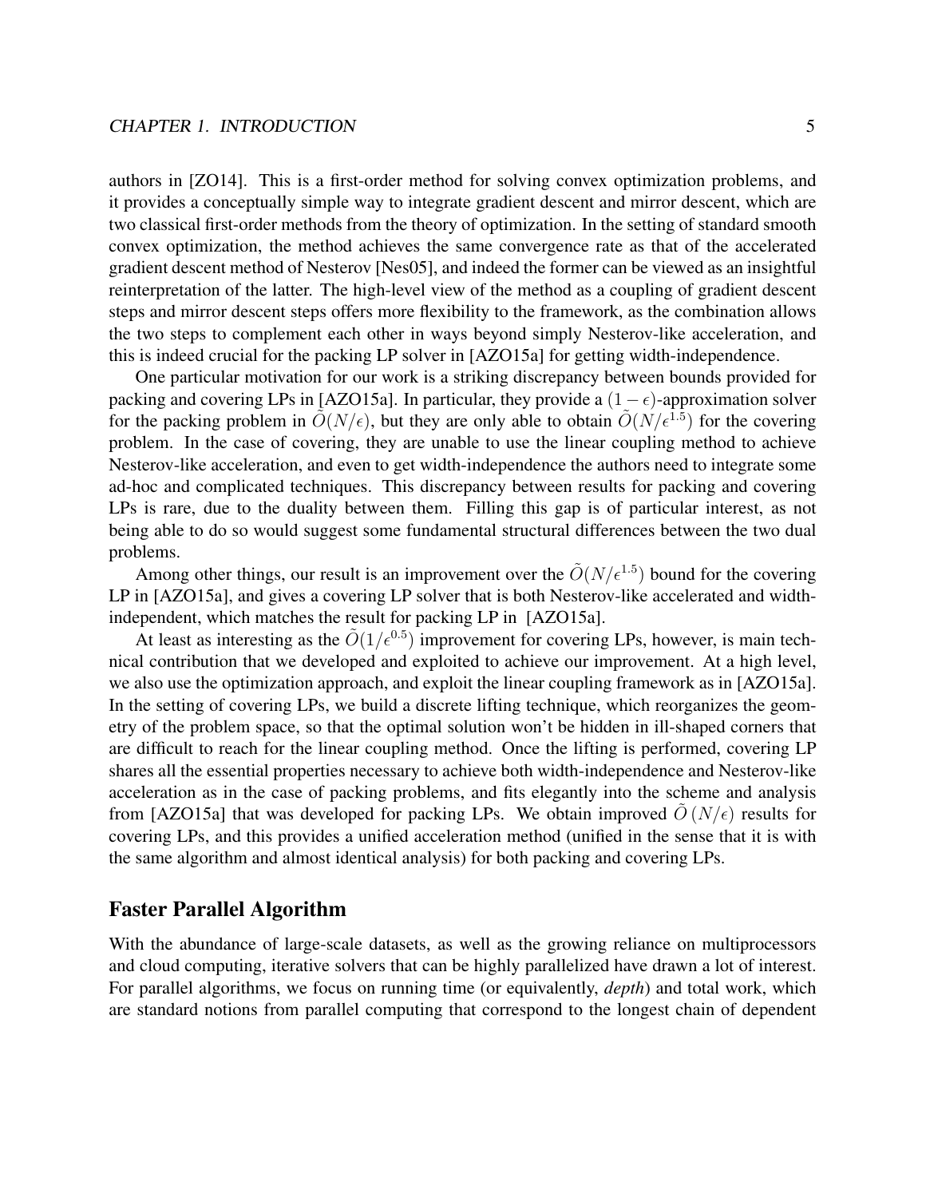authors in [ZO14]. This is a first-order method for solving convex optimization problems, and it provides a conceptually simple way to integrate gradient descent and mirror descent, which are two classical first-order methods from the theory of optimization. In the setting of standard smooth convex optimization, the method achieves the same convergence rate as that of the accelerated gradient descent method of Nesterov [Nes05], and indeed the former can be viewed as an insightful reinterpretation of the latter. The high-level view of the method as a coupling of gradient descent steps and mirror descent steps offers more flexibility to the framework, as the combination allows the two steps to complement each other in ways beyond simply Nesterov-like acceleration, and this is indeed crucial for the packing LP solver in [AZO15a] for getting width-independence.

One particular motivation for our work is a striking discrepancy between bounds provided for packing and covering LPs in [AZO15a]. In particular, they provide a $(1-\epsilon)$-approximation solver for the packing problem in $\tilde{O}(N/\epsilon)$, but they are only able to obtain $\tilde{O}(N/\epsilon^{1.5})$ for the covering problem. In the case of covering, they are unable to use the linear coupling method to achieve Nesterov-like acceleration, and even to get width-independence the authors need to integrate some ad-hoc and complicated techniques. This discrepancy between results for packing and covering LPs is rare, due to the duality between them. Filling this gap is of particular interest, as not being able to do so would suggest some fundamental structural differences between the two dual problems.

Among other things, our result is an improvement over the $\tilde{O}(N/\epsilon^{1.5})$ bound for the covering LP in [AZO15a], and gives a covering LP solver that is both Nesterov-like accelerated and width-independent, which matches the result for packing LP in [AZO15a].

At least as interesting as the $\tilde{O}(1/\epsilon^{0.5})$ improvement for covering LPs, however, is main technical contribution that we developed and exploited to achieve our improvement. At a high level, we also use the optimization approach, and exploit the linear coupling framework as in [AZO15a]. In the setting of covering LPs, we build a discrete lifting technique, which reorganizes the geometry of the problem space, so that the optimal solution won't be hidden in ill-shaped corners that are difficult to reach for the linear coupling method. Once the lifting is performed, covering LP shares all the essential properties necessary to achieve both width-independence and Nesterov-like acceleration as in the case of packing problems, and fits elegantly into the scheme and analysis from [AZO15a] that was developed for packing LPs. We obtain improved $\tilde{O}(N/\epsilon)$ results for covering LPs, and this provides a unified acceleration method (unified in the sense that it is with the same algorithm and almost identical analysis) for both packing and covering LPs.

### Faster Parallel Algorithm

With the abundance of large-scale datasets, as well as the growing reliance on multiprocessors and cloud computing, iterative solvers that can be highly parallelized have drawn a lot of interest. For parallel algorithms, we focus on running time (or equivalently, *depth*) and total work, which are standard notions from parallel computing that correspond to the longest chain of dependent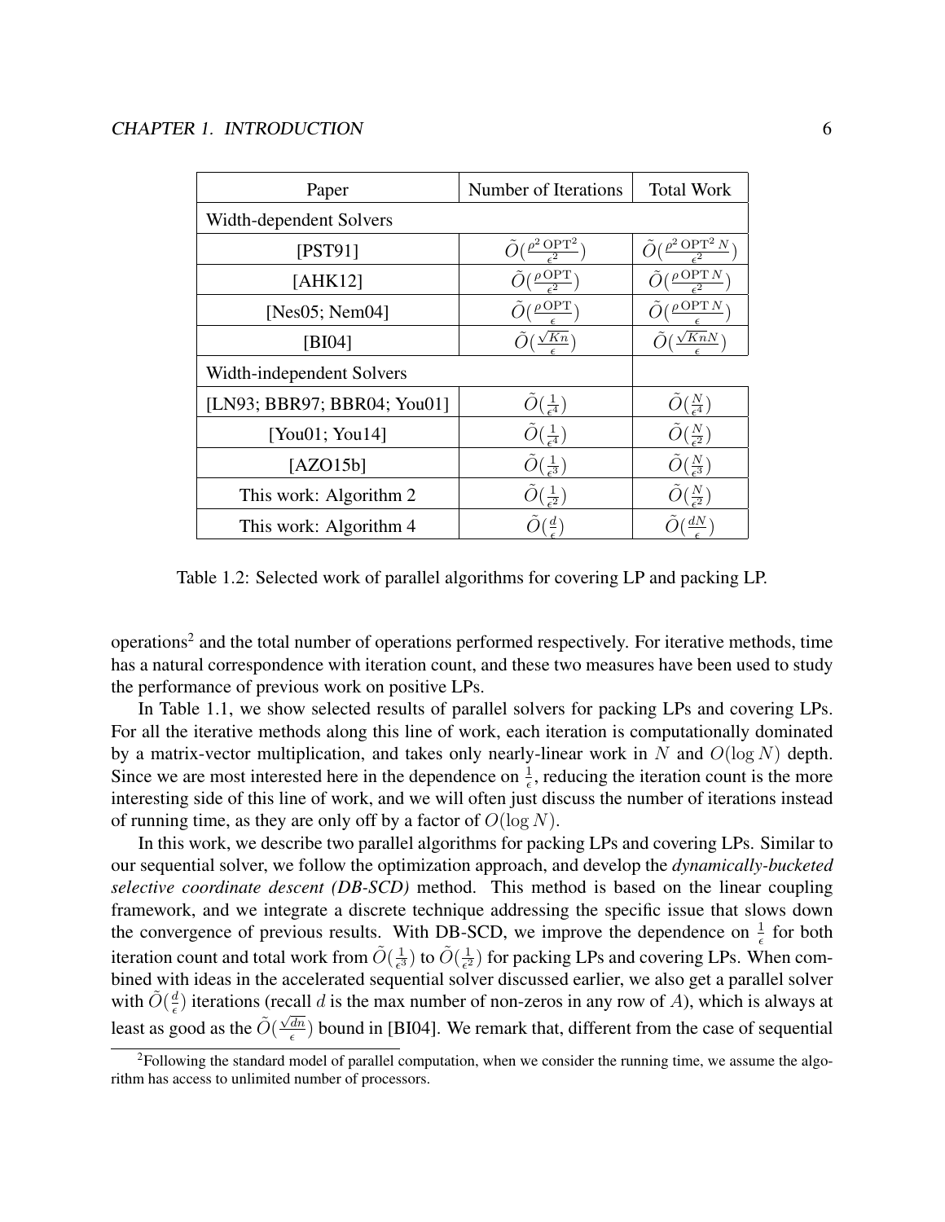| Paper | Number of Iterations | Total Work |
|---|---|---|
| Width-dependent Solvers | | |
| [PST91] | $\tilde{O}(\frac{\rho^2 \,\mathrm{OPT}^2}{\epsilon^2})$ | $\tilde{O}(\frac{\rho^2 \,\mathrm{OPT}^2\, N}{\epsilon^2})$ |
| [AHK12] | $\tilde{O}(\frac{\rho \,\mathrm{OPT}}{\epsilon^2})$ | $\tilde{O}(\frac{\rho \,\mathrm{OPT}\, N}{\epsilon^2})$ |
| [Nes05; Nem04] | $\tilde{O}(\frac{\rho \,\mathrm{OPT}}{\epsilon})$ | $\tilde{O}(\frac{\rho \,\mathrm{OPT}\, N}{\epsilon})$ |
| [BI04] | $\tilde{O}(\frac{\sqrt{Kn}}{\epsilon})$ | $\tilde{O}(\frac{\sqrt{Kn}N}{\epsilon})$ |
| Width-independent Solvers | | |
| [LN93; BBR97; BBR04; You01] | $\tilde{O}(\frac{1}{\epsilon^4})$ | $\tilde{O}(\frac{N}{\epsilon^4})$ |
| [You01; You14] | $\tilde{O}(\frac{1}{\epsilon^4})$ | $\tilde{O}(\frac{N}{\epsilon^2})$ |
| [AZO15b] | $\tilde{O}(\frac{1}{\epsilon^3})$ | $\tilde{O}(\frac{N}{\epsilon^3})$ |
| This work: Algorithm 2 | $\tilde{O}(\frac{1}{\epsilon^2})$ | $\tilde{O}(\frac{N}{\epsilon^2})$ |
| This work: Algorithm 4 | $\tilde{O}(\frac{d}{\epsilon})$ | $\tilde{O}(\frac{dN}{\epsilon})$ |

Table 1.2: Selected work of parallel algorithms for covering LP and packing LP.

operations[2] and the total number of operations performed respectively. For iterative methods, time has a natural correspondence with iteration count, and these two measures have been used to study the performance of previous work on positive LPs.

In Table 1.1, we show selected results of parallel solvers for packing LPs and covering LPs. For all the iterative methods along this line of work, each iteration is computationally dominated by a matrix-vector multiplication, and takes only nearly-linear work in $N$ and $O(\log N)$ depth. Since we are most interested here in the dependence on $\frac{1}{\epsilon}$, reducing the iteration count is the more interesting side of this line of work, and we will often just discuss the number of iterations instead of running time, as they are only off by a factor of $O(\log N)$.

In this work, we describe two parallel algorithms for packing LPs and covering LPs. Similar to our sequential solver, we follow the optimization approach, and develop the *dynamically-bucketed selective coordinate descent (DB-SCD)* method. This method is based on the linear coupling framework, and we integrate a discrete technique addressing the specific issue that slows down the convergence of previous results. With DB-SCD, we improve the dependence on $\frac{1}{\epsilon}$ for both iteration count and total work from $\tilde{O}(\frac{1}{\epsilon^3})$ to $\tilde{O}(\frac{1}{\epsilon^2})$ for packing LPs and covering LPs. When combined with ideas in the accelerated sequential solver discussed earlier, we also get a parallel solver with $\tilde{O}(\frac{d}{\epsilon})$ iterations (recall $d$ is the max number of non-zeros in any row of $A$), which is always at least as good as the $\tilde{O}(\frac{\sqrt{dn}}{\epsilon})$ bound in [BI04]. We remark that, different from the case of sequential

[2]Following the standard model of parallel computation, when we consider the running time, we assume the algorithm has access to unlimited number of processors.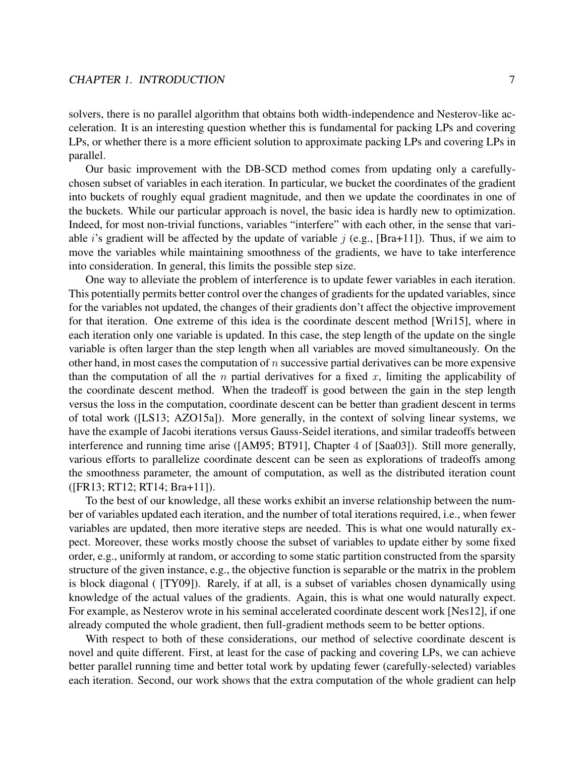solvers, there is no parallel algorithm that obtains both width-independence and Nesterov-like acceleration. It is an interesting question whether this is fundamental for packing LPs and covering LPs, or whether there is a more efficient solution to approximate packing LPs and covering LPs in parallel.

Our basic improvement with the DB-SCD method comes from updating only a carefully-chosen subset of variables in each iteration. In particular, we bucket the coordinates of the gradient into buckets of roughly equal gradient magnitude, and then we update the coordinates in one of the buckets. While our particular approach is novel, the basic idea is hardly new to optimization. Indeed, for most non-trivial functions, variables "interfere" with each other, in the sense that variable $i$'s gradient will be affected by the update of variable $j$ (e.g., [Bra+11]). Thus, if we aim to move the variables while maintaining smoothness of the gradients, we have to take interference into consideration. In general, this limits the possible step size.

One way to alleviate the problem of interference is to update fewer variables in each iteration. This potentially permits better control over the changes of gradients for the updated variables, since for the variables not updated, the changes of their gradients don't affect the objective improvement for that iteration. One extreme of this idea is the coordinate descent method [Wri15], where in each iteration only one variable is updated. In this case, the step length of the update on the single variable is often larger than the step length when all variables are moved simultaneously. On the other hand, in most cases the computation of $n$ successive partial derivatives can be more expensive than the computation of all the $n$ partial derivatives for a fixed $x$, limiting the applicability of the coordinate descent method. When the tradeoff is good between the gain in the step length versus the loss in the computation, coordinate descent can be better than gradient descent in terms of total work ([LS13; AZO15a]). More generally, in the context of solving linear systems, we have the example of Jacobi iterations versus Gauss-Seidel iterations, and similar tradeoffs between interference and running time arise ([AM95; BT91], Chapter 4 of [Saa03]). Still more generally, various efforts to parallelize coordinate descent can be seen as explorations of tradeoffs among the smoothness parameter, the amount of computation, as well as the distributed iteration count ([FR13; RT12; RT14; Bra+11]).

To the best of our knowledge, all these works exhibit an inverse relationship between the number of variables updated each iteration, and the number of total iterations required, i.e., when fewer variables are updated, then more iterative steps are needed. This is what one would naturally expect. Moreover, these works mostly choose the subset of variables to update either by some fixed order, e.g., uniformly at random, or according to some static partition constructed from the sparsity structure of the given instance, e.g., the objective function is separable or the matrix in the problem is block diagonal ( [TY09]). Rarely, if at all, is a subset of variables chosen dynamically using knowledge of the actual values of the gradients. Again, this is what one would naturally expect. For example, as Nesterov wrote in his seminal accelerated coordinate descent work [Nes12], if one already computed the whole gradient, then full-gradient methods seem to be better options.

With respect to both of these considerations, our method of selective coordinate descent is novel and quite different. First, at least for the case of packing and covering LPs, we can achieve better parallel running time and better total work by updating fewer (carefully-selected) variables each iteration. Second, our work shows that the extra computation of the whole gradient can help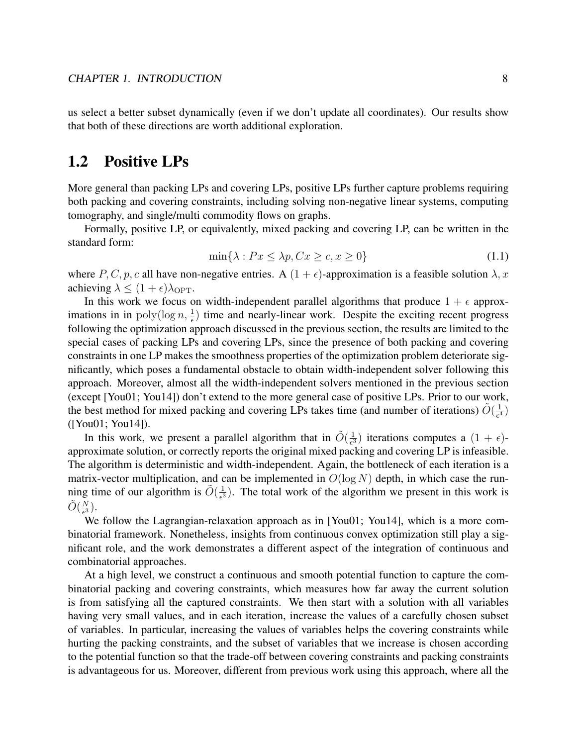us select a better subset dynamically (even if we don't update all coordinates). Our results show that both of these directions are worth additional exploration.

## 1.2 Positive LPs

More general than packing LPs and covering LPs, positive LPs further capture problems requiring both packing and covering constraints, including solving non-negative linear systems, computing tomography, and single/multi commodity flows on graphs.

Formally, positive LP, or equivalently, mixed packing and covering LP, can be written in the standard form:

$$\min\{\lambda : Px \leq \lambda p, Cx \geq c, x \geq 0\} \tag{1.1}$$

where $P, C, p, c$ all have non-negative entries. A $(1+\epsilon)$-approximation is a feasible solution $\lambda, x$ achieving $\lambda \leq (1+\epsilon)\lambda_{\mathrm{OPT}}$.

In this work we focus on width-independent parallel algorithms that produce $1+\epsilon$ approximations in in $\mathrm{poly}(\log n, \frac{1}{\epsilon})$ time and nearly-linear work. Despite the exciting recent progress following the optimization approach discussed in the previous section, the results are limited to the special cases of packing LPs and covering LPs, since the presence of both packing and covering constraints in one LP makes the smoothness properties of the optimization problem deteriorate significantly, which poses a fundamental obstacle to obtain width-independent solver following this approach. Moreover, almost all the width-independent solvers mentioned in the previous section (except [You01; You14]) don't extend to the more general case of positive LPs. Prior to our work, the best method for mixed packing and covering LPs takes time (and number of iterations) $\tilde{O}(\frac{1}{\epsilon^4})$ ([You01; You14]).

In this work, we present a parallel algorithm that in $\tilde{O}(\frac{1}{\epsilon^3})$ iterations computes a $(1+\epsilon)$-approximate solution, or correctly reports the original mixed packing and covering LP is infeasible. The algorithm is deterministic and width-independent. Again, the bottleneck of each iteration is a matrix-vector multiplication, and can be implemented in $O(\log N)$ depth, in which case the running time of our algorithm is $\tilde{O}(\frac{1}{\epsilon^3})$. The total work of the algorithm we present in this work is $\tilde{O}(\frac{N}{\epsilon^3})$.

We follow the Lagrangian-relaxation approach as in [You01; You14], which is a more combinatorial framework. Nonetheless, insights from continuous convex optimization still play a significant role, and the work demonstrates a different aspect of the integration of continuous and combinatorial approaches.

At a high level, we construct a continuous and smooth potential function to capture the combinatorial packing and covering constraints, which measures how far away the current solution is from satisfying all the captured constraints. We then start with a solution with all variables having very small values, and in each iteration, increase the values of a carefully chosen subset of variables. In particular, increasing the values of variables helps the covering constraints while hurting the packing constraints, and the subset of variables that we increase is chosen according to the potential function so that the trade-off between covering constraints and packing constraints is advantageous for us. Moreover, different from previous work using this approach, where all the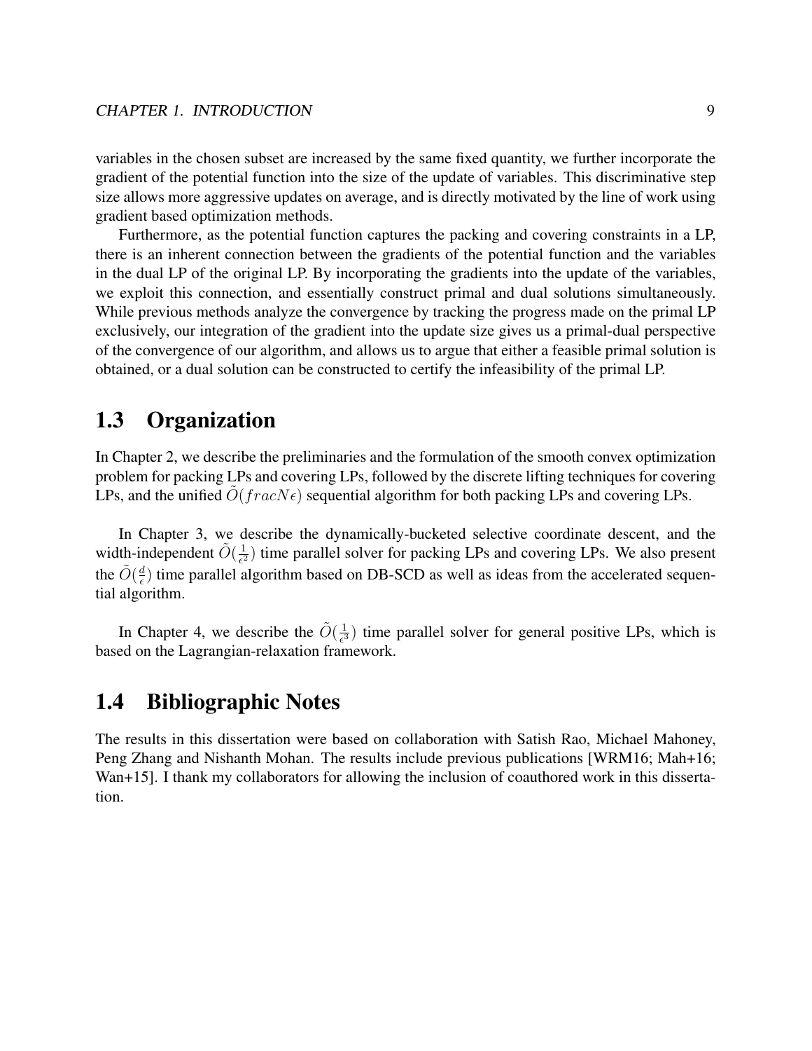variables in the chosen subset are increased by the same fixed quantity, we further incorporate the gradient of the potential function into the size of the update of variables. This discriminative step size allows more aggressive updates on average, and is directly motivated by the line of work using gradient based optimization methods.

Furthermore, as the potential function captures the packing and covering constraints in a LP, there is an inherent connection between the gradients of the potential function and the variables in the dual LP of the original LP. By incorporating the gradients into the update of the variables, we exploit this connection, and essentially construct primal and dual solutions simultaneously. While previous methods analyze the convergence by tracking the progress made on the primal LP exclusively, our integration of the gradient into the update size gives us a primal-dual perspective of the convergence of our algorithm, and allows us to argue that either a feasible primal solution is obtained, or a dual solution can be constructed to certify the infeasibility of the primal LP.

## 1.3 Organization

In Chapter 2, we describe the preliminaries and the formulation of the smooth convex optimization problem for packing LPs and covering LPs, followed by the discrete lifting techniques for covering LPs, and the unified $\tilde{O}(fracN\epsilon)$ sequential algorithm for both packing LPs and covering LPs.

In Chapter 3, we describe the dynamically-bucketed selective coordinate descent, and the width-independent $\tilde{O}(\frac{1}{\epsilon^2})$ time parallel solver for packing LPs and covering LPs. We also present the $\tilde{O}(\frac{d}{\epsilon})$ time parallel algorithm based on DB-SCD as well as ideas from the accelerated sequential algorithm.

In Chapter 4, we describe the $\tilde{O}(\frac{1}{\epsilon^3})$ time parallel solver for general positive LPs, which is based on the Lagrangian-relaxation framework.

## 1.4 Bibliographic Notes

The results in this dissertation were based on collaboration with Satish Rao, Michael Mahoney, Peng Zhang and Nishanth Mohan. The results include previous publications [WRM16; Mah+16; Wan+15]. I thank my collaborators for allowing the inclusion of coauthored work in this dissertation.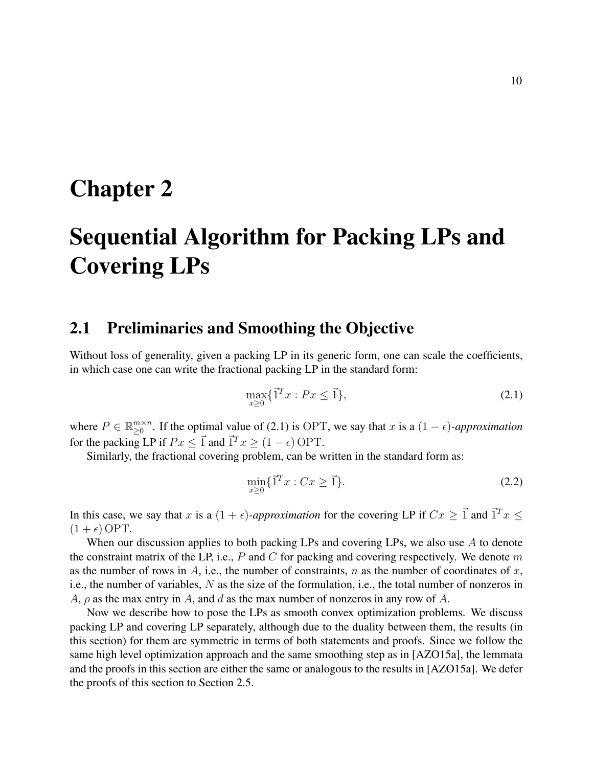# Chapter 2

# Sequential Algorithm for Packing LPs and Covering LPs

## 2.1 Preliminaries and Smoothing the Objective

Without loss of generality, given a packing LP in its generic form, one can scale the coefficients, in which case one can write the fractional packing LP in the standard form:

$$\max_{x \geq 0} \{\vec{1}^T x : Px \leq \vec{1}\}, \tag{2.1}$$

where $P \in \mathbb{R}_{\geq 0}^{m \times n}$. If the optimal value of (2.1) is $\mathrm{OPT}$, we say that $x$ is a $(1-\epsilon)$-*approximation* for the packing LP if $Px \leq \vec{1}$ and $\vec{1}^T x \geq (1-\epsilon)\,\mathrm{OPT}$.

Similarly, the fractional covering problem, can be written in the standard form as:

$$\min_{x \geq 0} \{\vec{1}^T x : Cx \geq \vec{1}\}. \tag{2.2}$$

In this case, we say that $x$ is a $(1+\epsilon)$-*approximation* for the covering LP if $Cx \geq \vec{1}$ and $\vec{1}^T x \leq (1+\epsilon)\,\mathrm{OPT}$.

When our discussion applies to both packing LPs and covering LPs, we also use $A$ to denote the constraint matrix of the LP, i.e., $P$ and $C$ for packing and covering respectively. We denote $m$ as the number of rows in $A$, i.e., the number of constraints, $n$ as the number of coordinates of $x$, i.e., the number of variables, $N$ as the size of the formulation, i.e., the total number of nonzeros in $A$, $\rho$ as the max entry in $A$, and $d$ as the max number of nonzeros in any row of $A$.

Now we describe how to pose the LPs as smooth convex optimization problems. We discuss packing LP and covering LP separately, although due to the duality between them, the results (in this section) for them are symmetric in terms of both statements and proofs. Since we follow the same high level optimization approach and the same smoothing step as in [AZO15a], the lemmata and the proofs in this section are either the same or analogous to the results in [AZO15a]. We defer the proofs of this section to Section 2.5.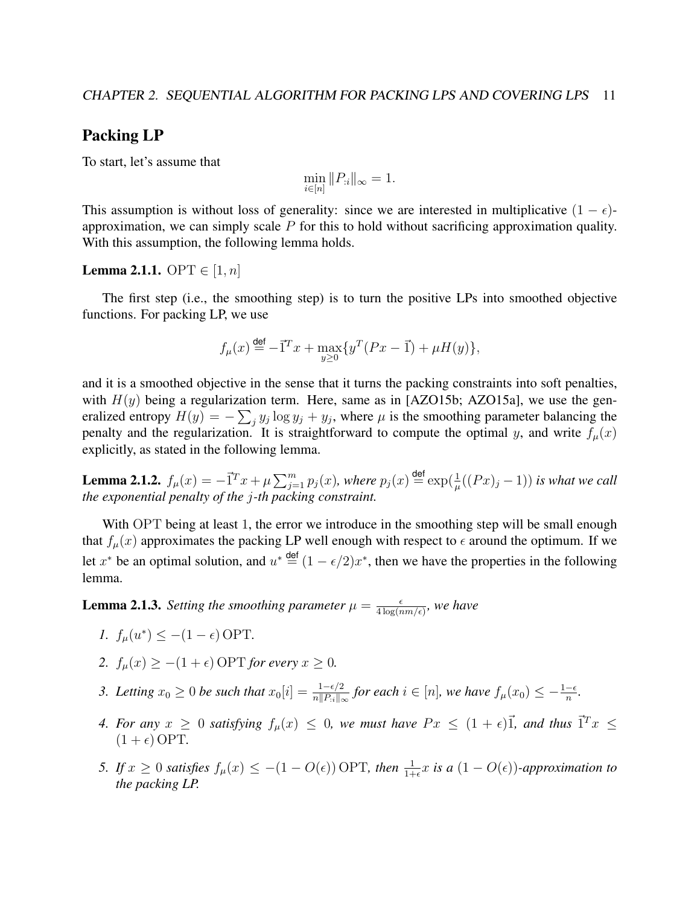## Packing LP

To start, let's assume that

$$\min_{i \in [n]} \|P_{:i}\|_\infty = 1.$$

This assumption is without loss of generality: since we are interested in multiplicative $(1-\epsilon)$-approximation, we can simply scale $P$ for this to hold without sacrificing approximation quality. With this assumption, the following lemma holds.

**Lemma 2.1.1.** $\mathrm{OPT} \in [1, n]$

The first step (i.e., the smoothing step) is to turn the positive LPs into smoothed objective functions. For packing LP, we use

$$f_\mu(x) \stackrel{\mathsf{def}}{=} -\vec{1}^T x + \max_{y \geq 0}\{y^T(Px - \vec{1}) + \mu H(y)\},$$

and it is a smoothed objective in the sense that it turns the packing constraints into soft penalties, with $H(y)$ being a regularization term. Here, same as in [AZO15b; AZO15a], we use the generalized entropy $H(y) = -\sum_j y_j \log y_j + y_j$, where $\mu$ is the smoothing parameter balancing the penalty and the regularization. It is straightforward to compute the optimal $y$, and write $f_\mu(x)$ explicitly, as stated in the following lemma.

**Lemma 2.1.2.** *$f_\mu(x) = -\vec{1}^T x + \mu \sum_{j=1}^m p_j(x)$, where $p_j(x) \stackrel{\mathsf{def}}{=} \exp(\frac{1}{\mu}((Px)_j - 1))$ is what we call the exponential penalty of the $j$-th packing constraint.*

With $\mathrm{OPT}$ being at least 1, the error we introduce in the smoothing step will be small enough that $f_\mu(x)$ approximates the packing LP well enough with respect to $\epsilon$ around the optimum. If we let $x^*$ be an optimal solution, and $u^* \stackrel{\mathsf{def}}{=} (1-\epsilon/2)x^*$, then we have the properties in the following lemma.

**Lemma 2.1.3.** *Setting the smoothing parameter $\mu = \frac{\epsilon}{4\log(nm/\epsilon)}$, we have*

1. *$f_\mu(u^*) \leq -(1-\epsilon)\,\mathrm{OPT}$.*
2. *$f_\mu(x) \geq -(1+\epsilon)\,\mathrm{OPT}$ for every $x \geq 0$.*
3. *Letting $x_0 \geq 0$ be such that $x_0[i] = \frac{1-\epsilon/2}{n\|P_{:i}\|_\infty}$ for each $i \in [n]$, we have $f_\mu(x_0) \leq -\frac{1-\epsilon}{n}$.*
4. *For any $x \geq 0$ satisfying $f_\mu(x) \leq 0$, we must have $Px \leq (1+\epsilon)\vec{1}$, and thus $\vec{1}^T x \leq (1+\epsilon)\,\mathrm{OPT}$.*
5. *If $x \geq 0$ satisfies $f_\mu(x) \leq -(1-O(\epsilon))\,\mathrm{OPT}$, then $\frac{1}{1+\epsilon}x$ is a $(1-O(\epsilon))$-approximation to the packing LP.*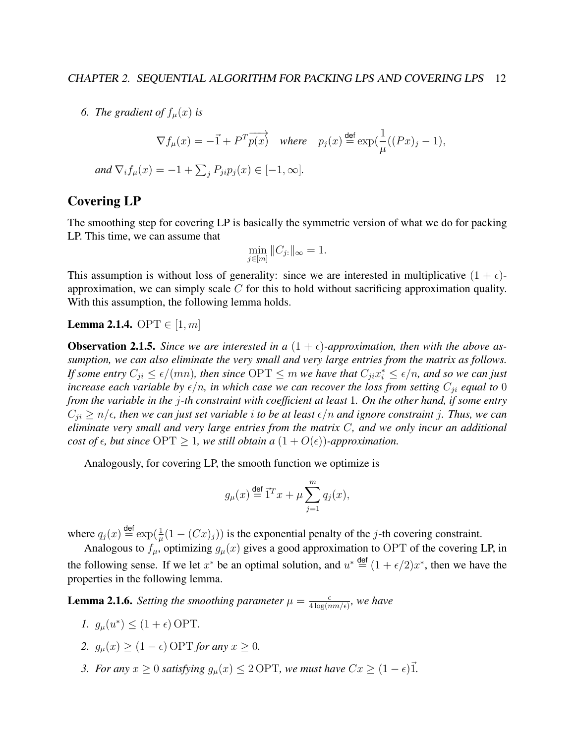6. *The gradient of $f_\mu(x)$ is*

$$\nabla f_\mu(x) = -\vec{1} + P^T \overrightarrow{p(x)} \quad \textit{where} \quad p_j(x) \stackrel{\mathsf{def}}{=} \exp(\frac{1}{\mu}((Px)_j - 1),$$

*and* $\nabla_i f_\mu(x) = -1 + \sum_j P_{ji} p_j(x) \in [-1, \infty]$.

## Covering LP

The smoothing step for covering LP is basically the symmetric version of what we do for packing LP. This time, we can assume that

$$\min_{j \in [m]} \|C_{j:}\|_\infty = 1.$$

This assumption is without loss of generality: since we are interested in multiplicative $(1+\epsilon)$-approximation, we can simply scale $C$ for this to hold without sacrificing approximation quality. With this assumption, the following lemma holds.

**Lemma 2.1.4.** $\mathrm{OPT} \in [1, m]$

**Observation 2.1.5.** *Since we are interested in a $(1+\epsilon)$-approximation, then with the above assumption, we can also eliminate the very small and very large entries from the matrix as follows. If some entry $C_{ji} \le \epsilon/(mn)$, then since $\mathrm{OPT} \le m$ we have that $C_{ji} x_i^* \le \epsilon/n$, and so we can just increase each variable by $\epsilon/n$, in which case we can recover the loss from setting $C_{ji}$ equal to $0$ from the variable in the $j$-th constraint with coefficient at least $1$. On the other hand, if some entry $C_{ji} \ge n/\epsilon$, then we can just set variable $i$ to be at least $\epsilon/n$ and ignore constraint $j$. Thus, we can eliminate very small and very large entries from the matrix $C$, and we only incur an additional cost of $\epsilon$, but since $\mathrm{OPT} \ge 1$, we still obtain a $(1 + O(\epsilon))$-approximation.*

Analogously, for covering LP, the smooth function we optimize is

$$g_\mu(x) \stackrel{\mathsf{def}}{=} \vec{1}^T x + \mu \sum_{j=1}^{m} q_j(x),$$

where $q_j(x) \stackrel{\mathsf{def}}{=} \exp(\frac{1}{\mu}(1 - (Cx)_j))$ is the exponential penalty of the $j$-th covering constraint.

Analogous to $f_\mu$, optimizing $g_\mu(x)$ gives a good approximation to $\mathrm{OPT}$ of the covering LP, in the following sense. If we let $x^*$ be an optimal solution, and $u^* \stackrel{\mathsf{def}}{=} (1 + \epsilon/2)x^*$, then we have the properties in the following lemma.

**Lemma 2.1.6.** *Setting the smoothing parameter $\mu = \frac{\epsilon}{4 \log(nm/\epsilon)}$, we have*

1. $g_\mu(u^*) \le (1+\epsilon)\,\mathrm{OPT}$.
2. $g_\mu(x) \ge (1-\epsilon)\,\mathrm{OPT}$ *for any* $x \ge 0$.
3. *For any $x \ge 0$ satisfying $g_\mu(x) \le 2\,\mathrm{OPT}$, we must have $Cx \ge (1-\epsilon)\vec{1}$.*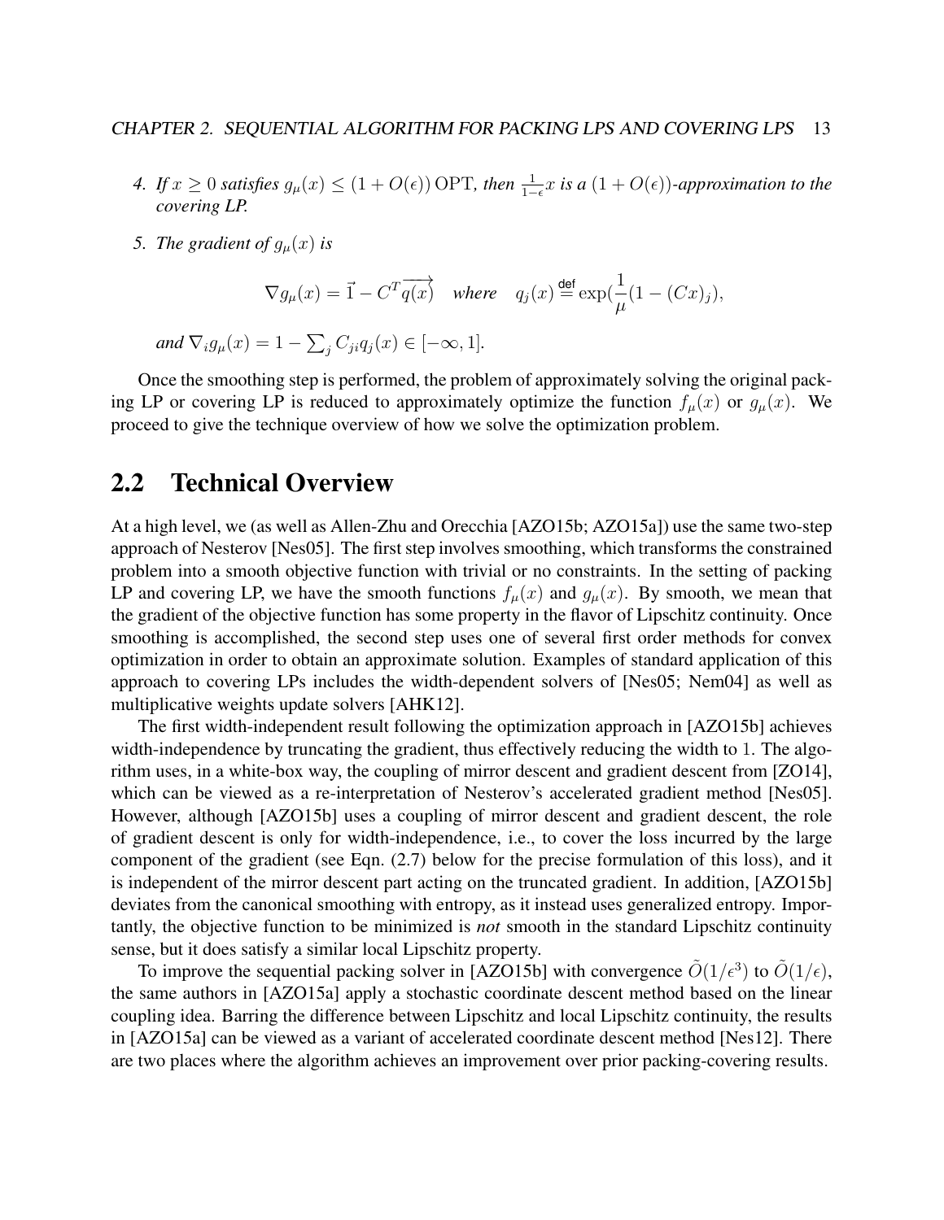4. *If $x \geq 0$ satisfies $g_\mu(x) \leq (1 + O(\epsilon))\,\mathrm{OPT}$, then $\frac{1}{1-\epsilon}x$ is a $(1 + O(\epsilon))$-approximation to the covering LP.*

5. *The gradient of $g_\mu(x)$ is*

$$\nabla g_\mu(x) = \vec{1} - C^T \overrightarrow{q(x)} \quad \textit{where} \quad q_j(x) \stackrel{\mathsf{def}}{=} \exp(\frac{1}{\mu}(1 - (Cx)_j),$$

*and $\nabla_i g_\mu(x) = 1 - \sum_j C_{ji} q_j(x) \in [-\infty, 1]$.*

Once the smoothing step is performed, the problem of approximately solving the original packing LP or covering LP is reduced to approximately optimize the function $f_\mu(x)$ or $g_\mu(x)$. We proceed to give the technique overview of how we solve the optimization problem.

## 2.2 Technical Overview

At a high level, we (as well as Allen-Zhu and Orecchia [AZO15b; AZO15a]) use the same two-step approach of Nesterov [Nes05]. The first step involves smoothing, which transforms the constrained problem into a smooth objective function with trivial or no constraints. In the setting of packing LP and covering LP, we have the smooth functions $f_\mu(x)$ and $g_\mu(x)$. By smooth, we mean that the gradient of the objective function has some property in the flavor of Lipschitz continuity. Once smoothing is accomplished, the second step uses one of several first order methods for convex optimization in order to obtain an approximate solution. Examples of standard application of this approach to covering LPs includes the width-dependent solvers of [Nes05; Nem04] as well as multiplicative weights update solvers [AHK12].

The first width-independent result following the optimization approach in [AZO15b] achieves width-independence by truncating the gradient, thus effectively reducing the width to 1. The algorithm uses, in a white-box way, the coupling of mirror descent and gradient descent from [ZO14], which can be viewed as a re-interpretation of Nesterov's accelerated gradient method [Nes05]. However, although [AZO15b] uses a coupling of mirror descent and gradient descent, the role of gradient descent is only for width-independence, i.e., to cover the loss incurred by the large component of the gradient (see Eqn. (2.7) below for the precise formulation of this loss), and it is independent of the mirror descent part acting on the truncated gradient. In addition, [AZO15b] deviates from the canonical smoothing with entropy, as it instead uses generalized entropy. Importantly, the objective function to be minimized is *not* smooth in the standard Lipschitz continuity sense, but it does satisfy a similar local Lipschitz property.

To improve the sequential packing solver in [AZO15b] with convergence $\tilde{O}(1/\epsilon^3)$ to $\tilde{O}(1/\epsilon)$, the same authors in [AZO15a] apply a stochastic coordinate descent method based on the linear coupling idea. Barring the difference between Lipschitz and local Lipschitz continuity, the results in [AZO15a] can be viewed as a variant of accelerated coordinate descent method [Nes12]. There are two places where the algorithm achieves an improvement over prior packing-covering results.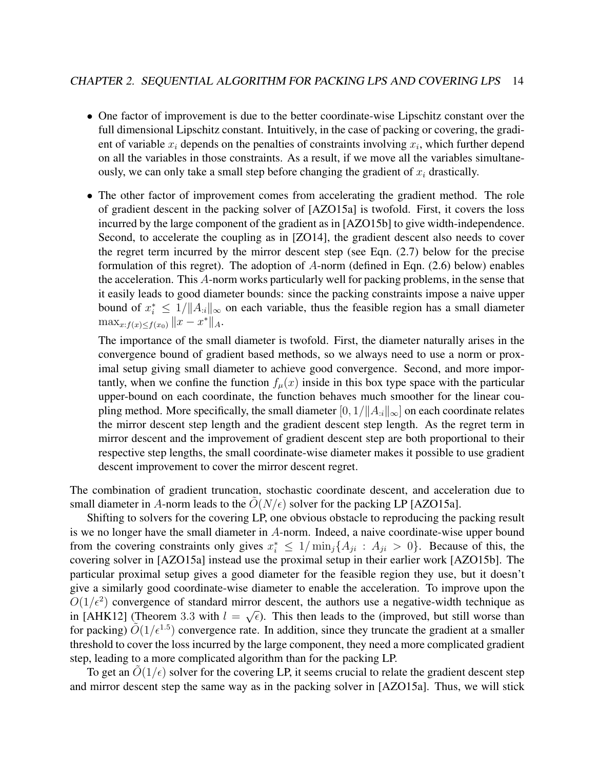- One factor of improvement is due to the better coordinate-wise Lipschitz constant over the full dimensional Lipschitz constant. Intuitively, in the case of packing or covering, the gradient of variable $x_i$ depends on the penalties of constraints involving $x_i$, which further depend on all the variables in those constraints. As a result, if we move all the variables simultaneously, we can only take a small step before changing the gradient of $x_i$ drastically.

- The other factor of improvement comes from accelerating the gradient method. The role of gradient descent in the packing solver of [AZO15a] is twofold. First, it covers the loss incurred by the large component of the gradient as in [AZO15b] to give width-independence. Second, to accelerate the coupling as in [ZO14], the gradient descent also needs to cover the regret term incurred by the mirror descent step (see Eqn. (2.7) below for the precise formulation of this regret). The adoption of $A$-norm (defined in Eqn. (2.6) below) enables the acceleration. This $A$-norm works particularly well for packing problems, in the sense that it easily leads to good diameter bounds: since the packing constraints impose a naive upper bound of $x_i^* \leq 1/\|A_{:i}\|_\infty$ on each variable, thus the feasible region has a small diameter $\max_{x: f(x) \leq f(x_0)} \|x - x^*\|_A$.

  The importance of the small diameter is twofold. First, the diameter naturally arises in the convergence bound of gradient based methods, so we always need to use a norm or proximal setup giving small diameter to achieve good convergence. Second, and more importantly, when we confine the function $f_\mu(x)$ inside in this box type space with the particular upper-bound on each coordinate, the function behaves much smoother for the linear coupling method. More specifically, the small diameter $[0, 1/\|A_{:i}\|_\infty]$ on each coordinate relates the mirror descent step length and the gradient descent step length. As the regret term in mirror descent and the improvement of gradient descent step are both proportional to their respective step lengths, the small coordinate-wise diameter makes it possible to use gradient descent improvement to cover the mirror descent regret.

The combination of gradient truncation, stochastic coordinate descent, and acceleration due to small diameter in $A$-norm leads to the $\tilde{O}(N/\epsilon)$ solver for the packing LP [AZO15a].

Shifting to solvers for the covering LP, one obvious obstacle to reproducing the packing result is we no longer have the small diameter in $A$-norm. Indeed, a naive coordinate-wise upper bound from the covering constraints only gives $x_i^* \leq 1/\min_j\{A_{ji} : A_{ji} > 0\}$. Because of this, the covering solver in [AZO15a] instead use the proximal setup in their earlier work [AZO15b]. The particular proximal setup gives a good diameter for the feasible region they use, but it doesn't give a similarly good coordinate-wise diameter to enable the acceleration. To improve upon the $O(1/\epsilon^2)$ convergence of standard mirror descent, the authors use a negative-width technique as in [AHK12] (Theorem 3.3 with $l = \sqrt{\epsilon}$). This then leads to the (improved, but still worse than for packing) $\tilde{O}(1/\epsilon^{1.5})$ convergence rate. In addition, since they truncate the gradient at a smaller threshold to cover the loss incurred by the large component, they need a more complicated gradient step, leading to a more complicated algorithm than for the packing LP.

To get an $\tilde{O}(1/\epsilon)$ solver for the covering LP, it seems crucial to relate the gradient descent step and mirror descent step the same way as in the packing solver in [AZO15a]. Thus, we will stick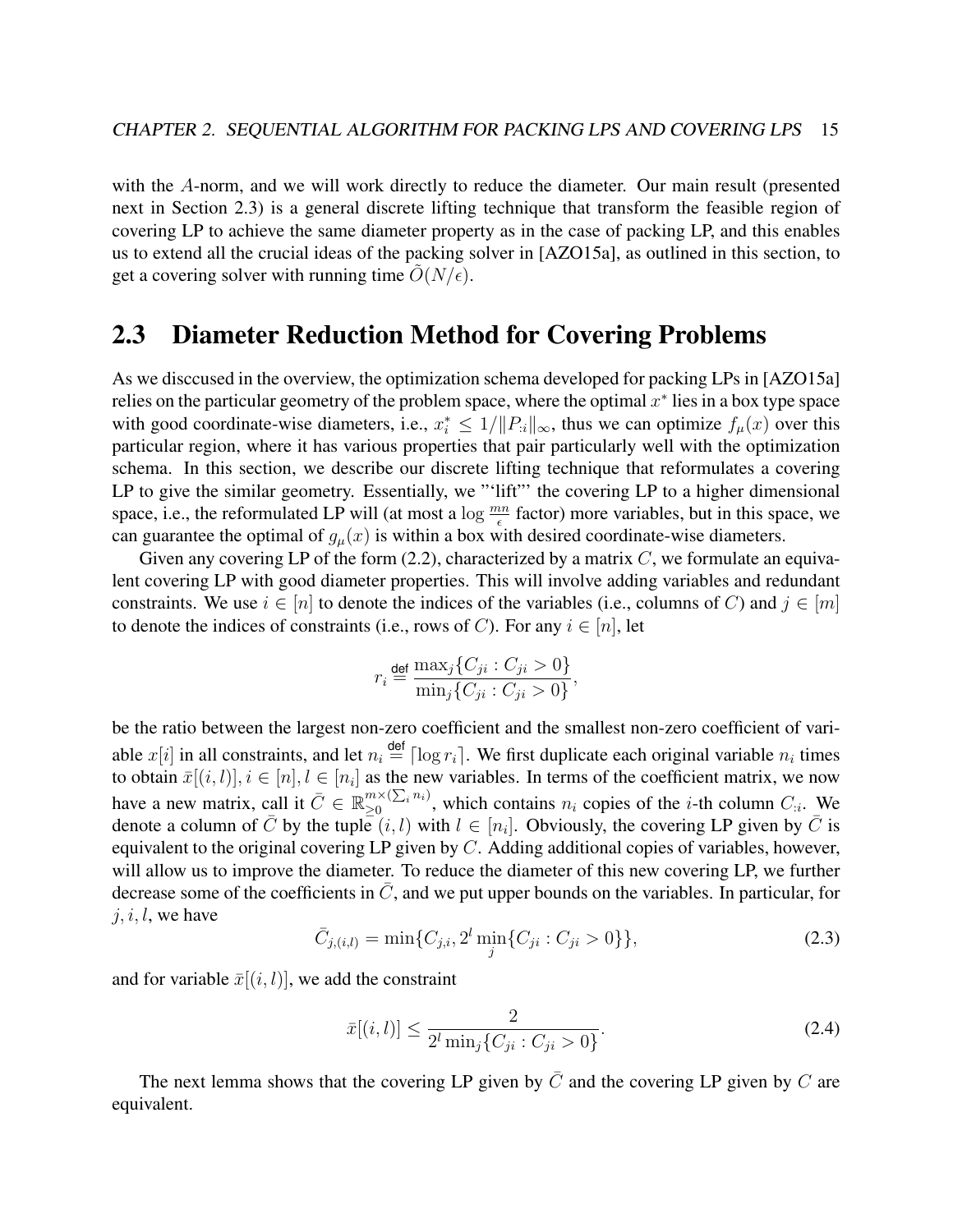with the $A$-norm, and we will work directly to reduce the diameter. Our main result (presented next in Section 2.3) is a general discrete lifting technique that transform the feasible region of covering LP to achieve the same diameter property as in the case of packing LP, and this enables us to extend all the crucial ideas of the packing solver in [AZO15a], as outlined in this section, to get a covering solver with running time $\tilde{O}(N/\epsilon)$.

## 2.3 Diameter Reduction Method for Covering Problems

As we disccused in the overview, the optimization schema developed for packing LPs in [AZO15a] relies on the particular geometry of the problem space, where the optimal $x^*$ lies in a box type space with good coordinate-wise diameters, i.e., $x_i^* \leq 1/\|P_{:i}\|_\infty$, thus we can optimize $f_\mu(x)$ over this particular region, where it has various properties that pair particularly well with the optimization schema. In this section, we describe our discrete lifting technique that reformulates a covering LP to give the similar geometry. Essentially, we "'lift"' the covering LP to a higher dimensional space, i.e., the reformulated LP will (at most a $\log \frac{mn}{\epsilon}$ factor) more variables, but in this space, we can guarantee the optimal of $g_\mu(x)$ is within a box with desired coordinate-wise diameters.

Given any covering LP of the form (2.2), characterized by a matrix $C$, we formulate an equivalent covering LP with good diameter properties. This will involve adding variables and redundant constraints. We use $i \in [n]$ to denote the indices of the variables (i.e., columns of $C$) and $j \in [m]$ to denote the indices of constraints (i.e., rows of $C$). For any $i \in [n]$, let

$$r_i \stackrel{\text{def}}{=} \frac{\max_j\{C_{ji} : C_{ji} > 0\}}{\min_j\{C_{ji} : C_{ji} > 0\}},$$

be the ratio between the largest non-zero coefficient and the smallest non-zero coefficient of variable $x[i]$ in all constraints, and let $n_i \stackrel{\text{def}}{=} \lceil \log r_i \rceil$. We first duplicate each original variable $n_i$ times to obtain $\bar{x}[(i,l)], i \in [n], l \in [n_i]$ as the new variables. In terms of the coefficient matrix, we now have a new matrix, call it $\bar{C} \in \mathbb{R}_{\geq 0}^{m \times (\sum_i n_i)}$, which contains $n_i$ copies of the $i$-th column $C_{:i}$. We denote a column of $\bar{C}$ by the tuple $(i,l)$ with $l \in [n_i]$. Obviously, the covering LP given by $\bar{C}$ is equivalent to the original covering LP given by $C$. Adding additional copies of variables, however, will allow us to improve the diameter. To reduce the diameter of this new covering LP, we further decrease some of the coefficients in $\bar{C}$, and we put upper bounds on the variables. In particular, for $j, i, l$, we have

$$\bar{C}_{j,(i,l)} = \min\{C_{j,i}, 2^l \min_j\{C_{ji} : C_{ji} > 0\}\}, \tag{2.3}$$

and for variable $\bar{x}[(i,l)]$, we add the constraint

$$\bar{x}[(i,l)] \leq \frac{2}{2^l \min_j\{C_{ji} : C_{ji} > 0\}}. \tag{2.4}$$

The next lemma shows that the covering LP given by $\bar{C}$ and the covering LP given by $C$ are equivalent.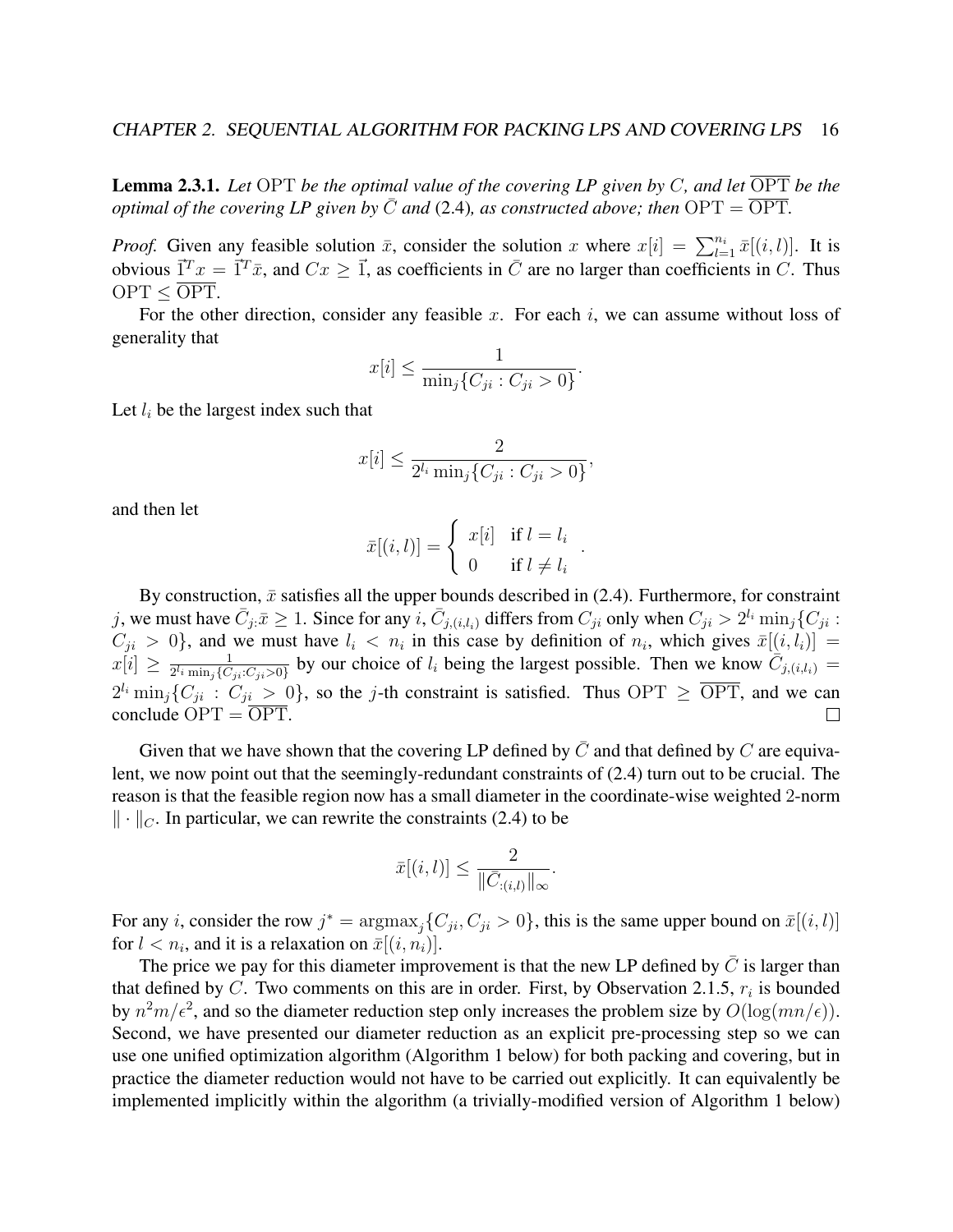**Lemma 2.3.1.** *Let* $\mathrm{OPT}$ *be the optimal value of the covering LP given by* $C$*, and let* $\overline{\mathrm{OPT}}$ *be the optimal of the covering LP given by* $\bar{C}$ *and* (2.4)*, as constructed above; then* $\mathrm{OPT} = \overline{\mathrm{OPT}}$*.*

*Proof.* Given any feasible solution $\bar{x}$, consider the solution $x$ where $x[i] = \sum_{l=1}^{n_i} \bar{x}[(i,l)]$. It is obvious $\vec{1}^T x = \vec{1}^T \bar{x}$, and $Cx \geq \vec{1}$, as coefficients in $\bar{C}$ are no larger than coefficients in $C$. Thus $\mathrm{OPT} \leq \overline{\mathrm{OPT}}$.

For the other direction, consider any feasible $x$. For each $i$, we can assume without loss of generality that

$$x[i] \leq \frac{1}{\min_j \{C_{ji} : C_{ji} > 0\}}.$$

Let $l_i$ be the largest index such that

$$x[i] \leq \frac{2}{2^{l_i} \min_j \{C_{ji} : C_{ji} > 0\}},$$

and then let

$$\bar{x}[(i,l)] = \begin{cases} x[i] & \text{if } l = l_i \\ 0 & \text{if } l \neq l_i \end{cases}.$$

By construction, $\bar{x}$ satisfies all the upper bounds described in (2.4). Furthermore, for constraint $j$, we must have $\bar{C}_{j:}\bar{x} \geq 1$. Since for any $i$, $\bar{C}_{j,(i,l_i)}$ differs from $C_{ji}$ only when $C_{ji} > 2^{l_i} \min_j \{C_{ji} : C_{ji} > 0\}$, and we must have $l_i < n_i$ in this case by definition of $n_i$, which gives $\bar{x}[(i,l_i)] = x[i] \geq \frac{1}{2^{l_i} \min_j \{C_{ji} : C_{ji} > 0\}}$ by our choice of $l_i$ being the largest possible. Then we know $\bar{C}_{j,(i,l_i)} = 2^{l_i} \min_j \{C_{ji} : C_{ji} > 0\}$, so the $j$-th constraint is satisfied. Thus $\mathrm{OPT} \geq \overline{\mathrm{OPT}}$, and we can conclude $\mathrm{OPT} = \overline{\mathrm{OPT}}$. □

Given that we have shown that the covering LP defined by $\bar{C}$ and that defined by $C$ are equivalent, we now point out that the seemingly-redundant constraints of (2.4) turn out to be crucial. The reason is that the feasible region now has a small diameter in the coordinate-wise weighted 2-norm $\|\cdot\|_C$. In particular, we can rewrite the constraints (2.4) to be

$$\bar{x}[(i,l)] \leq \frac{2}{\|\bar{C}_{:(i,l)}\|_\infty}.$$

For any $i$, consider the row $j^* = \operatorname{argmax}_j \{C_{ji}, C_{ji} > 0\}$, this is the same upper bound on $\bar{x}[(i,l)]$ for $l < n_i$, and it is a relaxation on $\bar{x}[(i,n_i)]$.

The price we pay for this diameter improvement is that the new LP defined by $\bar{C}$ is larger than that defined by $C$. Two comments on this are in order. First, by Observation 2.1.5, $r_i$ is bounded by $n^2 m/\epsilon^2$, and so the diameter reduction step only increases the problem size by $O(\log(mn/\epsilon))$. Second, we have presented our diameter reduction as an explicit pre-processing step so we can use one unified optimization algorithm (Algorithm 1 below) for both packing and covering, but in practice the diameter reduction would not have to be carried out explicitly. It can equivalently be implemented implicitly within the algorithm (a trivially-modified version of Algorithm 1 below)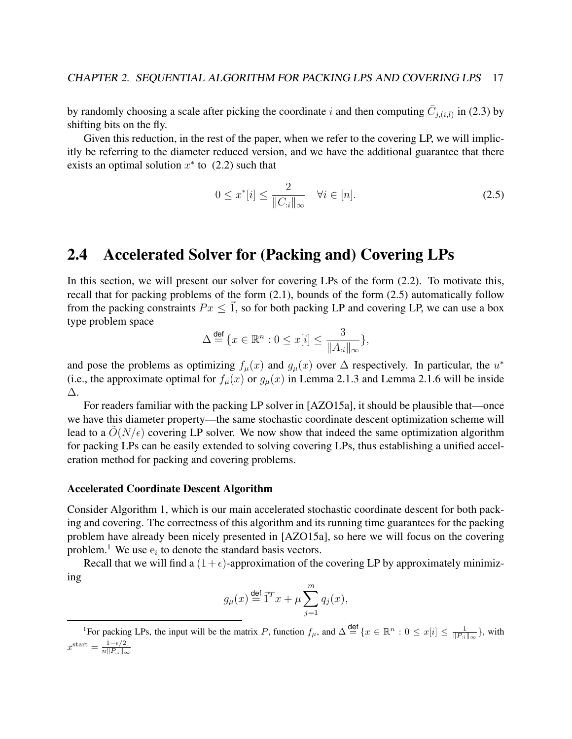by randomly choosing a scale after picking the coordinate $i$ and then computing $\bar{C}_{j,(i,l)}$ in (2.3) by shifting bits on the fly.

Given this reduction, in the rest of the paper, when we refer to the covering LP, we will implicitly be referring to the diameter reduced version, and we have the additional guarantee that there exists an optimal solution $x^*$ to (2.2) such that

$$0 \le x^*[i] \le \frac{2}{\|C_{:i}\|_\infty} \quad \forall i \in [n]. \tag{2.5}$$

## 2.4 Accelerated Solver for (Packing and) Covering LPs

In this section, we will present our solver for covering LPs of the form (2.2). To motivate this, recall that for packing problems of the form (2.1), bounds of the form (2.5) automatically follow from the packing constraints $Px \le \vec{1}$, so for both packing LP and covering LP, we can use a box type problem space

$$\Delta \stackrel{\mathsf{def}}{=} \{x \in \mathbb{R}^n : 0 \le x[i] \le \frac{3}{\|A_{:i}\|_\infty}\},$$

and pose the problems as optimizing $f_\mu(x)$ and $g_\mu(x)$ over $\Delta$ respectively. In particular, the $u^*$ (i.e., the approximate optimal for $f_\mu(x)$ or $g_\mu(x)$ in Lemma 2.1.3 and Lemma 2.1.6 will be inside $\Delta$.

For readers familiar with the packing LP solver in [AZO15a], it should be plausible that—once we have this diameter property—the same stochastic coordinate descent optimization scheme will lead to a $\widetilde{O}(N/\epsilon)$ covering LP solver. We now show that indeed the same optimization algorithm for packing LPs can be easily extended to solving covering LPs, thus establishing a unified acceleration method for packing and covering problems.

#### Accelerated Coordinate Descent Algorithm

Consider Algorithm 1, which is our main accelerated stochastic coordinate descent for both packing and covering. The correctness of this algorithm and its running time guarantees for the packing problem have already been nicely presented in [AZO15a], so here we will focus on the covering problem.[1] We use $\mathrm{e}_i$ to denote the standard basis vectors.

Recall that we will find a $(1+\epsilon)$-approximation of the covering LP by approximately minimizing

$$g_\mu(x) \stackrel{\mathsf{def}}{=} \vec{1}^T x + \mu \sum_{j=1}^{m} q_j(x),$$

[1] For packing LPs, the input will be the matrix $P$, function $f_\mu$, and $\Delta \stackrel{\mathsf{def}}{=} \{x \in \mathbb{R}^n : 0 \le x[i] \le \frac{1}{\|P_{:i}\|_\infty}\}$, with $x^{\mathrm{start}} = \frac{1-\epsilon/2}{n\|P_{:i}\|_\infty}$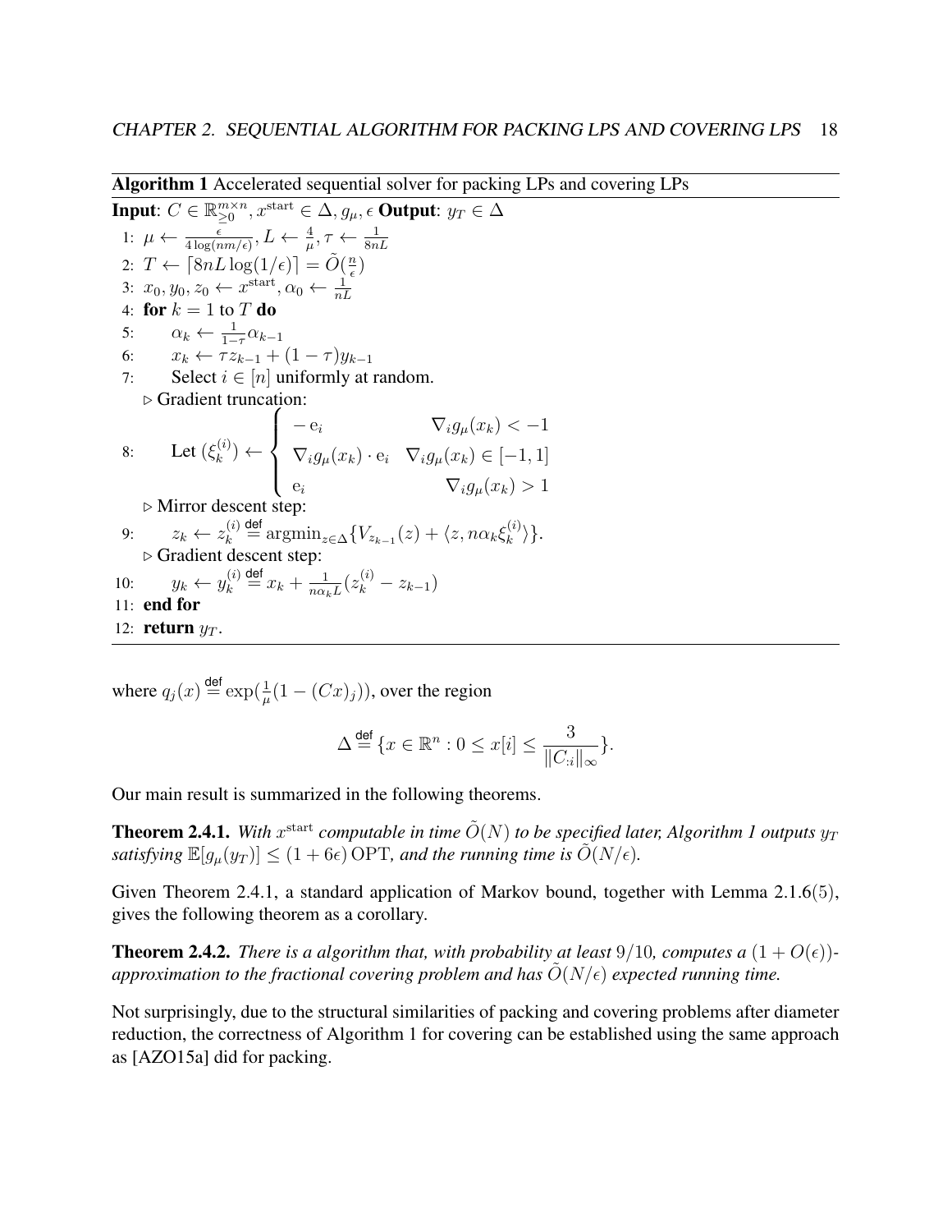**Algorithm 1** Accelerated sequential solver for packing LPs and covering LPs

**Input**: $C \in \mathbb{R}_{\geq 0}^{m \times n}, x^{\text{start}} \in \Delta, g_\mu, \epsilon$ **Output**: $y_T \in \Delta$

1: $\mu \leftarrow \frac{\epsilon}{4 \log(nm/\epsilon)}, L \leftarrow \frac{4}{\mu}, \tau \leftarrow \frac{1}{8nL}$

2: $T \leftarrow \lceil 8nL \log(1/\epsilon) \rceil = \tilde{O}(\frac{n}{\epsilon})$

3: $x_0, y_0, z_0 \leftarrow x^{\text{start}}, \alpha_0 \leftarrow \frac{1}{nL}$

4: **for** $k = 1$ to $T$ **do**

5: $\quad \alpha_k \leftarrow \frac{1}{1-\tau}\alpha_{k-1}$

6: $\quad x_k \leftarrow \tau z_{k-1} + (1-\tau) y_{k-1}$

7: $\quad$ Select $i \in [n]$ uniformly at random.

$\quad \triangleright$ Gradient truncation:

8: $\quad$ Let $(\xi_k^{(i)}) \leftarrow \begin{cases} -\mathrm{e}_i & \nabla_i g_\mu(x_k) < -1 \\ \nabla_i g_\mu(x_k) \cdot \mathrm{e}_i & \nabla_i g_\mu(x_k) \in [-1, 1] \\ \mathrm{e}_i & \nabla_i g_\mu(x_k) > 1 \end{cases}$

$\quad \triangleright$ Mirror descent step:

9: $\quad z_k \leftarrow z_k^{(i)} \overset{\mathsf{def}}{=} \operatorname{argmin}_{z \in \Delta} \{V_{z_{k-1}}(z) + \langle z, n\alpha_k \xi_k^{(i)} \rangle\}$.

$\quad \triangleright$ Gradient descent step:

10: $\quad y_k \leftarrow y_k^{(i)} \overset{\mathsf{def}}{=} x_k + \frac{1}{n\alpha_k L}(z_k^{(i)} - z_{k-1})$

11: **end for**

12: **return** $y_T$.

where $q_j(x) \overset{\mathsf{def}}{=} \exp(\frac{1}{\mu}(1 - (Cx)_j))$, over the region

$$\Delta \overset{\mathsf{def}}{=} \{x \in \mathbb{R}^n : 0 \leq x[i] \leq \frac{3}{\|C_{:i}\|_\infty}\}.$$

Our main result is summarized in the following theorems.

**Theorem 2.4.1.** *With $x^{\text{start}}$ computable in time $\tilde{O}(N)$ to be specified later, Algorithm 1 outputs $y_T$ satisfying $\mathbb{E}[g_\mu(y_T)] \leq (1 + 6\epsilon)\,\mathrm{OPT}$, and the running time is $\tilde{O}(N/\epsilon)$.*

Given Theorem 2.4.1, a standard application of Markov bound, together with Lemma 2.1.6(5), gives the following theorem as a corollary.

**Theorem 2.4.2.** *There is a algorithm that, with probability at least $9/10$, computes a $(1 + O(\epsilon))$-approximation to the fractional covering problem and has $\tilde{O}(N/\epsilon)$ expected running time.*

Not surprisingly, due to the structural similarities of packing and covering problems after diameter reduction, the correctness of Algorithm 1 for covering can be established using the same approach as [AZO15a] did for packing.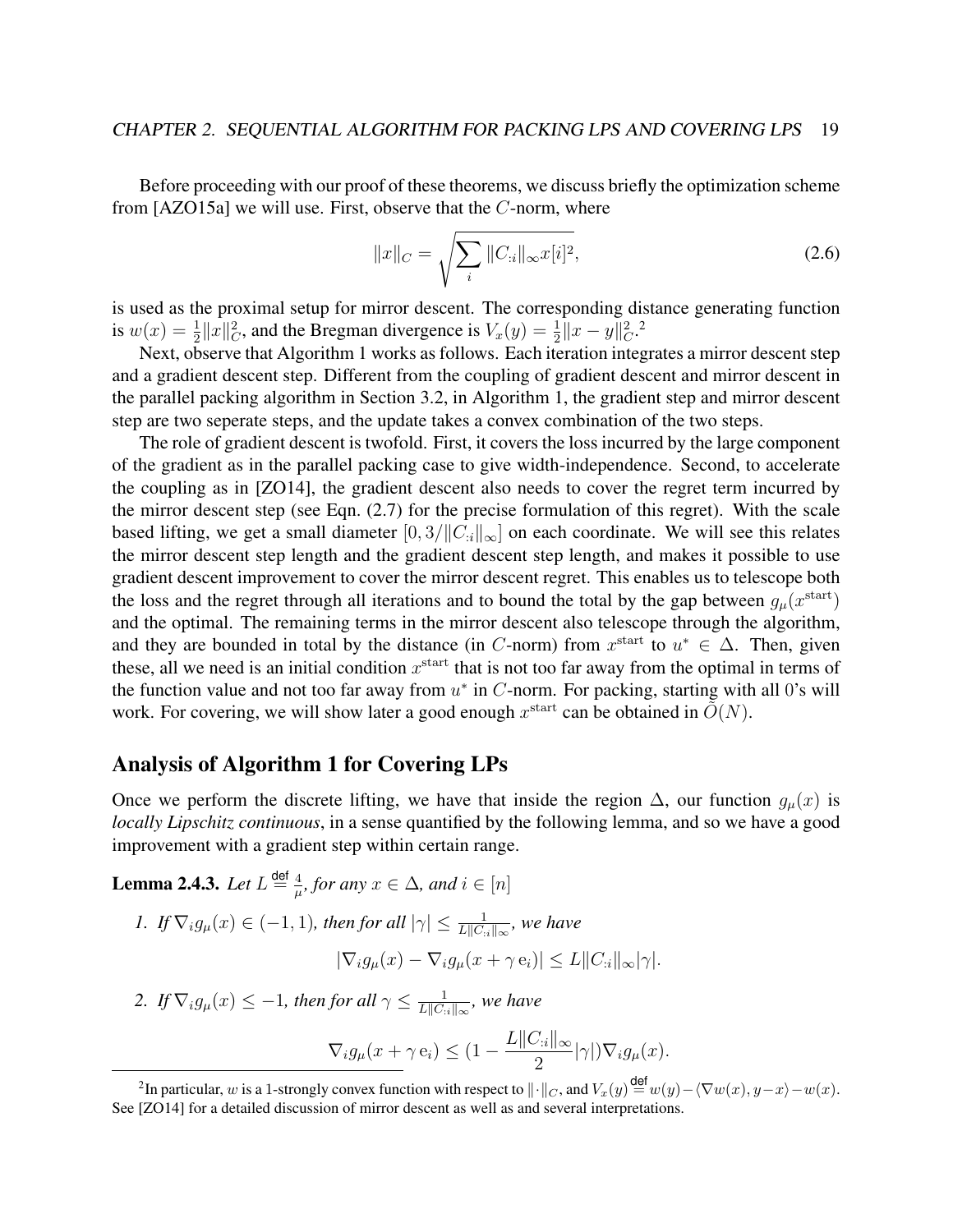Before proceeding with our proof of these theorems, we discuss briefly the optimization scheme from [AZO15a] we will use. First, observe that the $C$-norm, where

$$\|x\|_C = \sqrt{\sum_i \|C_{:i}\|_\infty x[i]^2}, \tag{2.6}$$

is used as the proximal setup for mirror descent. The corresponding distance generating function is $w(x) = \frac{1}{2}\|x\|_C^2$, and the Bregman divergence is $V_x(y) = \frac{1}{2}\|x - y\|_C^2$.[2]

Next, observe that Algorithm 1 works as follows. Each iteration integrates a mirror descent step and a gradient descent step. Different from the coupling of gradient descent and mirror descent in the parallel packing algorithm in Section 3.2, in Algorithm 1, the gradient step and mirror descent step are two seperate steps, and the update takes a convex combination of the two steps.

The role of gradient descent is twofold. First, it covers the loss incurred by the large component of the gradient as in the parallel packing case to give width-independence. Second, to accelerate the coupling as in [ZO14], the gradient descent also needs to cover the regret term incurred by the mirror descent step (see Eqn. (2.7) for the precise formulation of this regret). With the scale based lifting, we get a small diameter $[0, 3/\|C_{:i}\|_\infty]$ on each coordinate. We will see this relates the mirror descent step length and the gradient descent step length, and makes it possible to use gradient descent improvement to cover the mirror descent regret. This enables us to telescope both the loss and the regret through all iterations and to bound the total by the gap between $g_\mu(x^{\text{start}})$ and the optimal. The remaining terms in the mirror descent also telescope through the algorithm, and they are bounded in total by the distance (in $C$-norm) from $x^{\text{start}}$ to $u^* \in \Delta$. Then, given these, all we need is an initial condition $x^{\text{start}}$ that is not too far away from the optimal in terms of the function value and not too far away from $u^*$ in $C$-norm. For packing, starting with all 0's will work. For covering, we will show later a good enough $x^{\text{start}}$ can be obtained in $\tilde{O}(N)$.

## Analysis of Algorithm 1 for Covering LPs

Once we perform the discrete lifting, we have that inside the region $\Delta$, our function $g_\mu(x)$ is *locally Lipschitz continuous*, in a sense quantified by the following lemma, and so we have a good improvement with a gradient step within certain range.

**Lemma 2.4.3.** *Let $L \stackrel{\text{def}}{=} \frac{4}{\mu}$, for any $x \in \Delta$, and $i \in [n]$*

1. *If $\nabla_i g_\mu(x) \in (-1, 1)$, then for all $|\gamma| \le \frac{1}{L\|C_{:i}\|_\infty}$, we have*

$$|\nabla_i g_\mu(x) - \nabla_i g_\mu(x + \gamma\, \mathrm{e}_i)| \le L\|C_{:i}\|_\infty |\gamma|.$$

2. *If $\nabla_i g_\mu(x) \le -1$, then for all $\gamma \le \frac{1}{L\|C_{:i}\|_\infty}$, we have*

$$\nabla_i g_\mu(x + \gamma\, \mathrm{e}_i) \le (1 - \frac{L\|C_{:i}\|_\infty}{2}|\gamma|)\nabla_i g_\mu(x).$$

---

[2] In particular, $w$ is a 1-strongly convex function with respect to $\|\cdot\|_C$, and $V_x(y) \stackrel{\text{def}}{=} w(y) - \langle \nabla w(x), y - x\rangle - w(x)$. See [ZO14] for a detailed discussion of mirror descent as well as and several interpretations.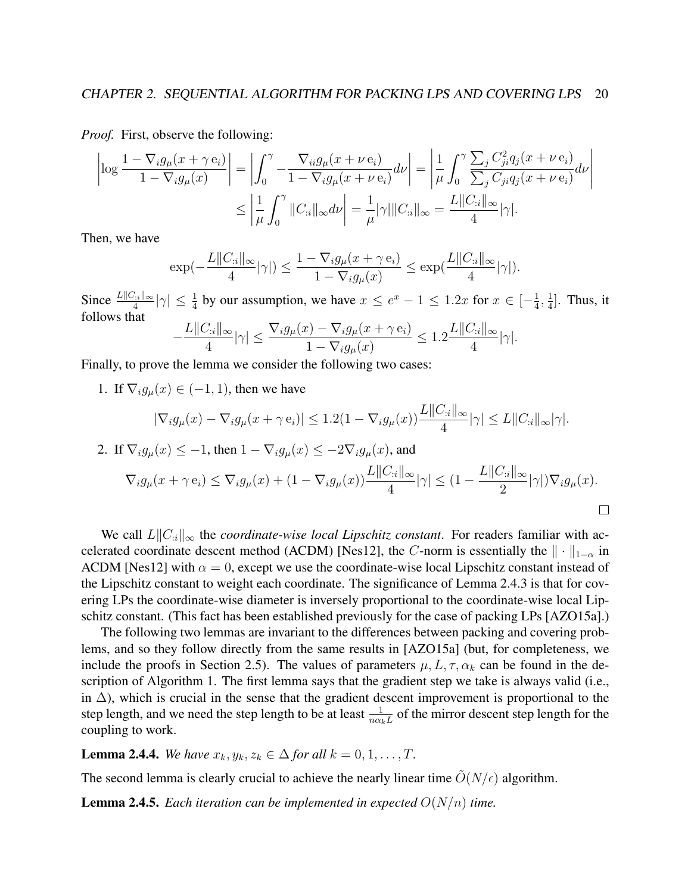*Proof.* First, observe the following:

$$\left|\log \frac{1-\nabla_i g_\mu(x+\gamma\, \mathrm{e}_i)}{1-\nabla_i g_\mu(x)}\right| = \left|\int_0^\gamma -\frac{\nabla_{ii} g_\mu(x+\nu\, \mathrm{e}_i)}{1-\nabla_i g_\mu(x+\nu\, \mathrm{e}_i)} d\nu\right| = \left|\frac{1}{\mu}\int_0^\gamma \frac{\sum_j C_{ji}^2 q_j(x+\nu\, \mathrm{e}_i)}{\sum_j C_{ji} q_j(x+\nu\, \mathrm{e}_i)} d\nu\right|$$
$$\leq \left|\frac{1}{\mu}\int_0^\gamma \|C_{:i}\|_\infty d\nu\right| = \frac{1}{\mu}|\gamma| \|C_{:i}\|_\infty = \frac{L\|C_{:i}\|_\infty}{4}|\gamma|.$$

Then, we have

$$\exp(-\frac{L\|C_{:i}\|_\infty}{4}|\gamma|) \leq \frac{1-\nabla_i g_\mu(x+\gamma\, \mathrm{e}_i)}{1-\nabla_i g_\mu(x)} \leq \exp(\frac{L\|C_{:i}\|_\infty}{4}|\gamma|).$$

Since $\frac{L\|C_{:i}\|_\infty}{4}|\gamma| \leq \frac{1}{4}$ by our assumption, we have $x \leq e^x - 1 \leq 1.2x$ for $x \in [-\frac{1}{4}, \frac{1}{4}]$. Thus, it follows that

$$-\frac{L\|C_{:i}\|_\infty}{4}|\gamma| \leq \frac{\nabla_i g_\mu(x) - \nabla_i g_\mu(x+\gamma\, \mathrm{e}_i)}{1-\nabla_i g_\mu(x)} \leq 1.2\frac{L\|C_{:i}\|_\infty}{4}|\gamma|.$$

Finally, to prove the lemma we consider the following two cases:

1. If $\nabla_i g_\mu(x) \in (-1, 1)$, then we have

$$|\nabla_i g_\mu(x) - \nabla_i g_\mu(x+\gamma\, \mathrm{e}_i)| \leq 1.2(1-\nabla_i g_\mu(x))\frac{L\|C_{:i}\|_\infty}{4}|\gamma| \leq L\|C_{:i}\|_\infty|\gamma|.$$

2. If $\nabla_i g_\mu(x) \leq -1$, then $1 - \nabla_i g_\mu(x) \leq -2\nabla_i g_\mu(x)$, and

$$\nabla_i g_\mu(x+\gamma\, \mathrm{e}_i) \leq \nabla_i g_\mu(x) + (1-\nabla_i g_\mu(x))\frac{L\|C_{:i}\|_\infty}{4}|\gamma| \leq (1 - \frac{L\|C_{:i}\|_\infty}{2}|\gamma|)\nabla_i g_\mu(x).$$

□

We call $L\|C_{:i}\|_\infty$ the *coordinate-wise local Lipschitz constant*. For readers familiar with accelerated coordinate descent method (ACDM) [Nes12], the $C$-norm is essentially the $\|\cdot\|_{1-\alpha}$ in ACDM [Nes12] with $\alpha = 0$, except we use the coordinate-wise local Lipschitz constant instead of the Lipschitz constant to weight each coordinate. The significance of Lemma 2.4.3 is that for covering LPs the coordinate-wise diameter is inversely proportional to the coordinate-wise local Lipschitz constant. (This fact has been established previously for the case of packing LPs [AZO15a].)

The following two lemmas are invariant to the differences between packing and covering problems, and so they follow directly from the same results in [AZO15a] (but, for completeness, we include the proofs in Section 2.5). The values of parameters $\mu, L, \tau, \alpha_k$ can be found in the description of Algorithm 1. The first lemma says that the gradient step we take is always valid (i.e., in $\Delta$), which is crucial in the sense that the gradient descent improvement is proportional to the step length, and we need the step length to be at least $\frac{1}{n\alpha_k L}$ of the mirror descent step length for the coupling to work.

**Lemma 2.4.4.** *We have $x_k, y_k, z_k \in \Delta$ for all $k = 0, 1, \ldots, T$.*

The second lemma is clearly crucial to achieve the nearly linear time $\tilde{O}(N/\epsilon)$ algorithm.

**Lemma 2.4.5.** *Each iteration can be implemented in expected $O(N/n)$ time.*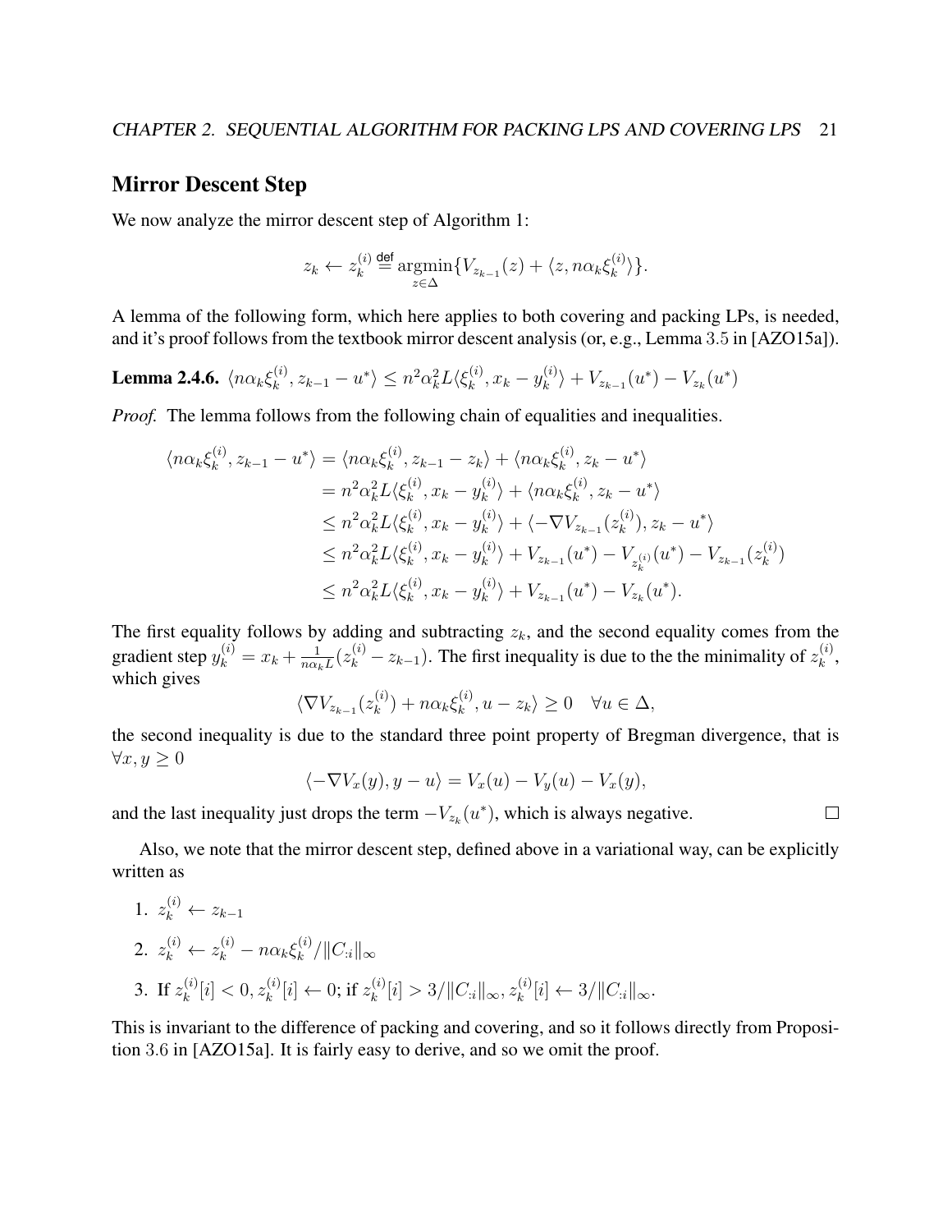## Mirror Descent Step

We now analyze the mirror descent step of Algorithm 1:

$$z_k \leftarrow z_k^{(i)} \overset{\text{def}}{=} \underset{z \in \Delta}{\operatorname{argmin}} \{V_{z_{k-1}}(z) + \langle z, n\alpha_k \xi_k^{(i)} \rangle \}.$$

A lemma of the following form, which here applies to both covering and packing LPs, is needed, and it's proof follows from the textbook mirror descent analysis (or, e.g., Lemma 3.5 in [AZO15a]).

**Lemma 2.4.6.** $\langle n\alpha_k \xi_k^{(i)}, z_{k-1} - u^* \rangle \leq n^2 \alpha_k^2 L \langle \xi_k^{(i)}, x_k - y_k^{(i)} \rangle + V_{z_{k-1}}(u^*) - V_{z_k}(u^*)$

*Proof.* The lemma follows from the following chain of equalities and inequalities.

$$\begin{aligned}
\langle n\alpha_k \xi_k^{(i)}, z_{k-1} - u^* \rangle &= \langle n\alpha_k \xi_k^{(i)}, z_{k-1} - z_k \rangle + \langle n\alpha_k \xi_k^{(i)}, z_k - u^* \rangle \\
&= n^2 \alpha_k^2 L \langle \xi_k^{(i)}, x_k - y_k^{(i)} \rangle + \langle n\alpha_k \xi_k^{(i)}, z_k - u^* \rangle \\
&\leq n^2 \alpha_k^2 L \langle \xi_k^{(i)}, x_k - y_k^{(i)} \rangle + \langle -\nabla V_{z_{k-1}}(z_k^{(i)}), z_k - u^* \rangle \\
&\leq n^2 \alpha_k^2 L \langle \xi_k^{(i)}, x_k - y_k^{(i)} \rangle + V_{z_{k-1}}(u^*) - V_{z_k^{(i)}}(u^*) - V_{z_{k-1}}(z_k^{(i)}) \\
&\leq n^2 \alpha_k^2 L \langle \xi_k^{(i)}, x_k - y_k^{(i)} \rangle + V_{z_{k-1}}(u^*) - V_{z_k}(u^*).
\end{aligned}$$

The first equality follows by adding and subtracting $z_k$, and the second equality comes from the gradient step $y_k^{(i)} = x_k + \frac{1}{n\alpha_k L}(z_k^{(i)} - z_{k-1})$. The first inequality is due to the the minimality of $z_k^{(i)}$, which gives

$$\langle \nabla V_{z_{k-1}}(z_k^{(i)}) + n\alpha_k \xi_k^{(i)}, u - z_k \rangle \geq 0 \quad \forall u \in \Delta,$$

the second inequality is due to the standard three point property of Bregman divergence, that is $\forall x, y \geq 0$

$$\langle -\nabla V_x(y), y - u \rangle = V_x(u) - V_y(u) - V_x(y),$$

and the last inequality just drops the term $-V_{z_k}(u^*)$, which is always negative. $\square$

Also, we note that the mirror descent step, defined above in a variational way, can be explicitly written as

1. $z_k^{(i)} \leftarrow z_{k-1}$
2. $z_k^{(i)} \leftarrow z_k^{(i)} - n\alpha_k \xi_k^{(i)} / \|C_{:i}\|_\infty$
3. If $z_k^{(i)}[i] < 0, z_k^{(i)}[i] \leftarrow 0$; if $z_k^{(i)}[i] > 3/\|C_{:i}\|_\infty, z_k^{(i)}[i] \leftarrow 3/\|C_{:i}\|_\infty$.

This is invariant to the difference of packing and covering, and so it follows directly from Proposition 3.6 in [AZO15a]. It is fairly easy to derive, and so we omit the proof.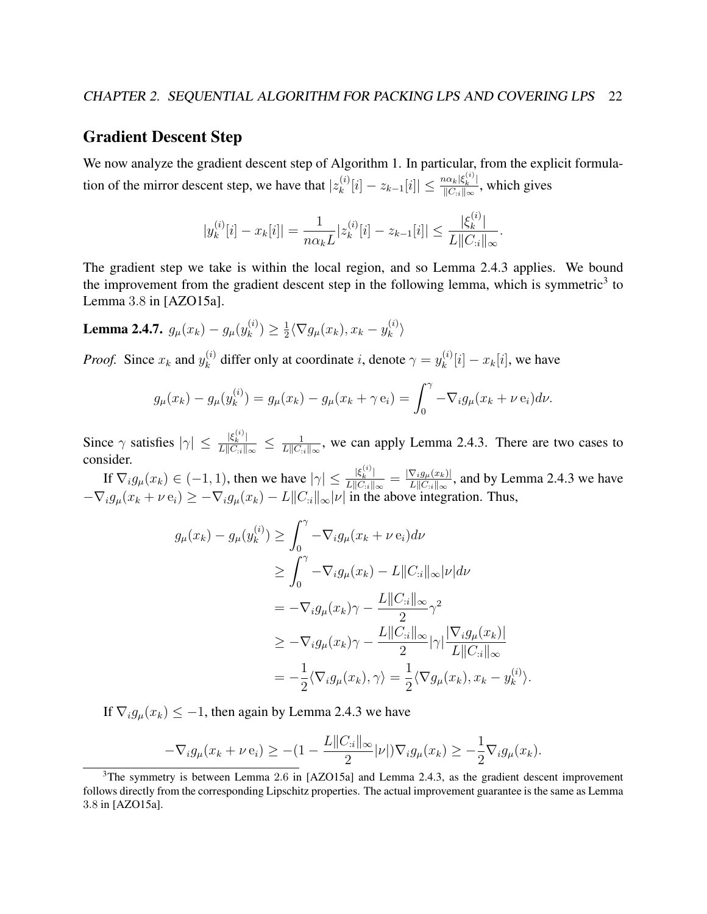## Gradient Descent Step

We now analyze the gradient descent step of Algorithm 1. In particular, from the explicit formulation of the mirror descent step, we have that $|z_k^{(i)}[i] - z_{k-1}[i]| \leq \frac{n\alpha_k |\xi_k^{(i)}|}{\|C_{:i}\|_\infty}$, which gives

$$|y_k^{(i)}[i] - x_k[i]| = \frac{1}{n\alpha_k L}|z_k^{(i)}[i] - z_{k-1}[i]| \leq \frac{|\xi_k^{(i)}|}{L\|C_{:i}\|_\infty}.$$

The gradient step we take is within the local region, and so Lemma 2.4.3 applies. We bound the improvement from the gradient descent step in the following lemma, which is symmetric[3] to Lemma 3.8 in [AZO15a].

**Lemma 2.4.7.** $g_\mu(x_k) - g_\mu(y_k^{(i)}) \geq \frac{1}{2}\langle \nabla g_\mu(x_k), x_k - y_k^{(i)} \rangle$

*Proof.* Since $x_k$ and $y_k^{(i)}$ differ only at coordinate $i$, denote $\gamma = y_k^{(i)}[i] - x_k[i]$, we have

$$g_\mu(x_k) - g_\mu(y_k^{(i)}) = g_\mu(x_k) - g_\mu(x_k + \gamma\, \mathrm{e}_i) = \int_0^\gamma -\nabla_i g_\mu(x_k + \nu\, \mathrm{e}_i) d\nu.$$

Since $\gamma$ satisfies $|\gamma| \leq \frac{|\xi_k^{(i)}|}{L\|C_{:i}\|_\infty} \leq \frac{1}{L\|C_{:i}\|_\infty}$, we can apply Lemma 2.4.3. There are two cases to consider.

If $\nabla_i g_\mu(x_k) \in (-1, 1)$, then we have $|\gamma| \leq \frac{|\xi_k^{(i)}|}{L\|C_{:i}\|_\infty} = \frac{|\nabla_i g_\mu(x_k)|}{L\|C_{:i}\|_\infty}$, and by Lemma 2.4.3 we have $-\nabla_i g_\mu(x_k + \nu\, \mathrm{e}_i) \geq -\nabla_i g_\mu(x_k) - L\|C_{:i}\|_\infty |\nu|$ in the above integration. Thus,

$$\begin{aligned}
g_\mu(x_k) - g_\mu(y_k^{(i)}) &\geq \int_0^\gamma -\nabla_i g_\mu(x_k + \nu\, \mathrm{e}_i) d\nu \\
&\geq \int_0^\gamma -\nabla_i g_\mu(x_k) - L\|C_{:i}\|_\infty |\nu| d\nu \\
&= -\nabla_i g_\mu(x_k)\gamma - \frac{L\|C_{:i}\|_\infty}{2}\gamma^2 \\
&\geq -\nabla_i g_\mu(x_k)\gamma - \frac{L\|C_{:i}\|_\infty}{2}|\gamma| \frac{|\nabla_i g_\mu(x_k)|}{L\|C_{:i}\|_\infty} \\
&= -\frac{1}{2}\langle \nabla_i g_\mu(x_k), \gamma \rangle = \frac{1}{2}\langle \nabla g_\mu(x_k), x_k - y_k^{(i)} \rangle.
\end{aligned}$$

If $\nabla_i g_\mu(x_k) \leq -1$, then again by Lemma 2.4.3 we have

$$-\nabla_i g_\mu(x_k + \nu\, \mathrm{e}_i) \geq -(1 - \frac{L\|C_{:i}\|_\infty}{2}|\nu|)\nabla_i g_\mu(x_k) \geq -\frac{1}{2}\nabla_i g_\mu(x_k).$$

[3] The symmetry is between Lemma 2.6 in [AZO15a] and Lemma 2.4.3, as the gradient descent improvement follows directly from the corresponding Lipschitz properties. The actual improvement guarantee is the same as Lemma 3.8 in [AZO15a].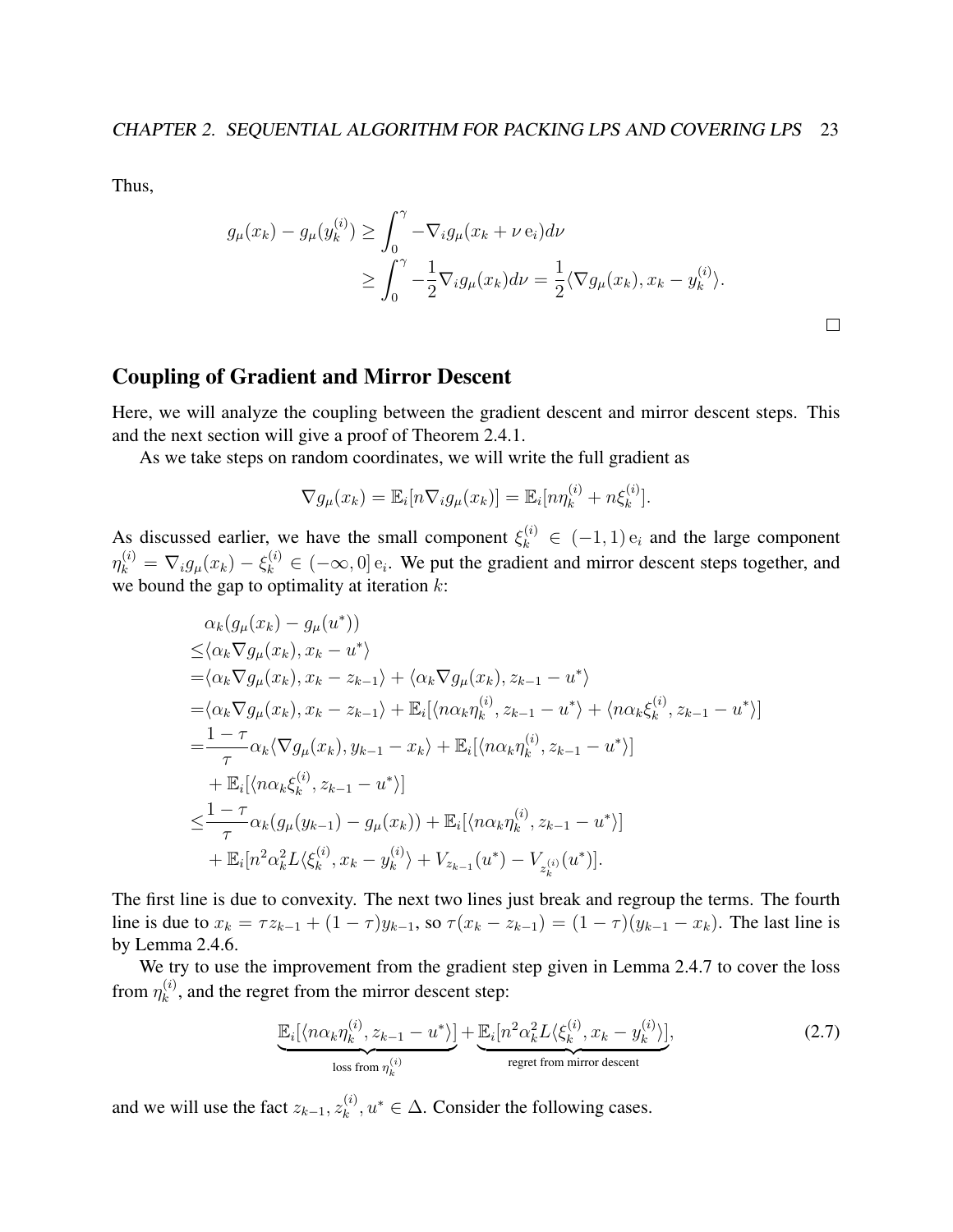Thus,

$$g_\mu(x_k) - g_\mu(y_k^{(i)}) \geq \int_0^\gamma -\nabla_i g_\mu(x_k + \nu \, \mathrm{e}_i) d\nu$$
$$\geq \int_0^\gamma -\frac{1}{2}\nabla_i g_\mu(x_k) d\nu = \frac{1}{2}\langle \nabla g_\mu(x_k), x_k - y_k^{(i)} \rangle.$$

□

## Coupling of Gradient and Mirror Descent

Here, we will analyze the coupling between the gradient descent and mirror descent steps. This and the next section will give a proof of Theorem 2.4.1.

As we take steps on random coordinates, we will write the full gradient as

$$\nabla g_\mu(x_k) = \mathbb{E}_i[n \nabla_i g_\mu(x_k)] = \mathbb{E}_i[n\eta_k^{(i)} + n\xi_k^{(i)}].$$

As discussed earlier, we have the small component $\xi_k^{(i)} \in (-1, 1) \, \mathrm{e}_i$ and the large component $\eta_k^{(i)} = \nabla_i g_\mu(x_k) - \xi_k^{(i)} \in (-\infty, 0] \, \mathrm{e}_i$. We put the gradient and mirror descent steps together, and we bound the gap to optimality at iteration $k$:

$$\begin{aligned}
&\alpha_k(g_\mu(x_k) - g_\mu(u^*)) \\
\leq &\langle \alpha_k \nabla g_\mu(x_k), x_k - u^* \rangle \\
= &\langle \alpha_k \nabla g_\mu(x_k), x_k - z_{k-1} \rangle + \langle \alpha_k \nabla g_\mu(x_k), z_{k-1} - u^* \rangle \\
= &\langle \alpha_k \nabla g_\mu(x_k), x_k - z_{k-1} \rangle + \mathbb{E}_i[\langle n\alpha_k \eta_k^{(i)}, z_{k-1} - u^* \rangle + \langle n\alpha_k \xi_k^{(i)}, z_{k-1} - u^* \rangle] \\
= &\frac{1-\tau}{\tau} \alpha_k \langle \nabla g_\mu(x_k), y_{k-1} - x_k \rangle + \mathbb{E}_i[\langle n\alpha_k \eta_k^{(i)}, z_{k-1} - u^* \rangle] \\
&+ \mathbb{E}_i[\langle n\alpha_k \xi_k^{(i)}, z_{k-1} - u^* \rangle] \\
\leq &\frac{1-\tau}{\tau} \alpha_k (g_\mu(y_{k-1}) - g_\mu(x_k)) + \mathbb{E}_i[\langle n\alpha_k \eta_k^{(i)}, z_{k-1} - u^* \rangle] \\
&+ \mathbb{E}_i[n^2 \alpha_k^2 L \langle \xi_k^{(i)}, x_k - y_k^{(i)} \rangle + V_{z_{k-1}}(u^*) - V_{z_k^{(i)}}(u^*)].
\end{aligned}$$

The first line is due to convexity. The next two lines just break and regroup the terms. The fourth line is due to $x_k = \tau z_{k-1} + (1-\tau)y_{k-1}$, so $\tau(x_k - z_{k-1}) = (1-\tau)(y_{k-1} - x_k)$. The last line is by Lemma 2.4.6.

We try to use the improvement from the gradient step given in Lemma 2.4.7 to cover the loss from $\eta_k^{(i)}$, and the regret from the mirror descent step:

$$\underbrace{\mathbb{E}_i[\langle n\alpha_k \eta_k^{(i)}, z_{k-1} - u^* \rangle]}_{\text{loss from } \eta_k^{(i)}} + \underbrace{\mathbb{E}_i[n^2 \alpha_k^2 L \langle \xi_k^{(i)}, x_k - y_k^{(i)} \rangle]}_{\text{regret from mirror descent}}, \tag{2.7}$$

and we will use the fact $z_{k-1}, z_k^{(i)}, u^* \in \Delta$. Consider the following cases.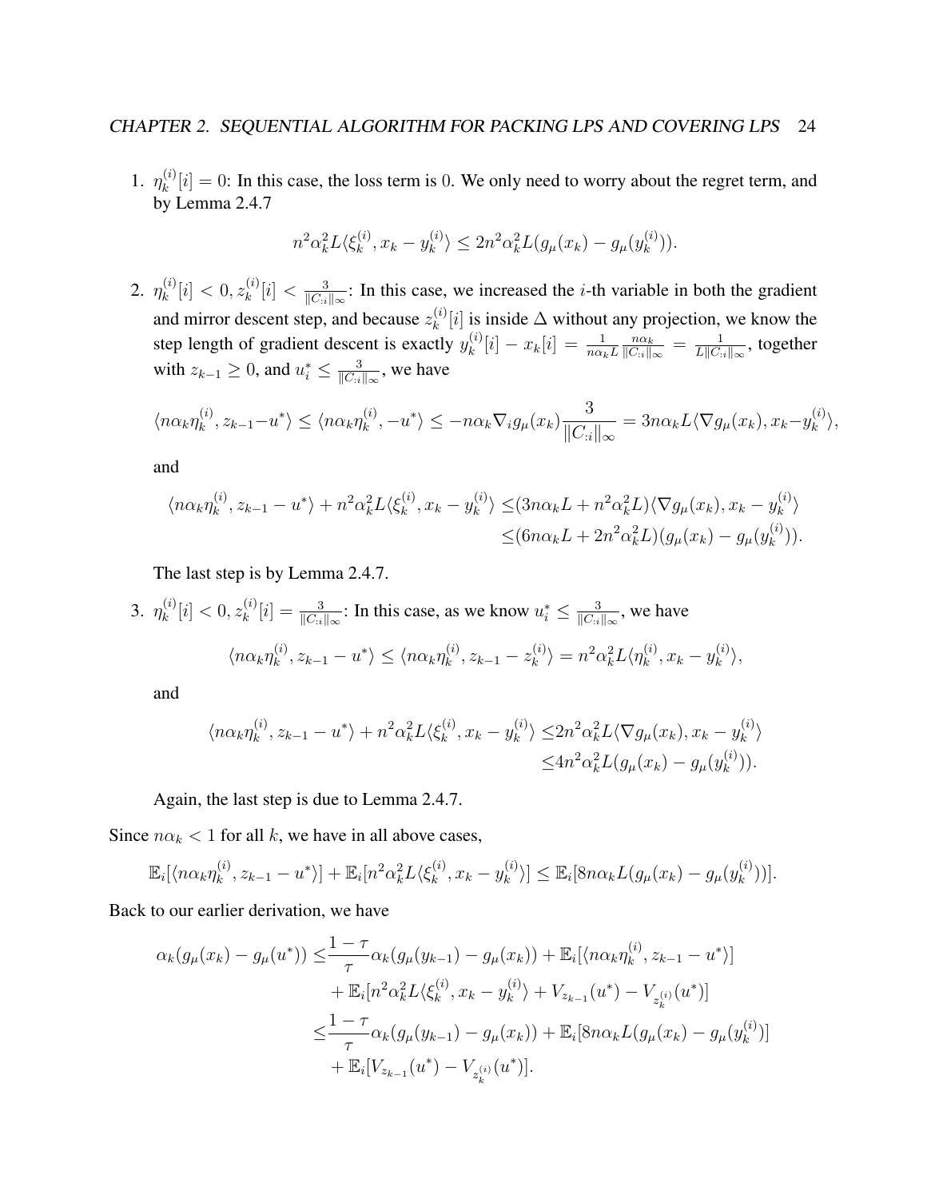1. $\eta_k^{(i)}[i] = 0$: In this case, the loss term is $0$. We only need to worry about the regret term, and by Lemma 2.4.7

$$n^2\alpha_k^2 L\langle \xi_k^{(i)}, x_k - y_k^{(i)}\rangle \leq 2n^2\alpha_k^2 L(g_\mu(x_k) - g_\mu(y_k^{(i)})).$$

2. $\eta_k^{(i)}[i] < 0, z_k^{(i)}[i] < \frac{3}{\|C_{:i}\|_\infty}$: In this case, we increased the $i$-th variable in both the gradient and mirror descent step, and because $z_k^{(i)}[i]$ is inside $\Delta$ without any projection, we know the step length of gradient descent is exactly $y_k^{(i)}[i] - x_k[i] = \frac{1}{n\alpha_k L}\frac{n\alpha_k}{\|C_{:i}\|_\infty} = \frac{1}{L\|C_{:i}\|_\infty}$, together with $z_{k-1} \geq 0$, and $u_i^* \leq \frac{3}{\|C_{:i}\|_\infty}$, we have

$$\langle n\alpha_k\eta_k^{(i)}, z_{k-1} - u^*\rangle \leq \langle n\alpha_k\eta_k^{(i)}, -u^*\rangle \leq -n\alpha_k\nabla_i g_\mu(x_k)\frac{3}{\|C_{:i}\|_\infty} = 3n\alpha_k L\langle\nabla g_\mu(x_k), x_k - y_k^{(i)}\rangle,$$

and

$$\begin{aligned}\langle n\alpha_k\eta_k^{(i)}, z_{k-1} - u^*\rangle + n^2\alpha_k^2 L\langle\xi_k^{(i)}, x_k - y_k^{(i)}\rangle \leq& (3n\alpha_k L + n^2\alpha_k^2 L)\langle\nabla g_\mu(x_k), x_k - y_k^{(i)}\rangle \\ \leq& (6n\alpha_k L + 2n^2\alpha_k^2 L)(g_\mu(x_k) - g_\mu(y_k^{(i)})).\end{aligned}$$

The last step is by Lemma 2.4.7.

3. $\eta_k^{(i)}[i] < 0, z_k^{(i)}[i] = \frac{3}{\|C_{:i}\|_\infty}$: In this case, as we know $u_i^* \leq \frac{3}{\|C_{:i}\|_\infty}$, we have

$$\langle n\alpha_k\eta_k^{(i)}, z_{k-1} - u^*\rangle \leq \langle n\alpha_k\eta_k^{(i)}, z_{k-1} - z_k^{(i)}\rangle = n^2\alpha_k^2 L\langle\eta_k^{(i)}, x_k - y_k^{(i)}\rangle,$$

and

$$\begin{aligned}\langle n\alpha_k\eta_k^{(i)}, z_{k-1} - u^*\rangle + n^2\alpha_k^2 L\langle\xi_k^{(i)}, x_k - y_k^{(i)}\rangle \leq& 2n^2\alpha_k^2 L\langle\nabla g_\mu(x_k), x_k - y_k^{(i)}\rangle \\ \leq& 4n^2\alpha_k^2 L(g_\mu(x_k) - g_\mu(y_k^{(i)})).\end{aligned}$$

Again, the last step is due to Lemma 2.4.7.

Since $n\alpha_k < 1$ for all $k$, we have in all above cases,

$$\mathbb{E}_i[\langle n\alpha_k\eta_k^{(i)}, z_{k-1} - u^*\rangle] + \mathbb{E}_i[n^2\alpha_k^2 L\langle\xi_k^{(i)}, x_k - y_k^{(i)}\rangle] \leq \mathbb{E}_i[8n\alpha_k L(g_\mu(x_k) - g_\mu(y_k^{(i)}))].$$

Back to our earlier derivation, we have

$$\begin{aligned}\alpha_k(g_\mu(x_k) - g_\mu(u^*)) \leq& \frac{1-\tau}{\tau}\alpha_k(g_\mu(y_{k-1}) - g_\mu(x_k)) + \mathbb{E}_i[\langle n\alpha_k\eta_k^{(i)}, z_{k-1} - u^*\rangle] \\ &+ \mathbb{E}_i[n^2\alpha_k^2 L\langle\xi_k^{(i)}, x_k - y_k^{(i)}\rangle + V_{z_{k-1}}(u^*) - V_{z_k^{(i)}}(u^*)] \\ \leq& \frac{1-\tau}{\tau}\alpha_k(g_\mu(y_{k-1}) - g_\mu(x_k)) + \mathbb{E}_i[8n\alpha_k L(g_\mu(x_k) - g_\mu(y_k^{(i)})] \\ &+ \mathbb{E}_i[V_{z_{k-1}}(u^*) - V_{z_k^{(i)}}(u^*)].\end{aligned}$$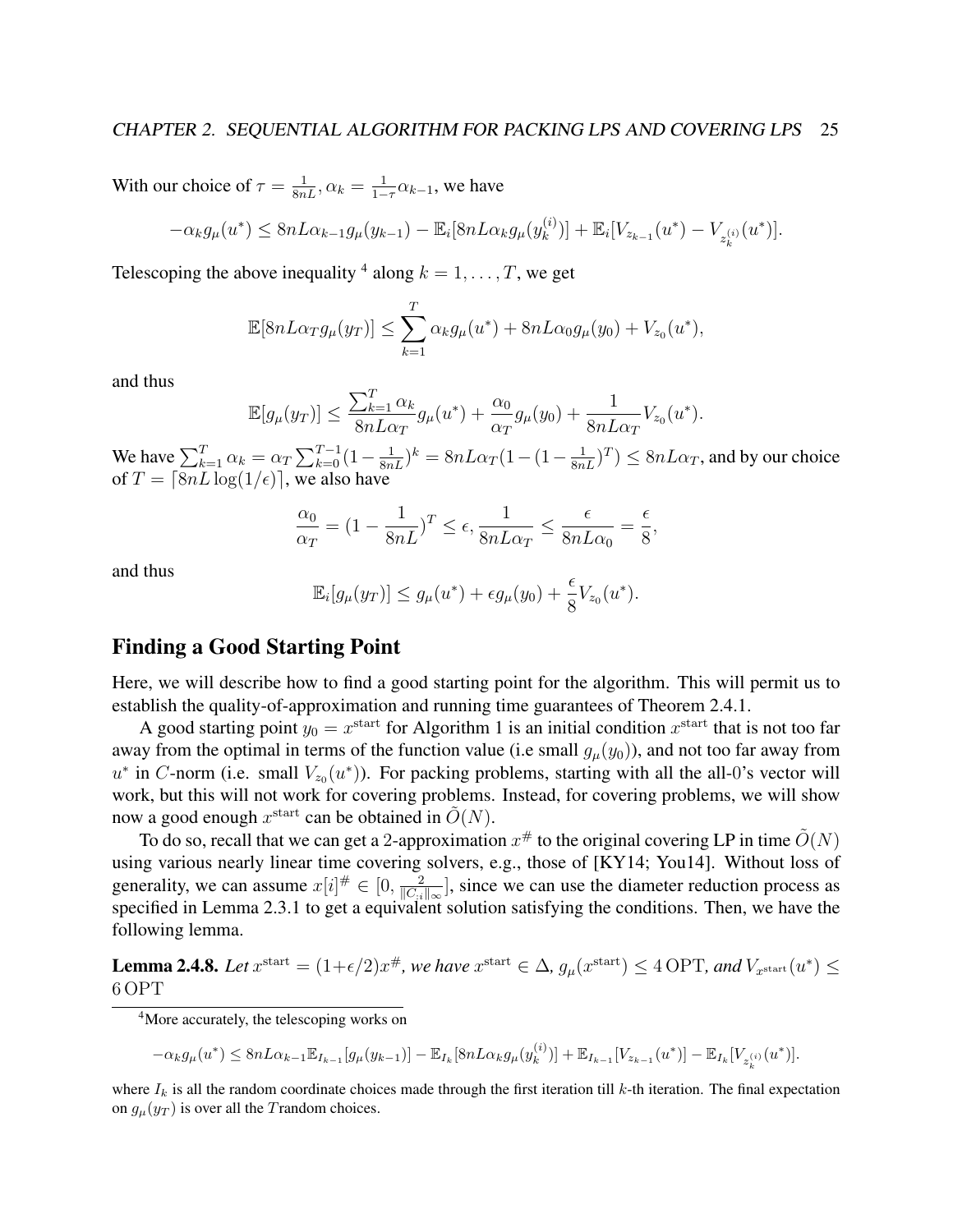With our choice of $\tau = \frac{1}{8nL}, \alpha_k = \frac{1}{1-\tau}\alpha_{k-1}$, we have

$$-\alpha_k g_\mu(u^*) \leq 8nL\alpha_{k-1} g_\mu(y_{k-1}) - \mathbb{E}_i[8nL\alpha_k g_\mu(y_k^{(i)})] + \mathbb{E}_i[V_{z_{k-1}}(u^*) - V_{z_k^{(i)}}(u^*)].$$

Telescoping the above inequality [4] along $k = 1, \ldots, T$, we get

$$\mathbb{E}[8nL\alpha_T g_\mu(y_T)] \leq \sum_{k=1}^{T} \alpha_k g_\mu(u^*) + 8nL\alpha_0 g_\mu(y_0) + V_{z_0}(u^*),$$

and thus

$$\mathbb{E}[g_\mu(y_T)] \leq \frac{\sum_{k=1}^{T}\alpha_k}{8nL\alpha_T} g_\mu(u^*) + \frac{\alpha_0}{\alpha_T} g_\mu(y_0) + \frac{1}{8nL\alpha_T} V_{z_0}(u^*).$$

We have $\sum_{k=1}^{T}\alpha_k = \alpha_T \sum_{k=0}^{T-1}(1-\frac{1}{8nL})^k = 8nL\alpha_T(1-(1-\frac{1}{8nL})^T) \leq 8nL\alpha_T$, and by our choice of $T = \lceil 8nL\log(1/\epsilon)\rceil$, we also have

$$\frac{\alpha_0}{\alpha_T} = (1-\frac{1}{8nL})^T \leq \epsilon, \frac{1}{8nL\alpha_T} \leq \frac{\epsilon}{8nL\alpha_0} = \frac{\epsilon}{8},$$

and thus

$$\mathbb{E}_i[g_\mu(y_T)] \leq g_\mu(u^*) + \epsilon g_\mu(y_0) + \frac{\epsilon}{8} V_{z_0}(u^*).$$

## Finding a Good Starting Point

Here, we will describe how to find a good starting point for the algorithm. This will permit us to establish the quality-of-approximation and running time guarantees of Theorem 2.4.1.

A good starting point $y_0 = x^{\text{start}}$ for Algorithm 1 is an initial condition $x^{\text{start}}$ that is not too far away from the optimal in terms of the function value (i.e small $g_\mu(y_0)$), and not too far away from $u^*$ in $C$-norm (i.e. small $V_{z_0}(u^*)$). For packing problems, starting with all the all-0's vector will work, but this will not work for covering problems. Instead, for covering problems, we will show now a good enough $x^{\text{start}}$ can be obtained in $\tilde{O}(N)$.

To do so, recall that we can get a 2-approximation $x^{\#}$ to the original covering LP in time $\tilde{O}(N)$ using various nearly linear time covering solvers, e.g., those of [KY14; You14]. Without loss of generality, we can assume $x[i]^{\#} \in [0, \frac{2}{\|C_{:i}\|_\infty}]$, since we can use the diameter reduction process as specified in Lemma 2.3.1 to get a equivalent solution satisfying the conditions. Then, we have the following lemma.

**Lemma 2.4.8.** *Let $x^{\text{start}} = (1+\epsilon/2)x^{\#}$, we have $x^{\text{start}} \in \Delta$, $g_\mu(x^{\text{start}}) \leq 4\,\text{OPT}$, and $V_{x^{\text{start}}}(u^*) \leq 6\,\text{OPT}$*

---

[4] More accurately, the telescoping works on

$$-\alpha_k g_\mu(u^*) \leq 8nL\alpha_{k-1}\mathbb{E}_{I_{k-1}}[g_\mu(y_{k-1})] - \mathbb{E}_{I_k}[8nL\alpha_k g_\mu(y_k^{(i)})] + \mathbb{E}_{I_{k-1}}[V_{z_{k-1}}(u^*)] - \mathbb{E}_{I_k}[V_{z_k^{(i)}}(u^*)].$$

where $I_k$ is all the random coordinate choices made through the first iteration till $k$-th iteration. The final expectation on $g_\mu(y_T)$ is over all the $T$random choices.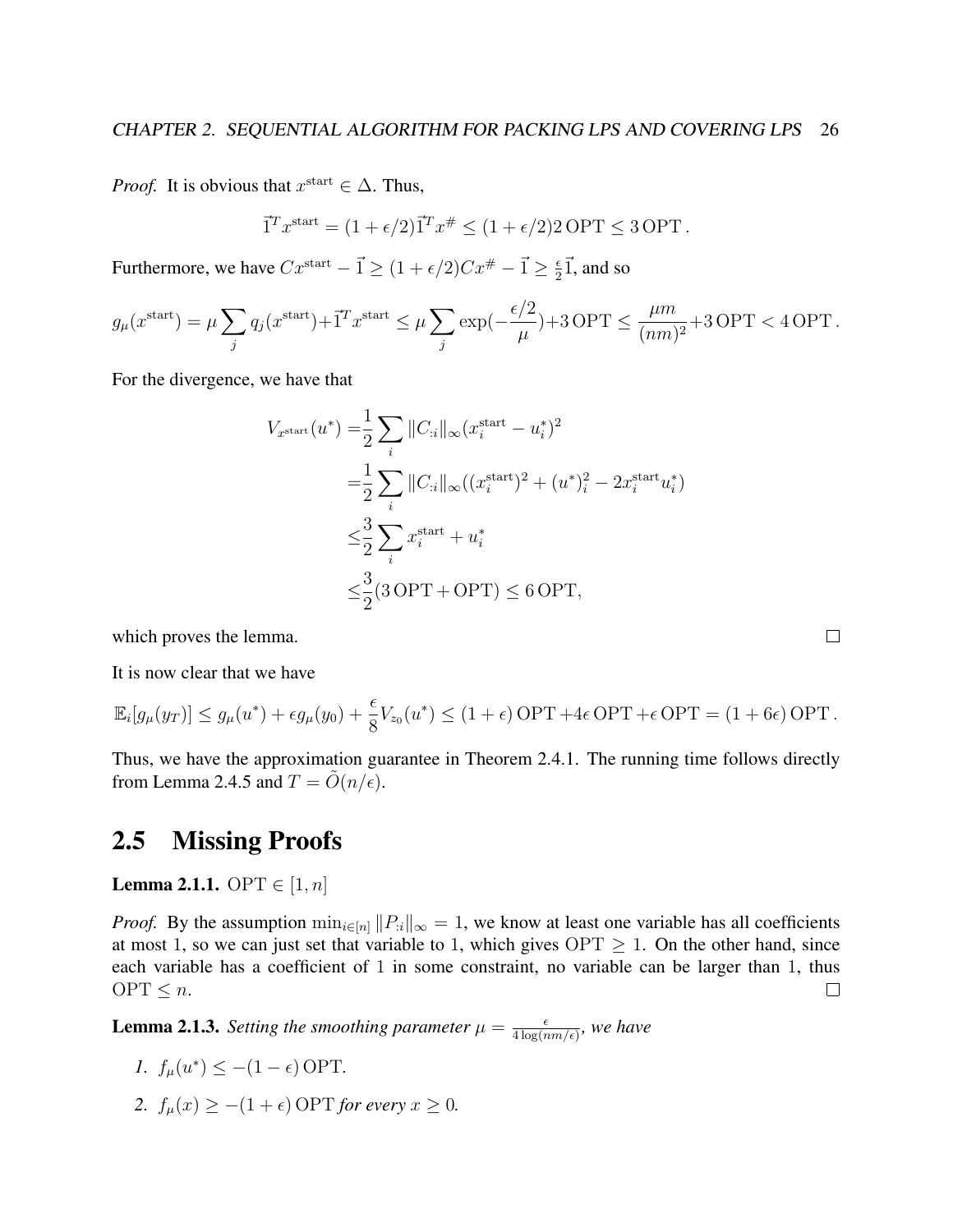*Proof.* It is obvious that $x^{\text{start}} \in \Delta$. Thus,

$$\vec{1}^T x^{\text{start}} = (1+\epsilon/2)\vec{1}^T x^{\#} \leq (1+\epsilon/2) 2\,\mathrm{OPT} \leq 3\,\mathrm{OPT}\,.$$

Furthermore, we have $Cx^{\text{start}} - \vec{1} \geq (1+\epsilon/2)Cx^{\#} - \vec{1} \geq \frac{\epsilon}{2}\vec{1}$, and so

$$g_\mu(x^{\text{start}}) = \mu \sum_j q_j(x^{\text{start}}) + \vec{1}^T x^{\text{start}} \leq \mu \sum_j \exp(-\frac{\epsilon/2}{\mu}) + 3\,\mathrm{OPT} \leq \frac{\mu m}{(nm)^2} + 3\,\mathrm{OPT} < 4\,\mathrm{OPT}\,.$$

For the divergence, we have that

$$\begin{aligned}
V_{x^{\text{start}}}(u^*) =& \frac{1}{2}\sum_i \|C_{:i}\|_\infty (x_i^{\text{start}} - u_i^*)^2 \\
=& \frac{1}{2}\sum_i \|C_{:i}\|_\infty ((x_i^{\text{start}})^2 + (u^*)_i^2 - 2x_i^{\text{start}} u_i^*) \\
\leq& \frac{3}{2}\sum_i x_i^{\text{start}} + u_i^* \\
\leq& \frac{3}{2}(3\,\mathrm{OPT} + \mathrm{OPT}) \leq 6\,\mathrm{OPT},
\end{aligned}$$

which proves the lemma. □

It is now clear that we have

$$\mathbb{E}_i[g_\mu(y_T)] \leq g_\mu(u^*) + \epsilon g_\mu(y_0) + \frac{\epsilon}{8} V_{z_0}(u^*) \leq (1+\epsilon)\,\mathrm{OPT} + 4\epsilon\,\mathrm{OPT} + \epsilon\,\mathrm{OPT} = (1+6\epsilon)\,\mathrm{OPT}\,.$$

Thus, we have the approximation guarantee in Theorem 2.4.1. The running time follows directly from Lemma 2.4.5 and $T = \widetilde{O}(n/\epsilon)$.

## 2.5 Missing Proofs

**Lemma 2.1.1.** $\mathrm{OPT} \in [1, n]$

*Proof.* By the assumption $\min_{i \in [n]} \|P_{:i}\|_\infty = 1$, we know at least one variable has all coefficients at most 1, so we can just set that variable to 1, which gives $\mathrm{OPT} \geq 1$. On the other hand, since each variable has a coefficient of 1 in some constraint, no variable can be larger than 1, thus $\mathrm{OPT} \leq n$. □

**Lemma 2.1.3.** *Setting the smoothing parameter $\mu = \frac{\epsilon}{4\log(nm/\epsilon)}$, we have*

1. $f_\mu(u^*) \leq -(1-\epsilon)\,\mathrm{OPT}$.
2. $f_\mu(x) \geq -(1+\epsilon)\,\mathrm{OPT}$ *for every* $x \geq 0$.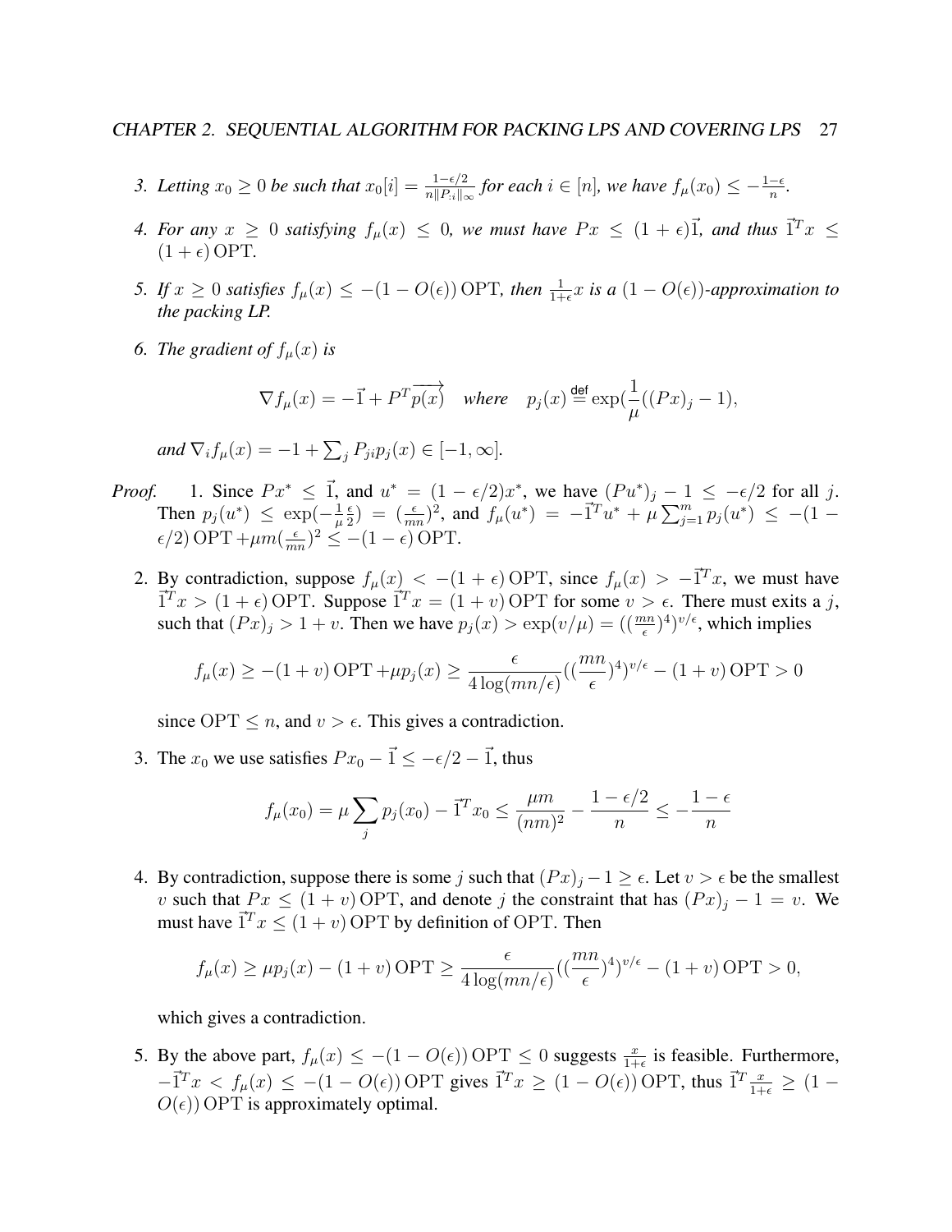3. *Letting $x_0 \geq 0$ be such that $x_0[i] = \frac{1-\epsilon/2}{n\|P_{:i}\|_\infty}$ for each $i \in [n]$, we have $f_\mu(x_0) \leq -\frac{1-\epsilon}{n}$.*

4. *For any $x \geq 0$ satisfying $f_\mu(x) \leq 0$, we must have $Px \leq (1+\epsilon)\vec{1}$, and thus $\vec{1}^T x \leq (1+\epsilon)\,\mathrm{OPT}$.*

5. *If $x \geq 0$ satisfies $f_\mu(x) \leq -(1-O(\epsilon))\,\mathrm{OPT}$, then $\frac{1}{1+\epsilon}x$ is a $(1-O(\epsilon))$-approximation to the packing LP.*

6. *The gradient of $f_\mu(x)$ is*

$$\nabla f_\mu(x) = -\vec{1} + P^T\overrightarrow{p(x)} \quad \textit{where} \quad p_j(x) \stackrel{\mathsf{def}}{=} \exp(\frac{1}{\mu}((Px)_j - 1),$$

*and $\nabla_i f_\mu(x) = -1 + \sum_j P_{ji}p_j(x) \in [-1, \infty]$.*

*Proof.*

1. Since $Px^* \leq \vec{1}$, and $u^* = (1-\epsilon/2)x^*$, we have $(Pu^*)_j - 1 \leq -\epsilon/2$ for all $j$. Then $p_j(u^*) \leq \exp(-\frac{1}{\mu}\frac{\epsilon}{2}) = (\frac{\epsilon}{mn})^2$, and $f_\mu(u^*) = -\vec{1}^T u^* + \mu\sum_{j=1}^m p_j(u^*) \leq -(1-\epsilon/2)\,\mathrm{OPT} + \mu m(\frac{\epsilon}{mn})^2 \leq -(1-\epsilon)\,\mathrm{OPT}$.

2. By contradiction, suppose $f_\mu(x) < -(1+\epsilon)\,\mathrm{OPT}$, since $f_\mu(x) > -\vec{1}^T x$, we must have $\vec{1}^T x > (1+\epsilon)\,\mathrm{OPT}$. Suppose $\vec{1}^T x = (1+v)\,\mathrm{OPT}$ for some $v > \epsilon$. There must exits a $j$, such that $(Px)_j > 1+v$. Then we have $p_j(x) > \exp(v/\mu) = ((\frac{mn}{\epsilon})^4)^{v/\epsilon}$, which implies

$$f_\mu(x) \geq -(1+v)\,\mathrm{OPT} + \mu p_j(x) \geq \frac{\epsilon}{4\log(mn/\epsilon)}((\frac{mn}{\epsilon})^4)^{v/\epsilon} - (1+v)\,\mathrm{OPT} > 0$$

since $\mathrm{OPT} \leq n$, and $v > \epsilon$. This gives a contradiction.

3. The $x_0$ we use satisfies $Px_0 - \vec{1} \leq -\epsilon/2 - \vec{1}$, thus

$$f_\mu(x_0) = \mu\sum_j p_j(x_0) - \vec{1}^T x_0 \leq \frac{\mu m}{(nm)^2} - \frac{1-\epsilon/2}{n} \leq -\frac{1-\epsilon}{n}$$

4. By contradiction, suppose there is some $j$ such that $(Px)_j - 1 \geq \epsilon$. Let $v > \epsilon$ be the smallest $v$ such that $Px \leq (1+v)\,\mathrm{OPT}$, and denote $j$ the constraint that has $(Px)_j - 1 = v$. We must have $\vec{1}^T x \leq (1+v)\,\mathrm{OPT}$ by definition of $\mathrm{OPT}$. Then

$$f_\mu(x) \geq \mu p_j(x) - (1+v)\,\mathrm{OPT} \geq \frac{\epsilon}{4\log(mn/\epsilon)}((\frac{mn}{\epsilon})^4)^{v/\epsilon} - (1+v)\,\mathrm{OPT} > 0,$$

which gives a contradiction.

5. By the above part, $f_\mu(x) \leq -(1-O(\epsilon))\,\mathrm{OPT} \leq 0$ suggests $\frac{x}{1+\epsilon}$ is feasible. Furthermore, $-\vec{1}^T x < f_\mu(x) \leq -(1-O(\epsilon))\,\mathrm{OPT}$ gives $\vec{1}^T x \geq (1-O(\epsilon))\,\mathrm{OPT}$, thus $\vec{1}^T\frac{x}{1+\epsilon} \geq (1-O(\epsilon))\,\mathrm{OPT}$ is approximately optimal.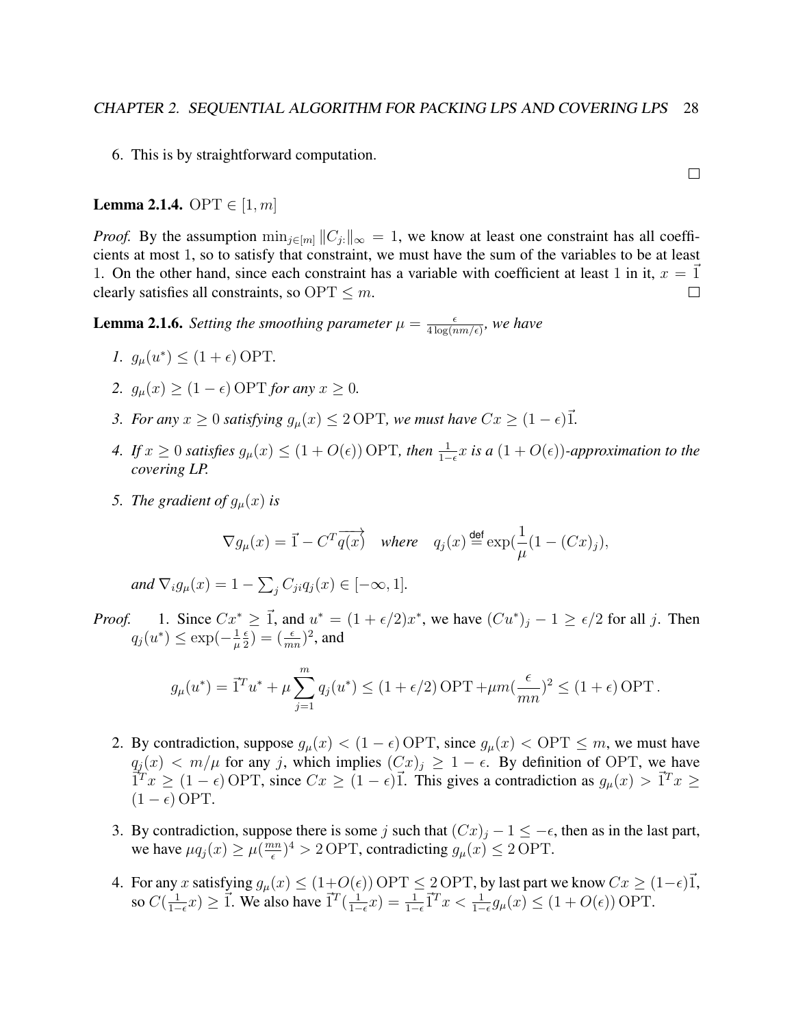6. This is by straightforward computation.

□

**Lemma 2.1.4.** $\mathrm{OPT} \in [1, m]$

*Proof.* By the assumption $\min_{j \in [m]} \|C_{j:}\|_\infty = 1$, we know at least one constraint has all coefficients at most 1, so to satisfy that constraint, we must have the sum of the variables to be at least 1. On the other hand, since each constraint has a variable with coefficient at least 1 in it, $x = \vec{1}$ clearly satisfies all constraints, so $\mathrm{OPT} \leq m$. □

**Lemma 2.1.6.** *Setting the smoothing parameter $\mu = \frac{\epsilon}{4 \log(nm/\epsilon)}$, we have*

1. $g_\mu(u^*) \leq (1 + \epsilon)\,\mathrm{OPT}$.
2. $g_\mu(x) \geq (1 - \epsilon)\,\mathrm{OPT}$ *for any* $x \geq 0$.
3. *For any $x \geq 0$ satisfying $g_\mu(x) \leq 2\,\mathrm{OPT}$, we must have $Cx \geq (1 - \epsilon)\vec{1}$.*
4. *If $x \geq 0$ satisfies $g_\mu(x) \leq (1 + O(\epsilon))\,\mathrm{OPT}$, then $\frac{1}{1-\epsilon}x$ is a $(1 + O(\epsilon))$-approximation to the covering LP.*
5. *The gradient of $g_\mu(x)$ is*

$$\nabla g_\mu(x) = \vec{1} - C^T \overrightarrow{q(x)} \quad \text{where} \quad q_j(x) \stackrel{\mathsf{def}}{=} \exp\left(\frac{1}{\mu}(1 - (Cx)_j)\right),$$

*and* $\nabla_i g_\mu(x) = 1 - \sum_j C_{ji} q_j(x) \in [-\infty, 1]$.

*Proof.*

1. Since $Cx^* \geq \vec{1}$, and $u^* = (1 + \epsilon/2)x^*$, we have $(Cu^*)_j - 1 \geq \epsilon/2$ for all $j$. Then $q_j(u^*) \leq \exp(-\frac{1}{\mu}\frac{\epsilon}{2}) = (\frac{\epsilon}{mn})^2$, and

$$g_\mu(u^*) = \vec{1}^T u^* + \mu \sum_{j=1}^{m} q_j(u^*) \leq (1 + \epsilon/2)\,\mathrm{OPT} + \mu m \left(\frac{\epsilon}{mn}\right)^2 \leq (1 + \epsilon)\,\mathrm{OPT}\,.$$

2. By contradiction, suppose $g_\mu(x) < (1 - \epsilon)\,\mathrm{OPT}$, since $g_\mu(x) < \mathrm{OPT} \leq m$, we must have $q_j(x) < m/\mu$ for any $j$, which implies $(Cx)_j \geq 1 - \epsilon$. By definition of OPT, we have $\vec{1}^T x \geq (1 - \epsilon)\,\mathrm{OPT}$, since $Cx \geq (1 - \epsilon)\vec{1}$. This gives a contradiction as $g_\mu(x) > \vec{1}^T x \geq (1 - \epsilon)\,\mathrm{OPT}$.

3. By contradiction, suppose there is some $j$ such that $(Cx)_j - 1 \leq -\epsilon$, then as in the last part, we have $\mu q_j(x) \geq \mu(\frac{mn}{\epsilon})^4 > 2\,\mathrm{OPT}$, contradicting $g_\mu(x) \leq 2\,\mathrm{OPT}$.

4. For any $x$ satisfying $g_\mu(x) \leq (1 + O(\epsilon))\,\mathrm{OPT} \leq 2\,\mathrm{OPT}$, by last part we know $Cx \geq (1 - \epsilon)\vec{1}$, so $C(\frac{1}{1-\epsilon}x) \geq \vec{1}$. We also have $\vec{1}^T(\frac{1}{1-\epsilon}x) = \frac{1}{1-\epsilon}\vec{1}^T x < \frac{1}{1-\epsilon}g_\mu(x) \leq (1 + O(\epsilon))\,\mathrm{OPT}$.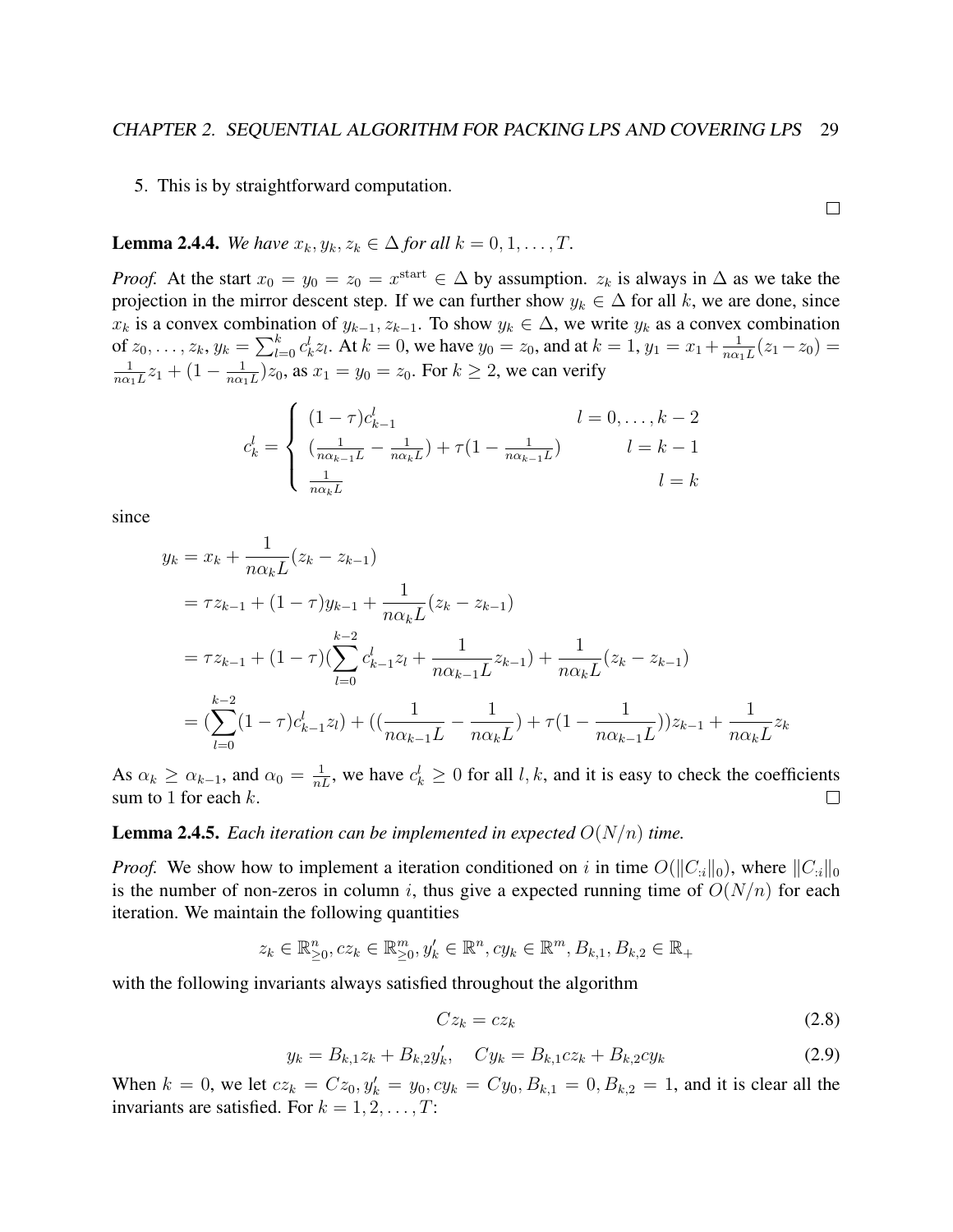5. This is by straightforward computation.

□

**Lemma 2.4.4.** *We have $x_k, y_k, z_k \in \Delta$ for all $k = 0, 1, \ldots, T$.*

*Proof.* At the start $x_0 = y_0 = z_0 = x^{\text{start}} \in \Delta$ by assumption. $z_k$ is always in $\Delta$ as we take the projection in the mirror descent step. If we can further show $y_k \in \Delta$ for all $k$, we are done, since $x_k$ is a convex combination of $y_{k-1}, z_{k-1}$. To show $y_k \in \Delta$, we write $y_k$ as a convex combination of $z_0, \ldots, z_k$, $y_k = \sum_{l=0}^{k} c_k^l z_l$. At $k = 0$, we have $y_0 = z_0$, and at $k = 1$, $y_1 = x_1 + \frac{1}{n\alpha_1 L}(z_1 - z_0) = \frac{1}{n\alpha_1 L} z_1 + (1 - \frac{1}{n\alpha_1 L}) z_0$, as $x_1 = y_0 = z_0$. For $k \geq 2$, we can verify

$$c_k^l = \begin{cases} (1-\tau)c_{k-1}^l & l = 0, \ldots, k-2 \\ (\frac{1}{n\alpha_{k-1}L} - \frac{1}{n\alpha_k L}) + \tau(1 - \frac{1}{n\alpha_{k-1}L}) & l = k-1 \\ \frac{1}{n\alpha_k L} & l = k \end{cases}$$

since

$$\begin{aligned}
y_k &= x_k + \frac{1}{n\alpha_k L}(z_k - z_{k-1}) \\
&= \tau z_{k-1} + (1-\tau) y_{k-1} + \frac{1}{n\alpha_k L}(z_k - z_{k-1}) \\
&= \tau z_{k-1} + (1-\tau)(\sum_{l=0}^{k-2} c_{k-1}^l z_l + \frac{1}{n\alpha_{k-1}L} z_{k-1}) + \frac{1}{n\alpha_k L}(z_k - z_{k-1}) \\
&= (\sum_{l=0}^{k-2}(1-\tau)c_{k-1}^l z_l) + ((\frac{1}{n\alpha_{k-1}L} - \frac{1}{n\alpha_k L}) + \tau(1 - \frac{1}{n\alpha_{k-1}L}))z_{k-1} + \frac{1}{n\alpha_k L} z_k
\end{aligned}$$

As $\alpha_k \geq \alpha_{k-1}$, and $\alpha_0 = \frac{1}{nL}$, we have $c_k^l \geq 0$ for all $l, k$, and it is easy to check the coefficients sum to 1 for each $k$. □

**Lemma 2.4.5.** *Each iteration can be implemented in expected $O(N/n)$ time.*

*Proof.* We show how to implement a iteration conditioned on $i$ in time $O(\|C_{:i}\|_0)$, where $\|C_{:i}\|_0$ is the number of non-zeros in column $i$, thus give a expected running time of $O(N/n)$ for each iteration. We maintain the following quantities

$$z_k \in \mathbb{R}^n_{\geq 0}, cz_k \in \mathbb{R}^m_{\geq 0}, y'_k \in \mathbb{R}^n, cy_k \in \mathbb{R}^m, B_{k,1}, B_{k,2} \in \mathbb{R}_+$$

with the following invariants always satisfied throughout the algorithm

$$Cz_k = cz_k \tag{2.8}$$

$$y_k = B_{k,1} z_k + B_{k,2} y'_k, \quad Cy_k = B_{k,1} cz_k + B_{k,2} cy_k \tag{2.9}$$

When $k = 0$, we let $cz_k = Cz_0, y'_k = y_0, cy_k = Cy_0, B_{k,1} = 0, B_{k,2} = 1$, and it is clear all the invariants are satisfied. For $k = 1, 2, \ldots, T$: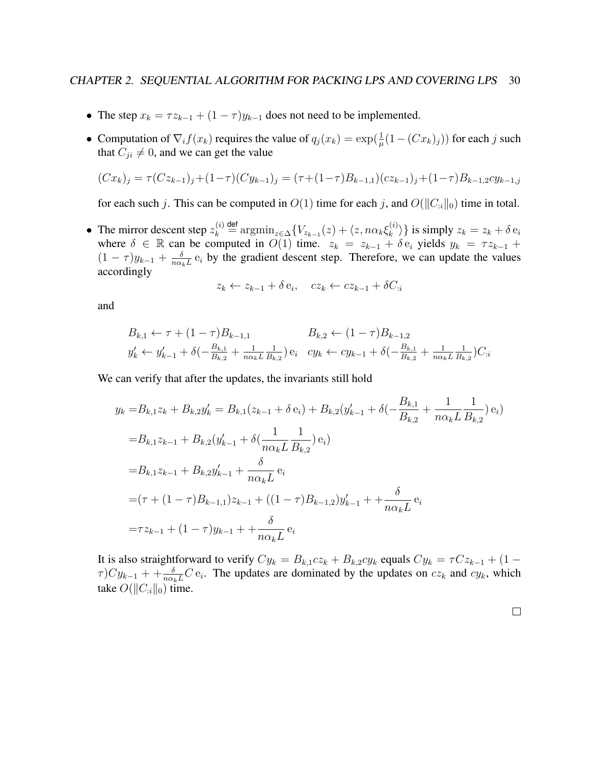- The step $x_k = \tau z_{k-1} + (1-\tau) y_{k-1}$ does not need to be implemented.
- Computation of $\nabla_i f(x_k)$ requires the value of $q_j(x_k) = \exp(\frac{1}{\mu}(1-(Cx_k)_j))$ for each $j$ such that $C_{ji} \neq 0$, and we can get the value

  $$(Cx_k)_j = \tau(Cz_{k-1})_j + (1-\tau)(Cy_{k-1})_j = (\tau + (1-\tau)B_{k-1,1})(cz_{k-1})_j + (1-\tau)B_{k-1,2}cy_{k-1,j}$$

  for each such $j$. This can be computed in $O(1)$ time for each $j$, and $O(\|C_{:i}\|_0)$ time in total.

- The mirror descent step $z_k^{(i)} \stackrel{\text{def}}{=} \operatorname{argmin}_{z\in\Delta}\{V_{z_{k-1}}(z) + \langle z, n\alpha_k \xi_k^{(i)}\rangle\}$ is simply $z_k = z_k + \delta\, \mathrm{e}_i$ where $\delta \in \mathbb{R}$ can be computed in $O(1)$ time. $z_k = z_{k-1} + \delta\, \mathrm{e}_i$ yields $y_k = \tau z_{k-1} + (1-\tau)y_{k-1} + \frac{\delta}{n\alpha_k L}\, \mathrm{e}_i$ by the gradient descent step. Therefore, we can update the values accordingly

  $$z_k \leftarrow z_{k-1} + \delta\, \mathrm{e}_i, \quad cz_k \leftarrow cz_{k-1} + \delta C_{:i}$$

  and

  $$\begin{aligned}
  &B_{k,1} \leftarrow \tau + (1-\tau)B_{k-1,1} && B_{k,2} \leftarrow (1-\tau)B_{k-1,2} \\
  &y'_k \leftarrow y'_{k-1} + \delta\Big(-\frac{B_{k,1}}{B_{k,2}} + \frac{1}{n\alpha_k L}\frac{1}{B_{k,2}}\Big)\, \mathrm{e}_i && cy_k \leftarrow cy_{k-1} + \delta\Big(-\frac{B_{k,1}}{B_{k,2}} + \frac{1}{n\alpha_k L}\frac{1}{B_{k,2}}\Big)C_{:i}
  \end{aligned}$$

  We can verify that after the updates, the invariants still hold

  $$\begin{aligned}
  y_k =& B_{k,1}z_k + B_{k,2}y'_k = B_{k,1}(z_{k-1} + \delta\, \mathrm{e}_i) + B_{k,2}\Big(y'_{k-1} + \delta\Big(-\frac{B_{k,1}}{B_{k,2}} + \frac{1}{n\alpha_k L}\frac{1}{B_{k,2}}\Big)\, \mathrm{e}_i\Big) \\
  =& B_{k,1}z_{k-1} + B_{k,2}\Big(y'_{k-1} + \delta\Big(\frac{1}{n\alpha_k L}\frac{1}{B_{k,2}}\Big)\, \mathrm{e}_i\Big) \\
  =& B_{k,1}z_{k-1} + B_{k,2}y'_{k-1} + \frac{\delta}{n\alpha_k L}\, \mathrm{e}_i \\
  =& (\tau + (1-\tau)B_{k-1,1})z_{k-1} + ((1-\tau)B_{k-1,2})y'_{k-1} + + \frac{\delta}{n\alpha_k L}\, \mathrm{e}_i \\
  =& \tau z_{k-1} + (1-\tau)y_{k-1} + + \frac{\delta}{n\alpha_k L}\, \mathrm{e}_i
  \end{aligned}$$

  It is also straightforward to verify $Cy_k = B_{k,1}cz_k + B_{k,2}cy_k$ equals $Cy_k = \tau Cz_{k-1} + (1-\tau)Cy_{k-1} + + \frac{\delta}{n\alpha_k L}C\, \mathrm{e}_i$. The updates are dominated by the updates on $cz_k$ and $cy_k$, which take $O(\|C_{:i}\|_0)$ time.

□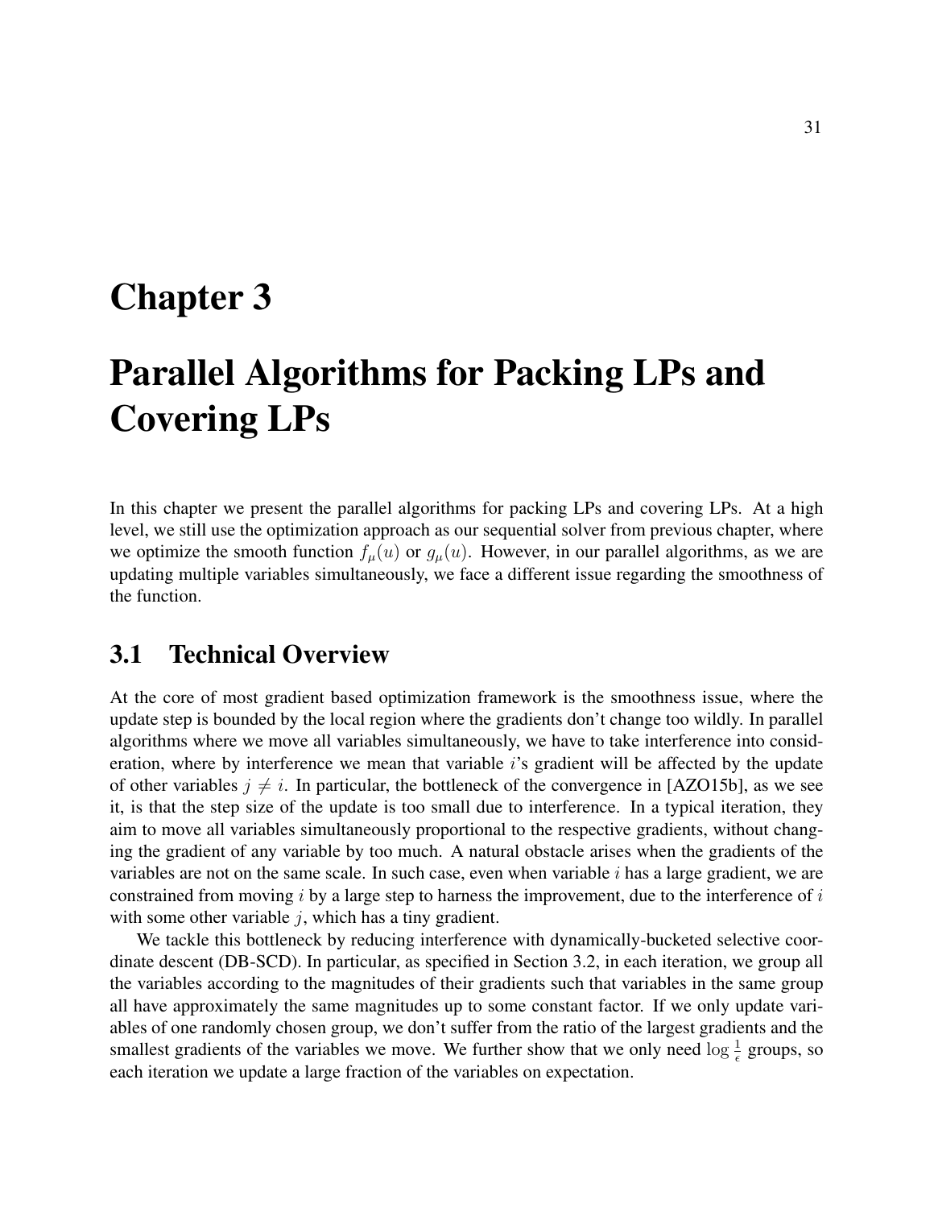# Chapter 3

# Parallel Algorithms for Packing LPs and Covering LPs

In this chapter we present the parallel algorithms for packing LPs and covering LPs. At a high level, we still use the optimization approach as our sequential solver from previous chapter, where we optimize the smooth function $f_\mu(u)$ or $g_\mu(u)$. However, in our parallel algorithms, as we are updating multiple variables simultaneously, we face a different issue regarding the smoothness of the function.

## 3.1 Technical Overview

At the core of most gradient based optimization framework is the smoothness issue, where the update step is bounded by the local region where the gradients don't change too wildly. In parallel algorithms where we move all variables simultaneously, we have to take interference into consideration, where by interference we mean that variable $i$'s gradient will be affected by the update of other variables $j \neq i$. In particular, the bottleneck of the convergence in [AZO15b], as we see it, is that the step size of the update is too small due to interference. In a typical iteration, they aim to move all variables simultaneously proportional to the respective gradients, without changing the gradient of any variable by too much. A natural obstacle arises when the gradients of the variables are not on the same scale. In such case, even when variable $i$ has a large gradient, we are constrained from moving $i$ by a large step to harness the improvement, due to the interference of $i$ with some other variable $j$, which has a tiny gradient.

We tackle this bottleneck by reducing interference with dynamically-bucketed selective coordinate descent (DB-SCD). In particular, as specified in Section 3.2, in each iteration, we group all the variables according to the magnitudes of their gradients such that variables in the same group all have approximately the same magnitudes up to some constant factor. If we only update variables of one randomly chosen group, we don't suffer from the ratio of the largest gradients and the smallest gradients of the variables we move. We further show that we only need $\log \frac{1}{\epsilon}$ groups, so each iteration we update a large fraction of the variables on expectation.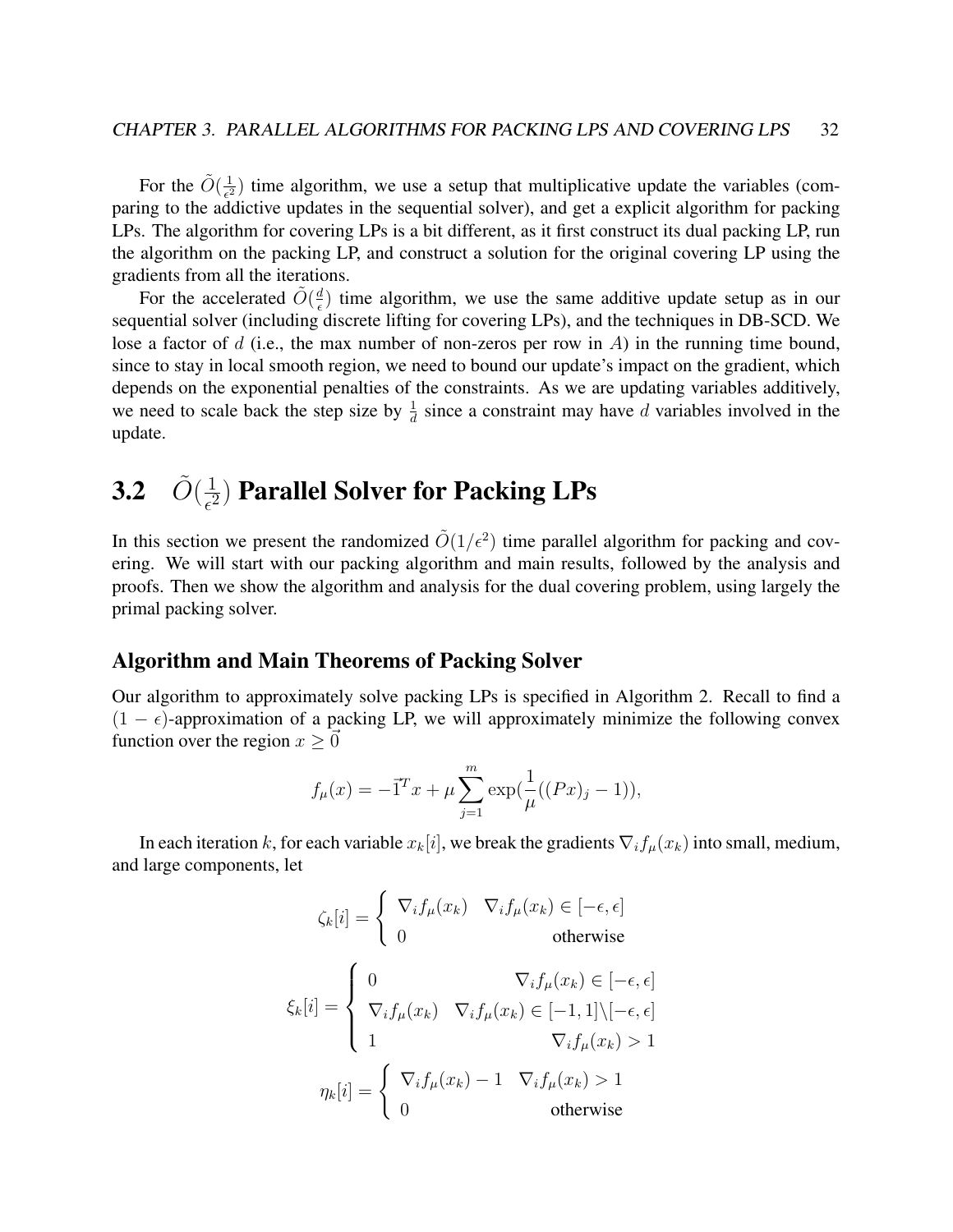For the $\tilde{O}(\frac{1}{\epsilon^2})$ time algorithm, we use a setup that multiplicative update the variables (comparing to the addictive updates in the sequential solver), and get a explicit algorithm for packing LPs. The algorithm for covering LPs is a bit different, as it first construct its dual packing LP, run the algorithm on the packing LP, and construct a solution for the original covering LP using the gradients from all the iterations.

For the accelerated $\tilde{O}(\frac{d}{\epsilon})$ time algorithm, we use the same additive update setup as in our sequential solver (including discrete lifting for covering LPs), and the techniques in DB-SCD. We lose a factor of $d$ (i.e., the max number of non-zeros per row in $A$) in the running time bound, since to stay in local smooth region, we need to bound our update's impact on the gradient, which depends on the exponential penalties of the constraints. As we are updating variables additively, we need to scale back the step size by $\frac{1}{d}$ since a constraint may have $d$ variables involved in the update.

## 3.2 $\tilde{O}(\frac{1}{\epsilon^2})$ Parallel Solver for Packing LPs

In this section we present the randomized $\tilde{O}(1/\epsilon^2)$ time parallel algorithm for packing and covering. We will start with our packing algorithm and main results, followed by the analysis and proofs. Then we show the algorithm and analysis for the dual covering problem, using largely the primal packing solver.

### Algorithm and Main Theorems of Packing Solver

Our algorithm to approximately solve packing LPs is specified in Algorithm 2. Recall to find a $(1-\epsilon)$-approximation of a packing LP, we will approximately minimize the following convex function over the region $x \geq \vec{0}$

$$f_\mu(x) = -\vec{1}^T x + \mu \sum_{j=1}^{m} \exp(\frac{1}{\mu}((Px)_j - 1)),$$

In each iteration $k$, for each variable $x_k[i]$, we break the gradients $\nabla_i f_\mu(x_k)$ into small, medium, and large components, let

$$\zeta_k[i] = \begin{cases} \nabla_i f_\mu(x_k) & \nabla_i f_\mu(x_k) \in [-\epsilon, \epsilon] \\ 0 & \text{otherwise} \end{cases}$$

$$\xi_k[i] = \begin{cases} 0 & \nabla_i f_\mu(x_k) \in [-\epsilon, \epsilon] \\ \nabla_i f_\mu(x_k) & \nabla_i f_\mu(x_k) \in [-1, 1] \backslash [-\epsilon, \epsilon] \\ 1 & \nabla_i f_\mu(x_k) > 1 \end{cases}$$

$$\eta_k[i] = \begin{cases} \nabla_i f_\mu(x_k) - 1 & \nabla_i f_\mu(x_k) > 1 \\ 0 & \text{otherwise} \end{cases}$$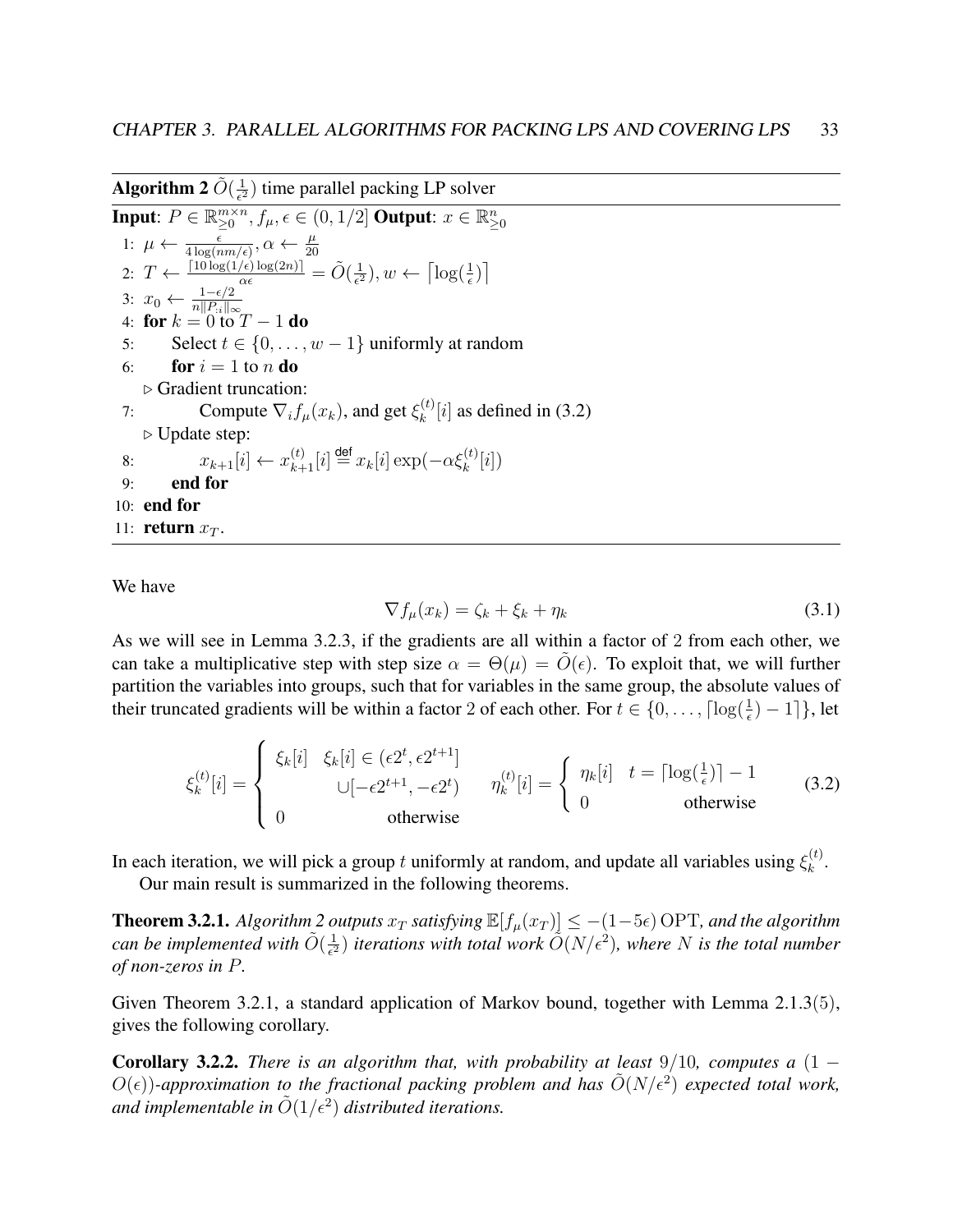**Algorithm 2** $\tilde{O}(\frac{1}{\epsilon^2})$ time parallel packing LP solver

**Input**: $P \in \mathbb{R}_{\geq 0}^{m \times n}, f_\mu, \epsilon \in (0, 1/2]$ **Output**: $x \in \mathbb{R}_{\geq 0}^n$

1: $\mu \leftarrow \frac{\epsilon}{4\log(nm/\epsilon)}, \alpha \leftarrow \frac{\mu}{20}$
2: $T \leftarrow \frac{\lceil 10 \log(1/\epsilon) \log(2n) \rceil}{\alpha\epsilon} = \tilde{O}(\frac{1}{\epsilon^2}), w \leftarrow \lceil \log(\frac{1}{\epsilon}) \rceil$
3: $x_0 \leftarrow \frac{1-\epsilon/2}{n\|P_{:i}\|_\infty}$
4: **for** $k = 0$ to $T - 1$ **do**
5: Select $t \in \{0, \ldots, w-1\}$ uniformly at random
6: **for** $i = 1$ to $n$ **do**
▷ Gradient truncation:
7: Compute $\nabla_i f_\mu(x_k)$, and get $\xi_k^{(t)}[i]$ as defined in (3.2)
▷ Update step:
8: $x_{k+1}[i] \leftarrow x_{k+1}^{(t)}[i] \stackrel{\text{def}}{=} x_k[i] \exp(-\alpha \xi_k^{(t)}[i])$
9: **end for**
10: **end for**
11: **return** $x_T$.

We have

$$\nabla f_\mu(x_k) = \zeta_k + \xi_k + \eta_k \tag{3.1}$$

As we will see in Lemma 3.2.3, if the gradients are all within a factor of 2 from each other, we can take a multiplicative step with step size $\alpha = \Theta(\mu) = \tilde{O}(\epsilon)$. To exploit that, we will further partition the variables into groups, such that for variables in the same group, the absolute values of their truncated gradients will be within a factor 2 of each other. For $t \in \{0, \ldots, \lceil \log(\frac{1}{\epsilon}) - 1 \rceil\}$, let

$$\xi_k^{(t)}[i] = \begin{cases} \xi_k[i] & \xi_k[i] \in (\epsilon 2^t, \epsilon 2^{t+1}] \\ & \quad \cup [-\epsilon 2^{t+1}, -\epsilon 2^t) \\ 0 & \text{otherwise} \end{cases} \qquad \eta_k^{(t)}[i] = \begin{cases} \eta_k[i] & t = \lceil \log(\frac{1}{\epsilon}) \rceil - 1 \\ 0 & \text{otherwise} \end{cases} \tag{3.2}$$

In each iteration, we will pick a group $t$ uniformly at random, and update all variables using $\xi_k^{(t)}$.

Our main result is summarized in the following theorems.

**Theorem 3.2.1.** *Algorithm 2 outputs $x_T$ satisfying $\mathbb{E}[f_\mu(x_T)] \leq -(1-5\epsilon)\,\mathrm{OPT}$, and the algorithm can be implemented with $\tilde{O}(\frac{1}{\epsilon^2})$ iterations with total work $\tilde{O}(N/\epsilon^2)$, where $N$ is the total number of non-zeros in $P$.*

Given Theorem 3.2.1, a standard application of Markov bound, together with Lemma 2.1.3(5), gives the following corollary.

**Corollary 3.2.2.** *There is an algorithm that, with probability at least $9/10$, computes a $(1 - O(\epsilon))$-approximation to the fractional packing problem and has $\tilde{O}(N/\epsilon^2)$ expected total work, and implementable in $\tilde{O}(1/\epsilon^2)$ distributed iterations.*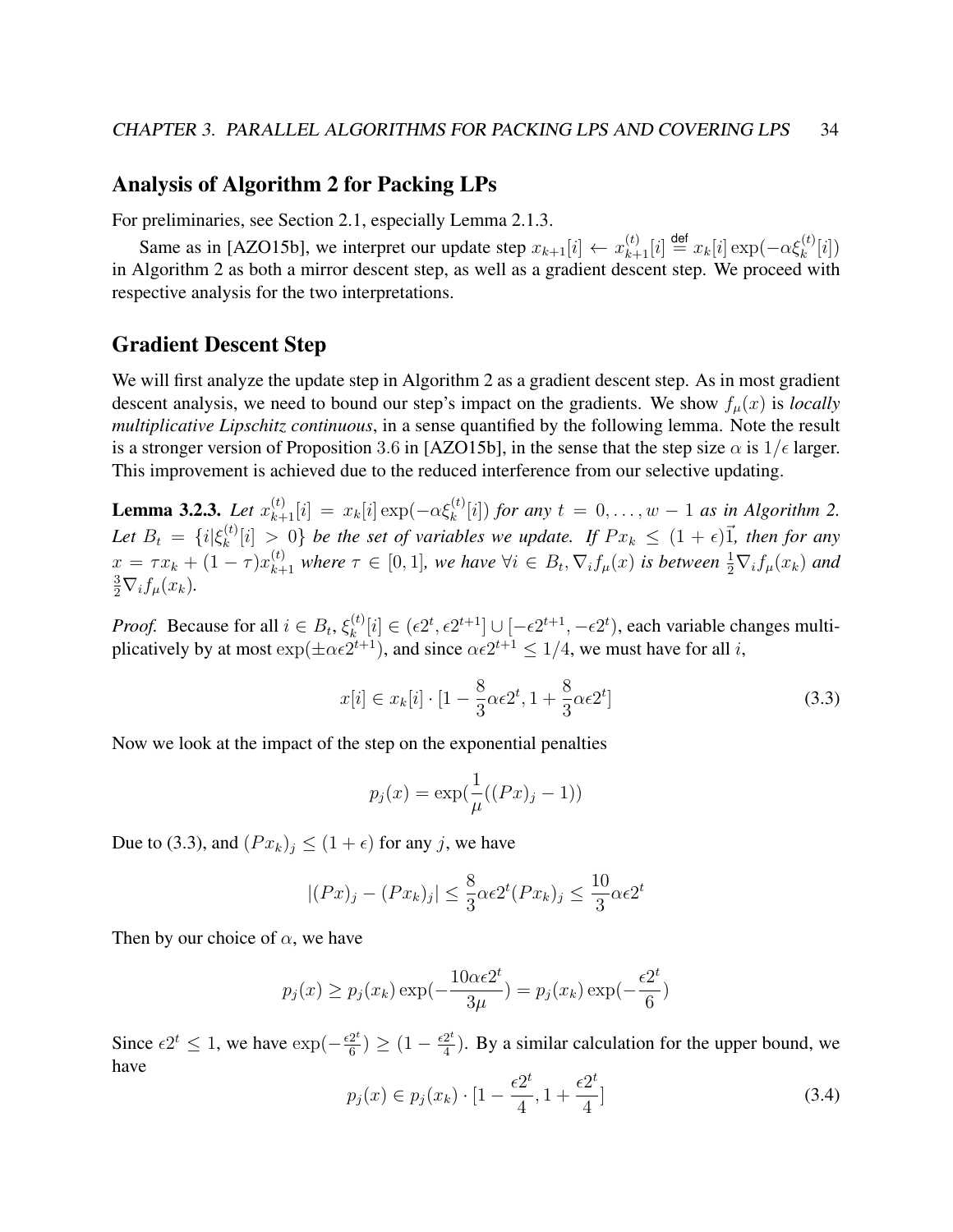## Analysis of Algorithm 2 for Packing LPs

For preliminaries, see Section 2.1, especially Lemma 2.1.3.

Same as in [AZO15b], we interpret our update step $x_{k+1}[i] \leftarrow x_{k+1}^{(t)}[i] \stackrel{\text{def}}{=} x_k[i]\exp(-\alpha\xi_k^{(t)}[i])$ in Algorithm 2 as both a mirror descent step, as well as a gradient descent step. We proceed with respective analysis for the two interpretations.

## Gradient Descent Step

We will first analyze the update step in Algorithm 2 as a gradient descent step. As in most gradient descent analysis, we need to bound our step's impact on the gradients. We show $f_\mu(x)$ is *locally multiplicative Lipschitz continuous*, in a sense quantified by the following lemma. Note the result is a stronger version of Proposition 3.6 in [AZO15b], in the sense that the step size $\alpha$ is $1/\epsilon$ larger. This improvement is achieved due to the reduced interference from our selective updating.

**Lemma 3.2.3.** *Let $x_{k+1}^{(t)}[i] = x_k[i]\exp(-\alpha\xi_k^{(t)}[i])$ for any $t = 0, \ldots, w-1$ as in Algorithm 2. Let $B_t = \{i|\xi_k^{(t)}[i] > 0\}$ be the set of variables we update. If $Px_k \leq (1+\epsilon)\vec{1}$, then for any $x = \tau x_k + (1-\tau)x_{k+1}^{(t)}$ where $\tau \in [0,1]$, we have $\forall i \in B_t, \nabla_i f_\mu(x)$ is between $\frac{1}{2}\nabla_i f_\mu(x_k)$ and $\frac{3}{2}\nabla_i f_\mu(x_k)$.*

*Proof.* Because for all $i \in B_t$, $\xi_k^{(t)}[i] \in (\epsilon 2^t, \epsilon 2^{t+1}] \cup [-\epsilon 2^{t+1}, -\epsilon 2^t)$, each variable changes multiplicatively by at most $\exp(\pm\alpha\epsilon 2^{t+1})$, and since $\alpha\epsilon 2^{t+1} \leq 1/4$, we must have for all $i$,

$$x[i] \in x_k[i] \cdot [1 - \frac{8}{3}\alpha\epsilon 2^t, 1 + \frac{8}{3}\alpha\epsilon 2^t] \tag{3.3}$$

Now we look at the impact of the step on the exponential penalties

$$p_j(x) = \exp(\frac{1}{\mu}((Px)_j - 1))$$

Due to (3.3), and $(Px_k)_j \leq (1+\epsilon)$ for any $j$, we have

$$|(Px)_j - (Px_k)_j| \leq \frac{8}{3}\alpha\epsilon 2^t (Px_k)_j \leq \frac{10}{3}\alpha\epsilon 2^t$$

Then by our choice of $\alpha$, we have

$$p_j(x) \geq p_j(x_k)\exp(-\frac{10\alpha\epsilon 2^t}{3\mu}) = p_j(x_k)\exp(-\frac{\epsilon 2^t}{6})$$

Since $\epsilon 2^t \leq 1$, we have $\exp(-\frac{\epsilon 2^t}{6}) \geq (1 - \frac{\epsilon 2^t}{4})$. By a similar calculation for the upper bound, we have

$$p_j(x) \in p_j(x_k) \cdot [1 - \frac{\epsilon 2^t}{4}, 1 + \frac{\epsilon 2^t}{4}] \tag{3.4}$$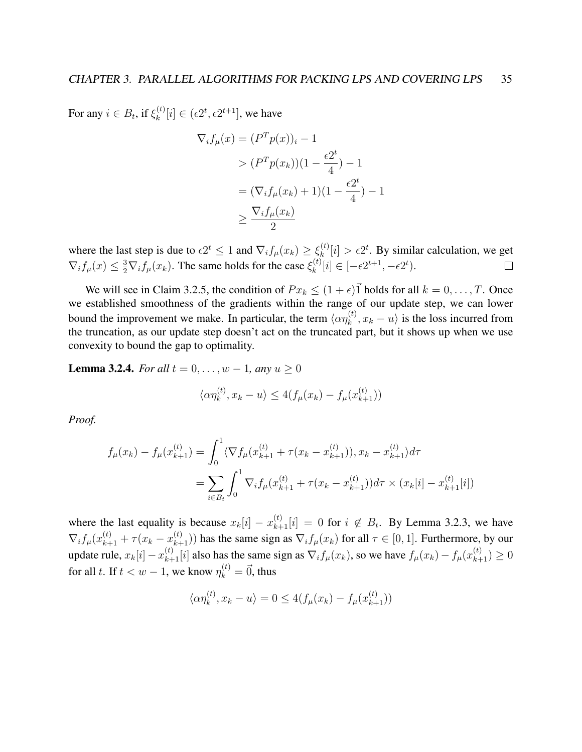For any $i \in B_t$, if $\xi_k^{(t)}[i] \in (\epsilon 2^t, \epsilon 2^{t+1}]$, we have

$$
\begin{aligned}
\nabla_i f_\mu(x) &= (P^T p(x))_i - 1 \\
&> (P^T p(x_k))(1 - \frac{\epsilon 2^t}{4}) - 1 \\
&= (\nabla_i f_\mu(x_k) + 1)(1 - \frac{\epsilon 2^t}{4}) - 1 \\
&\geq \frac{\nabla_i f_\mu(x_k)}{2}
\end{aligned}
$$

where the last step is due to $\epsilon 2^t \leq 1$ and $\nabla_i f_\mu(x_k) \geq \xi_k^{(t)}[i] > \epsilon 2^t$. By similar calculation, we get $\nabla_i f_\mu(x) \leq \frac{3}{2} \nabla_i f_\mu(x_k)$. The same holds for the case $\xi_k^{(t)}[i] \in [-\epsilon 2^{t+1}, -\epsilon 2^t)$. □

We will see in Claim 3.2.5, the condition of $Px_k \leq (1+\epsilon)\vec{1}$ holds for all $k = 0, \ldots, T$. Once we established smoothness of the gradients within the range of our update step, we can lower bound the improvement we make. In particular, the term $\langle \alpha \eta_k^{(t)}, x_k - u \rangle$ is the loss incurred from the truncation, as our update step doesn't act on the truncated part, but it shows up when we use convexity to bound the gap to optimality.

**Lemma 3.2.4.** *For all $t = 0, \ldots, w-1$, any $u \geq 0$*

$$
\langle \alpha \eta_k^{(t)}, x_k - u \rangle \leq 4(f_\mu(x_k) - f_\mu(x_{k+1}^{(t)}))
$$

*Proof.*

$$
\begin{aligned}
f_\mu(x_k) - f_\mu(x_{k+1}^{(t)}) &= \int_0^1 \langle \nabla f_\mu(x_{k+1}^{(t)} + \tau(x_k - x_{k+1}^{(t)})), x_k - x_{k+1}^{(t)} \rangle d\tau \\
&= \sum_{i \in B_t} \int_0^1 \nabla_i f_\mu(x_{k+1}^{(t)} + \tau(x_k - x_{k+1}^{(t)})) d\tau \times (x_k[i] - x_{k+1}^{(t)}[i])
\end{aligned}
$$

where the last equality is because $x_k[i] - x_{k+1}^{(t)}[i] = 0$ for $i \notin B_t$. By Lemma 3.2.3, we have $\nabla_i f_\mu(x_{k+1}^{(t)} + \tau(x_k - x_{k+1}^{(t)}))$ has the same sign as $\nabla_i f_\mu(x_k)$ for all $\tau \in [0,1]$. Furthermore, by our update rule, $x_k[i] - x_{k+1}^{(t)}[i]$ also has the same sign as $\nabla_i f_\mu(x_k)$, so we have $f_\mu(x_k) - f_\mu(x_{k+1}^{(t)}) \geq 0$ for all $t$. If $t < w-1$, we know $\eta_k^{(t)} = \vec{0}$, thus

$$
\langle \alpha \eta_k^{(t)}, x_k - u \rangle = 0 \leq 4(f_\mu(x_k) - f_\mu(x_{k+1}^{(t)}))
$$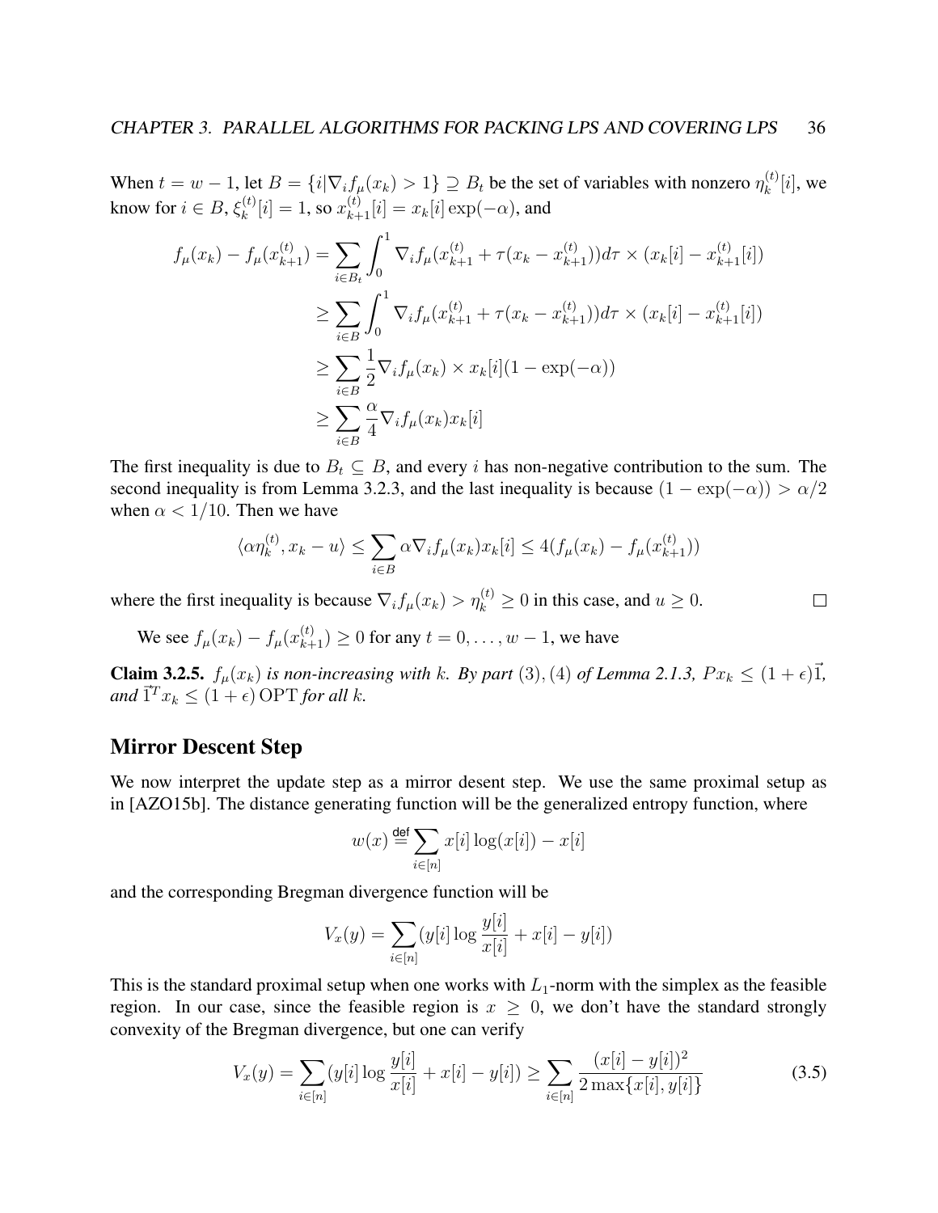When $t = w-1$, let $B = \{i | \nabla_i f_\mu(x_k) > 1\} \supseteq B_t$ be the set of variables with nonzero $\eta_k^{(t)}[i]$, we know for $i \in B$, $\xi_k^{(t)}[i] = 1$, so $x_{k+1}^{(t)}[i] = x_k[i]\exp(-\alpha)$, and

$$
\begin{aligned}
f_\mu(x_k) - f_\mu(x_{k+1}^{(t)}) &= \sum_{i \in B_t} \int_0^1 \nabla_i f_\mu(x_{k+1}^{(t)} + \tau(x_k - x_{k+1}^{(t)})) d\tau \times (x_k[i] - x_{k+1}^{(t)}[i]) \\
&\geq \sum_{i \in B} \int_0^1 \nabla_i f_\mu(x_{k+1}^{(t)} + \tau(x_k - x_{k+1}^{(t)})) d\tau \times (x_k[i] - x_{k+1}^{(t)}[i]) \\
&\geq \sum_{i \in B} \frac{1}{2} \nabla_i f_\mu(x_k) \times x_k[i](1 - \exp(-\alpha)) \\
&\geq \sum_{i \in B} \frac{\alpha}{4} \nabla_i f_\mu(x_k) x_k[i]
\end{aligned}
$$

The first inequality is due to $B_t \subseteq B$, and every $i$ has non-negative contribution to the sum. The second inequality is from Lemma 3.2.3, and the last inequality is because $(1 - \exp(-\alpha)) > \alpha/2$ when $\alpha < 1/10$. Then we have

$$
\langle \alpha \eta_k^{(t)}, x_k - u \rangle \leq \sum_{i \in B} \alpha \nabla_i f_\mu(x_k) x_k[i] \leq 4(f_\mu(x_k) - f_\mu(x_{k+1}^{(t)}))
$$

where the first inequality is because $\nabla_i f_\mu(x_k) > \eta_k^{(t)} \geq 0$ in this case, and $u \geq 0$. □

We see $f_\mu(x_k) - f_\mu(x_{k+1}^{(t)}) \geq 0$ for any $t = 0, \dots, w-1$, we have

**Claim 3.2.5.** *$f_\mu(x_k)$ is non-increasing with $k$. By part $(3), (4)$ of Lemma 2.1.3, $Px_k \leq (1+\epsilon)\vec{1}$, and $\vec{1}^T x_k \leq (1+\epsilon)\,\mathrm{OPT}$ for all $k$.*

## Mirror Descent Step

We now interpret the update step as a mirror desent step. We use the same proximal setup as in [AZO15b]. The distance generating function will be the generalized entropy function, where

$$
w(x) \stackrel{\mathsf{def}}{=} \sum_{i \in [n]} x[i] \log(x[i]) - x[i]
$$

and the corresponding Bregman divergence function will be

$$
V_x(y) = \sum_{i \in [n]} (y[i] \log \frac{y[i]}{x[i]} + x[i] - y[i])
$$

This is the standard proximal setup when one works with $L_1$-norm with the simplex as the feasible region. In our case, since the feasible region is $x \geq 0$, we don't have the standard strongly convexity of the Bregman divergence, but one can verify

$$
V_x(y) = \sum_{i \in [n]} (y[i] \log \frac{y[i]}{x[i]} + x[i] - y[i]) \geq \sum_{i \in [n]} \frac{(x[i] - y[i])^2}{2 \max\{x[i], y[i]\}} \tag{3.5}
$$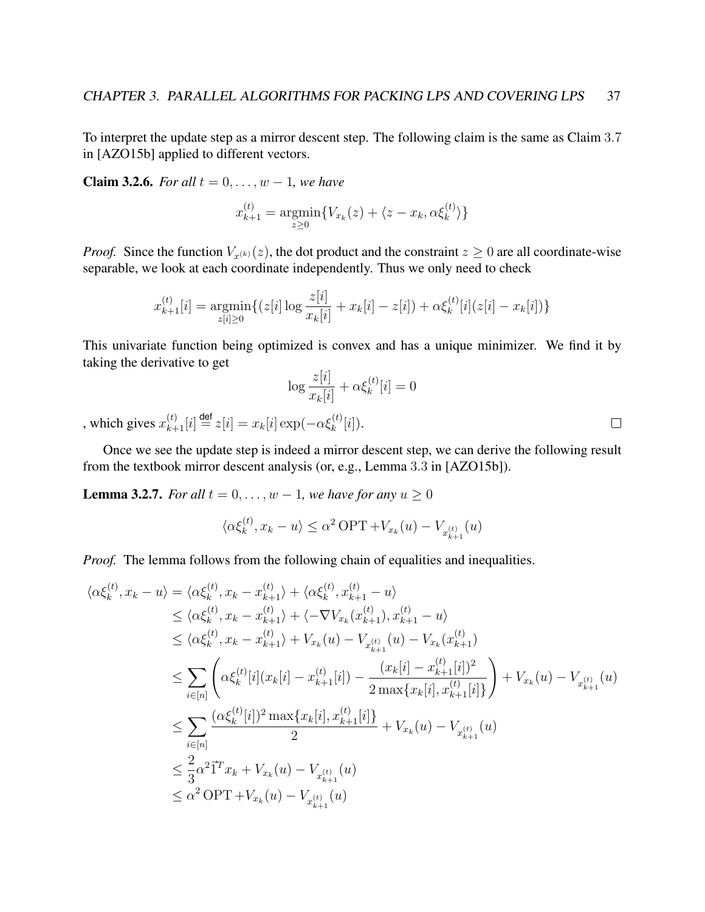To interpret the update step as a mirror descent step. The following claim is the same as Claim 3.7 in [AZO15b] applied to different vectors.

**Claim 3.2.6.** *For all $t = 0, \dots, w-1$, we have*

$$x_{k+1}^{(t)} = \operatorname*{argmin}_{z \geq 0} \{V_{x_k}(z) + \langle z - x_k, \alpha \xi_k^{(t)} \rangle\}$$

*Proof.* Since the function $V_{x^{(k)}}(z)$, the dot product and the constraint $z \geq 0$ are all coordinate-wise separable, we look at each coordinate independently. Thus we only need to check

$$x_{k+1}^{(t)}[i] = \operatorname*{argmin}_{z[i] \geq 0} \{(z[i] \log \frac{z[i]}{x_k[i]} + x_k[i] - z[i]) + \alpha \xi_k^{(t)}[i](z[i] - x_k[i])\}$$

This univariate function being optimized is convex and has a unique minimizer. We find it by taking the derivative to get

$$\log \frac{z[i]}{x_k[i]} + \alpha \xi_k^{(t)}[i] = 0$$

, which gives $x_{k+1}^{(t)}[i] \stackrel{\text{def}}{=} z[i] = x_k[i] \exp(-\alpha \xi_k^{(t)}[i])$. □

Once we see the update step is indeed a mirror descent step, we can derive the following result from the textbook mirror descent analysis (or, e.g., Lemma 3.3 in [AZO15b]).

**Lemma 3.2.7.** *For all $t = 0, \dots, w-1$, we have for any $u \geq 0$*

$$\langle \alpha \xi_k^{(t)}, x_k - u \rangle \leq \alpha^2 \,\mathrm{OPT} + V_{x_k}(u) - V_{x_{k+1}^{(t)}}(u)$$

*Proof.* The lemma follows from the following chain of equalities and inequalities.

$$\begin{aligned}
\langle \alpha \xi_k^{(t)}, x_k - u \rangle &= \langle \alpha \xi_k^{(t)}, x_k - x_{k+1}^{(t)} \rangle + \langle \alpha \xi_k^{(t)}, x_{k+1}^{(t)} - u \rangle \\
&\leq \langle \alpha \xi_k^{(t)}, x_k - x_{k+1}^{(t)} \rangle + \langle -\nabla V_{x_k}(x_{k+1}^{(t)}), x_{k+1}^{(t)} - u \rangle \\
&\leq \langle \alpha \xi_k^{(t)}, x_k - x_{k+1}^{(t)} \rangle + V_{x_k}(u) - V_{x_{k+1}^{(t)}}(u) - V_{x_k}(x_{k+1}^{(t)}) \\
&\leq \sum_{i \in [n]} \left( \alpha \xi_k^{(t)}[i](x_k[i] - x_{k+1}^{(t)}[i]) - \frac{(x_k[i] - x_{k+1}^{(t)}[i])^2}{2 \max\{x_k[i], x_{k+1}^{(t)}[i]\}} \right) + V_{x_k}(u) - V_{x_{k+1}^{(t)}}(u) \\
&\leq \sum_{i \in [n]} \frac{(\alpha \xi_k^{(t)}[i])^2 \max\{x_k[i], x_{k+1}^{(t)}[i]\}}{2} + V_{x_k}(u) - V_{x_{k+1}^{(t)}}(u) \\
&\leq \frac{2}{3} \alpha^2 \vec{1}^T x_k + V_{x_k}(u) - V_{x_{k+1}^{(t)}}(u) \\
&\leq \alpha^2 \,\mathrm{OPT} + V_{x_k}(u) - V_{x_{k+1}^{(t)}}(u)
\end{aligned}$$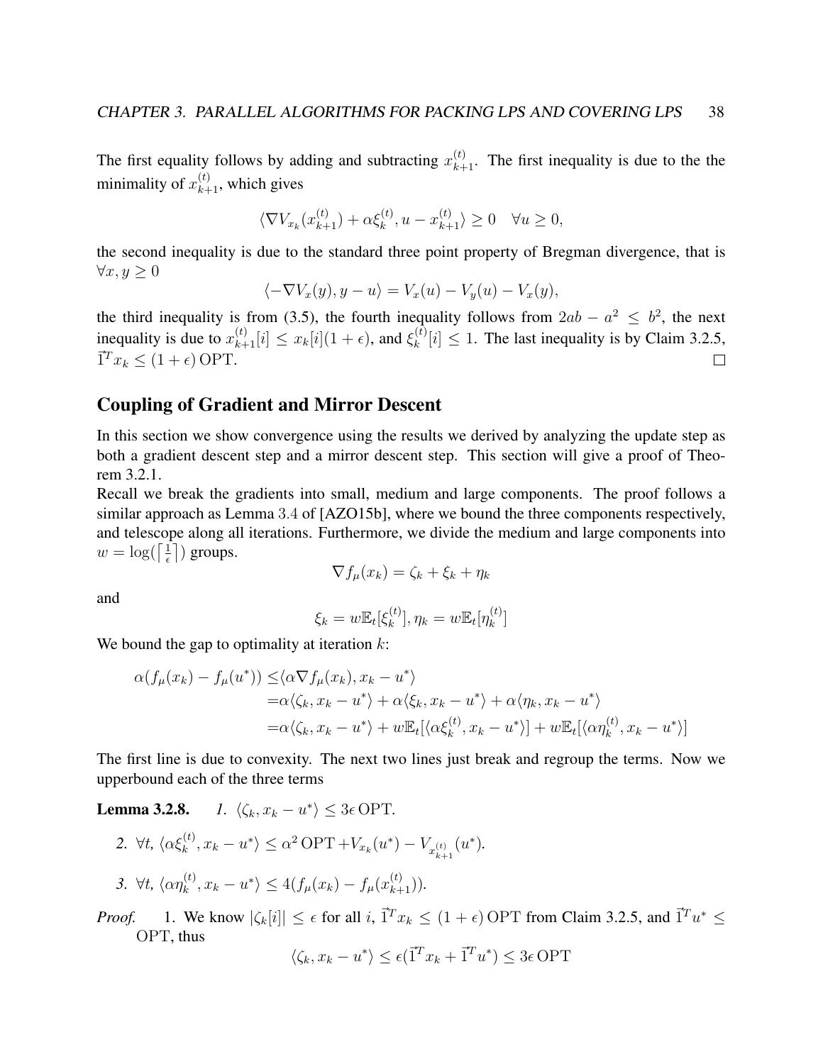The first equality follows by adding and subtracting $x_{k+1}^{(t)}$. The first inequality is due to the the minimality of $x_{k+1}^{(t)}$, which gives

$$\langle \nabla V_{x_k}(x_{k+1}^{(t)}) + \alpha \xi_k^{(t)}, u - x_{k+1}^{(t)} \rangle \geq 0 \quad \forall u \geq 0,$$

the second inequality is due to the standard three point property of Bregman divergence, that is $\forall x, y \geq 0$

$$\langle -\nabla V_x(y), y - u \rangle = V_x(u) - V_y(u) - V_x(y),$$

the third inequality is from (3.5), the fourth inequality follows from $2ab - a^2 \leq b^2$, the next inequality is due to $x_{k+1}^{(t)}[i] \leq x_k[i](1+\epsilon)$, and $\xi_k^{(t)}[i] \leq 1$. The last inequality is by Claim 3.2.5, $\vec{1}^T x_k \leq (1+\epsilon)\,\mathrm{OPT}$. □

## Coupling of Gradient and Mirror Descent

In this section we show convergence using the results we derived by analyzing the update step as both a gradient descent step and a mirror descent step. This section will give a proof of Theorem 3.2.1.

Recall we break the gradients into small, medium and large components. The proof follows a similar approach as Lemma 3.4 of [AZO15b], where we bound the three components respectively, and telescope along all iterations. Furthermore, we divide the medium and large components into $w = \log(\lceil \frac{1}{\epsilon} \rceil)$ groups.

$$\nabla f_\mu(x_k) = \zeta_k + \xi_k + \eta_k$$

and

$$\xi_k = w\mathbb{E}_t[\xi_k^{(t)}], \eta_k = w\mathbb{E}_t[\eta_k^{(t)}]$$

We bound the gap to optimality at iteration $k$:

$$\begin{aligned}
\alpha(f_\mu(x_k) - f_\mu(u^*)) \leq& \langle \alpha \nabla f_\mu(x_k), x_k - u^* \rangle \\
=& \alpha\langle \zeta_k, x_k - u^* \rangle + \alpha\langle \xi_k, x_k - u^* \rangle + \alpha\langle \eta_k, x_k - u^* \rangle \\
=& \alpha\langle \zeta_k, x_k - u^* \rangle + w\mathbb{E}_t[\langle \alpha\xi_k^{(t)}, x_k - u^* \rangle] + w\mathbb{E}_t[\langle \alpha\eta_k^{(t)}, x_k - u^* \rangle]
\end{aligned}$$

The first line is due to convexity. The next two lines just break and regroup the terms. Now we upperbound each of the three terms

**Lemma 3.2.8.** *1. $\langle \zeta_k, x_k - u^* \rangle \leq 3\epsilon\,\mathrm{OPT}$.*

*2. $\forall t$, $\langle \alpha\xi_k^{(t)}, x_k - u^* \rangle \leq \alpha^2\,\mathrm{OPT} + V_{x_k}(u^*) - V_{x_{k+1}^{(t)}}(u^*)$.*

*3. $\forall t$, $\langle \alpha\eta_k^{(t)}, x_k - u^* \rangle \leq 4(f_\mu(x_k) - f_\mu(x_{k+1}^{(t)}))$.*

*Proof.* 1. We know $|\zeta_k[i]| \leq \epsilon$ for all $i$, $\vec{1}^T x_k \leq (1+\epsilon)\,\mathrm{OPT}$ from Claim 3.2.5, and $\vec{1}^T u^* \leq \mathrm{OPT}$, thus

$$\langle \zeta_k, x_k - u^* \rangle \leq \epsilon(\vec{1}^T x_k + \vec{1}^T u^*) \leq 3\epsilon\,\mathrm{OPT}$$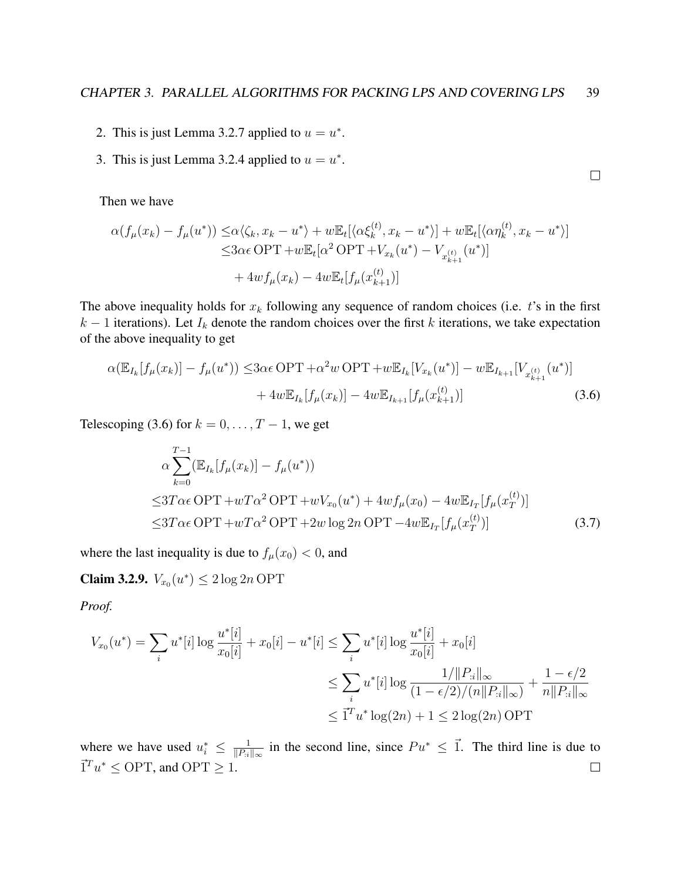2. This is just Lemma 3.2.7 applied to $u = u^*$.
3. This is just Lemma 3.2.4 applied to $u = u^*$.

$\square$

Then we have

$$
\begin{aligned}
\alpha(f_\mu(x_k) - f_\mu(u^*)) \leq& \alpha\langle \zeta_k, x_k - u^*\rangle + w\mathbb{E}_t[\langle \alpha\xi_k^{(t)}, x_k - u^*\rangle] + w\mathbb{E}_t[\langle \alpha\eta_k^{(t)}, x_k - u^*\rangle] \\
\leq& 3\alpha\epsilon \operatorname{OPT} + w\mathbb{E}_t[\alpha^2 \operatorname{OPT} + V_{x_k}(u^*) - V_{x_{k+1}^{(t)}}(u^*)] \\
&+ 4wf_\mu(x_k) - 4w\mathbb{E}_t[f_\mu(x_{k+1}^{(t)})]
\end{aligned}
$$

The above inequality holds for $x_k$ following any sequence of random choices (i.e. $t$'s in the first $k-1$ iterations). Let $I_k$ denote the random choices over the first $k$ iterations, we take expectation of the above inequality to get

$$
\begin{aligned}
\alpha(\mathbb{E}_{I_k}[f_\mu(x_k)] - f_\mu(u^*)) \leq& 3\alpha\epsilon \operatorname{OPT} + \alpha^2 w \operatorname{OPT} + w\mathbb{E}_{I_k}[V_{x_k}(u^*)] - w\mathbb{E}_{I_{k+1}}[V_{x_{k+1}^{(t)}}(u^*)] \\
&+ 4w\mathbb{E}_{I_k}[f_\mu(x_k)] - 4w\mathbb{E}_{I_{k+1}}[f_\mu(x_{k+1}^{(t)})]
\end{aligned} \tag{3.6}
$$

Telescoping (3.6) for $k = 0, \ldots, T-1$, we get

$$
\begin{aligned}
&\alpha\sum_{k=0}^{T-1}(\mathbb{E}_{I_k}[f_\mu(x_k)] - f_\mu(u^*)) \\
\leq& 3T\alpha\epsilon \operatorname{OPT} + wT\alpha^2 \operatorname{OPT} + wV_{x_0}(u^*) + 4wf_\mu(x_0) - 4w\mathbb{E}_{I_T}[f_\mu(x_T^{(t)})] \\
\leq& 3T\alpha\epsilon \operatorname{OPT} + wT\alpha^2 \operatorname{OPT} + 2w\log 2n \operatorname{OPT} - 4w\mathbb{E}_{I_T}[f_\mu(x_T^{(t)})]
\end{aligned} \tag{3.7}
$$

where the last inequality is due to $f_\mu(x_0) < 0$, and

**Claim 3.2.9.** $V_{x_0}(u^*) \leq 2\log 2n \operatorname{OPT}$

*Proof.*

$$
\begin{aligned}
V_{x_0}(u^*) = \sum_i u^*[i]\log\frac{u^*[i]}{x_0[i]} + x_0[i] - u^*[i] \leq& \sum_i u^*[i]\log\frac{u^*[i]}{x_0[i]} + x_0[i] \\
\leq& \sum_i u^*[i]\log\frac{1/\|P_{:i}\|_\infty}{(1-\epsilon/2)/(n\|P_{:i}\|_\infty)} + \frac{1-\epsilon/2}{n\|P_{:i}\|_\infty} \\
\leq& \vec{1}^T u^* \log(2n) + 1 \leq 2\log(2n) \operatorname{OPT}
\end{aligned}
$$

where we have used $u_i^* \leq \frac{1}{\|P_{:i}\|_\infty}$ in the second line, since $Pu^* \leq \vec{1}$. The third line is due to $\vec{1}^T u^* \leq \operatorname{OPT}$, and $\operatorname{OPT} \geq 1$. $\square$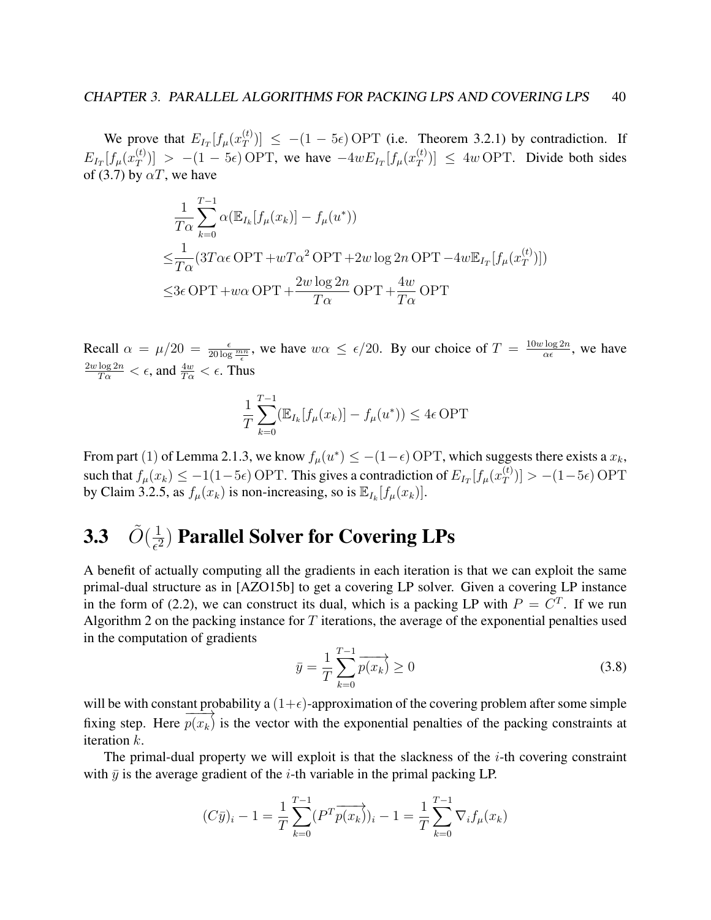We prove that $E_{I_T}[f_\mu(x_T^{(t)})] \leq -(1-5\epsilon)\,\mathrm{OPT}$ (i.e. Theorem 3.2.1) by contradiction. If $E_{I_T}[f_\mu(x_T^{(t)})] > -(1-5\epsilon)\,\mathrm{OPT}$, we have $-4wE_{I_T}[f_\mu(x_T^{(t)})] \leq 4w\,\mathrm{OPT}$. Divide both sides of (3.7) by $\alpha T$, we have

$$
\begin{aligned}
&\frac{1}{T\alpha}\sum_{k=0}^{T-1}\alpha(\mathbb{E}_{I_k}[f_\mu(x_k)] - f_\mu(u^*)) \\
\leq &\frac{1}{T\alpha}(3T\alpha\epsilon\,\mathrm{OPT} + wT\alpha^2\,\mathrm{OPT} + 2w\log 2n\,\mathrm{OPT} - 4w\mathbb{E}_{I_T}[f_\mu(x_T^{(t)})]) \\
\leq &3\epsilon\,\mathrm{OPT} + w\alpha\,\mathrm{OPT} + \frac{2w\log 2n}{T\alpha}\,\mathrm{OPT} + \frac{4w}{T\alpha}\,\mathrm{OPT}
\end{aligned}
$$

Recall $\alpha = \mu/20 = \frac{\epsilon}{20\log\frac{mn}{\epsilon}}$, we have $w\alpha \leq \epsilon/20$. By our choice of $T = \frac{10w\log 2n}{\alpha\epsilon}$, we have $\frac{2w\log 2n}{T\alpha} < \epsilon$, and $\frac{4w}{T\alpha} < \epsilon$. Thus

$$
\frac{1}{T}\sum_{k=0}^{T-1}(\mathbb{E}_{I_k}[f_\mu(x_k)] - f_\mu(u^*)) \leq 4\epsilon\,\mathrm{OPT}
$$

From part (1) of Lemma 2.1.3, we know $f_\mu(u^*) \leq -(1-\epsilon)\,\mathrm{OPT}$, which suggests there exists a $x_k$, such that $f_\mu(x_k) \leq -1(1-5\epsilon)\,\mathrm{OPT}$. This gives a contradiction of $E_{I_T}[f_\mu(x_T^{(t)})] > -(1-5\epsilon)\,\mathrm{OPT}$ by Claim 3.2.5, as $f_\mu(x_k)$ is non-increasing, so is $\mathbb{E}_{I_k}[f_\mu(x_k)]$.

## 3.3 $\tilde{O}(\frac{1}{\epsilon^2})$ Parallel Solver for Covering LPs

A benefit of actually computing all the gradients in each iteration is that we can exploit the same primal-dual structure as in [AZO15b] to get a covering LP solver. Given a covering LP instance in the form of (2.2), we can construct its dual, which is a packing LP with $P = C^T$. If we run Algorithm 2 on the packing instance for $T$ iterations, the average of the exponential penalties used in the computation of gradients

$$
\bar{y} = \frac{1}{T}\sum_{k=0}^{T-1}\overrightarrow{p(x_k)} \geq 0 \tag{3.8}
$$

will be with constant probability a $(1+\epsilon)$-approximation of the covering problem after some simple fixing step. Here $\overrightarrow{p(x_k)}$ is the vector with the exponential penalties of the packing constraints at iteration $k$.

The primal-dual property we will exploit is that the slackness of the $i$-th covering constraint with $\bar{y}$ is the average gradient of the $i$-th variable in the primal packing LP.

$$
(C\bar{y})_i - 1 = \frac{1}{T}\sum_{k=0}^{T-1}(P^T\overrightarrow{p(x_k)})_i - 1 = \frac{1}{T}\sum_{k=0}^{T-1}\nabla_i f_\mu(x_k)
$$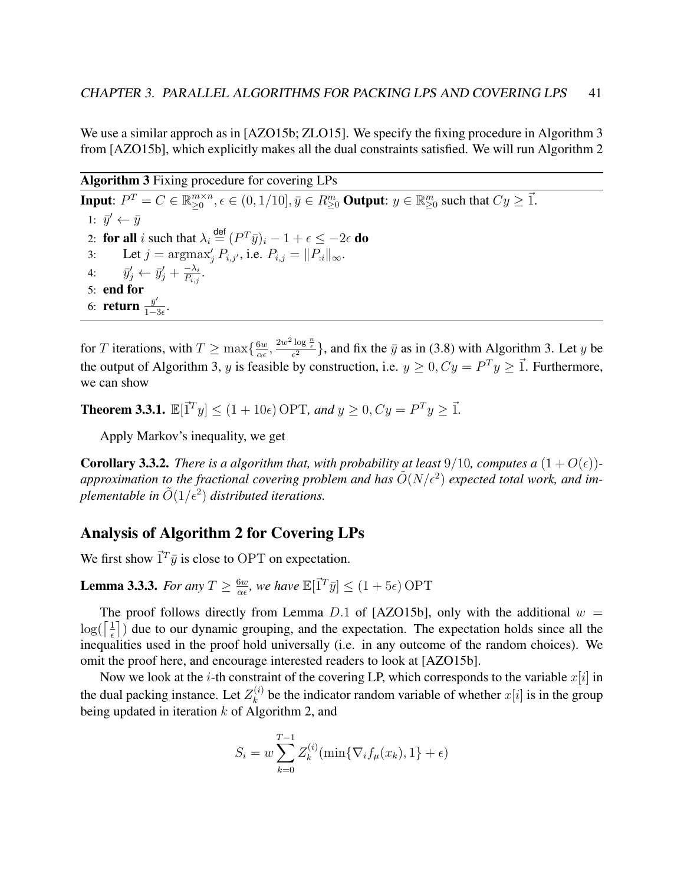We use a similar approch as in [AZO15b; ZLO15]. We specify the fixing procedure in Algorithm 3 from [AZO15b], which explicitly makes all the dual constraints satisfied. We will run Algorithm 2

**Algorithm 3** Fixing procedure for covering LPs

**Input**: $P^T = C \in \mathbb{R}^{m\times n}_{\geq 0}, \epsilon \in (0, 1/10], \bar{y} \in R^m_{\geq 0}$ **Output**: $y \in \mathbb{R}^m_{\geq 0}$ such that $Cy \geq \vec{1}$.

1: $\bar{y}' \leftarrow \bar{y}$
2: **for all** $i$ such that $\lambda_i \stackrel{\text{def}}{=} (P^T\bar{y})_i - 1 + \epsilon \leq -2\epsilon$ **do**
3: Let $j = \operatorname{argmax}'_j P_{i,j'}$, i.e. $P_{i,j} = \|P_{:i}\|_\infty$.
4: $\bar{y}'_j \leftarrow \bar{y}'_j + \frac{-\lambda_i}{P_{i,j}}$.
5: **end for**
6: **return** $\frac{\bar{y}'}{1-3\epsilon}$.

for $T$ iterations, with $T \geq \max\{\frac{6w}{\alpha\epsilon}, \frac{2w^2 \log\frac{n}{\epsilon}}{\epsilon^2}\}$, and fix the $\bar{y}$ as in (3.8) with Algorithm 3. Let $y$ be the output of Algorithm 3, $y$ is feasible by construction, i.e. $y \geq 0, Cy = P^T y \geq \vec{1}$. Furthermore, we can show

**Theorem 3.3.1.** *$\mathbb{E}[\vec{1}^T y] \leq (1 + 10\epsilon)\,\mathrm{OPT}$, and $y \geq 0, Cy = P^T y \geq \vec{1}$.*

Apply Markov's inequality, we get

**Corollary 3.3.2.** *There is a algorithm that, with probability at least $9/10$, computes a $(1 + O(\epsilon))$-approximation to the fractional covering problem and has $\tilde{O}(N/\epsilon^2)$ expected total work, and implementable in $\tilde{O}(1/\epsilon^2)$ distributed iterations.*

## Analysis of Algorithm 2 for Covering LPs

We first show $\vec{1}^T\bar{y}$ is close to $\mathrm{OPT}$ on expectation.

**Lemma 3.3.3.** *For any $T \geq \frac{6w}{\alpha\epsilon}$, we have $\mathbb{E}[\vec{1}^T\bar{y}] \leq (1 + 5\epsilon)\,\mathrm{OPT}$*

The proof follows directly from Lemma $D.1$ of [AZO15b], only with the additional $w = \log(\lceil\frac{1}{\epsilon}\rceil)$ due to our dynamic grouping, and the expectation. The expectation holds since all the inequalities used in the proof hold universally (i.e. in any outcome of the random choices). We omit the proof here, and encourage interested readers to look at [AZO15b].

Now we look at the $i$-th constraint of the covering LP, which corresponds to the variable $x[i]$ in the dual packing instance. Let $Z_k^{(i)}$ be the indicator random variable of whether $x[i]$ is in the group being updated in iteration $k$ of Algorithm 2, and

$$S_i = w \sum_{k=0}^{T-1} Z_k^{(i)}(\min\{\nabla_i f_\mu(x_k), 1\} + \epsilon)$$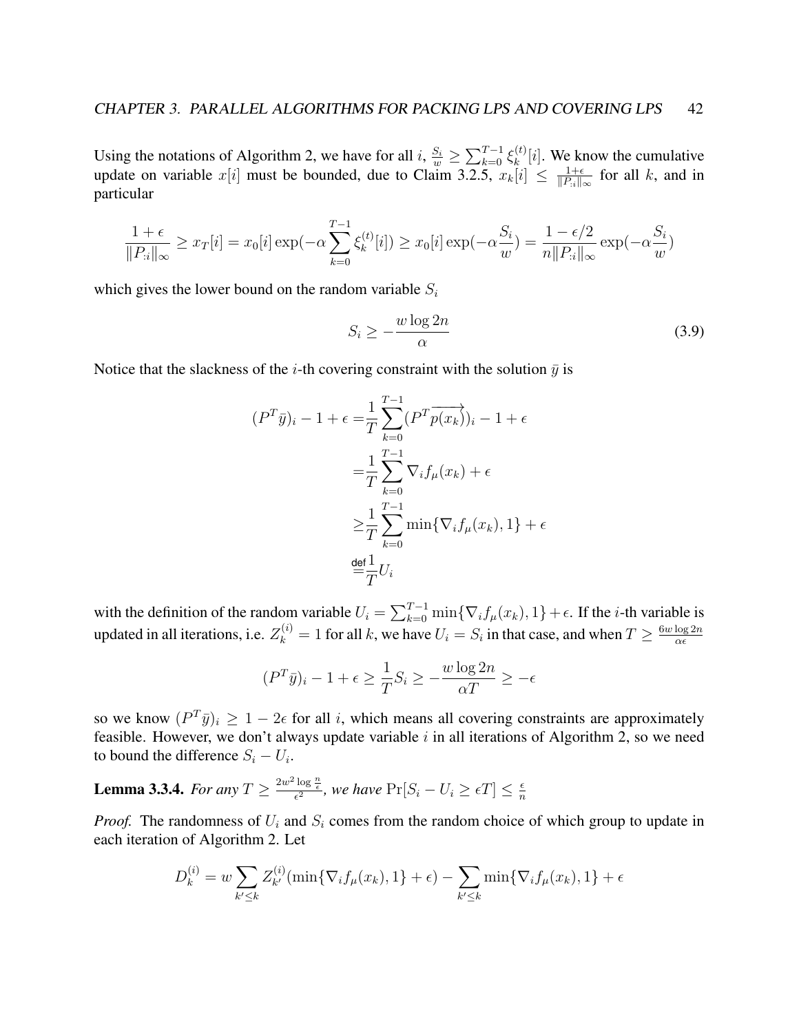Using the notations of Algorithm 2, we have for all $i$, $\frac{S_i}{w} \geq \sum_{k=0}^{T-1} \xi_k^{(t)}[i]$. We know the cumulative update on variable $x[i]$ must be bounded, due to Claim 3.2.5, $x_k[i] \leq \frac{1+\epsilon}{\|P_{:i}\|_\infty}$ for all $k$, and in particular

$$\frac{1+\epsilon}{\|P_{:i}\|_\infty} \geq x_T[i] = x_0[i] \exp(-\alpha \sum_{k=0}^{T-1} \xi_k^{(t)}[i]) \geq x_0[i] \exp(-\alpha \frac{S_i}{w}) = \frac{1-\epsilon/2}{n\|P_{:i}\|_\infty} \exp(-\alpha \frac{S_i}{w})$$

which gives the lower bound on the random variable $S_i$

$$S_i \geq -\frac{w \log 2n}{\alpha} \tag{3.9}$$

Notice that the slackness of the $i$-th covering constraint with the solution $\bar{y}$ is

$$\begin{aligned}
(P^T\bar{y})_i - 1 + \epsilon =& \frac{1}{T}\sum_{k=0}^{T-1} (P^T \overrightarrow{p(x_k)})_i - 1 + \epsilon \\
=& \frac{1}{T}\sum_{k=0}^{T-1} \nabla_i f_\mu(x_k) + \epsilon \\
\geq& \frac{1}{T}\sum_{k=0}^{T-1} \min\{\nabla_i f_\mu(x_k), 1\} + \epsilon \\
\stackrel{\text{def}}{=}& \frac{1}{T} U_i
\end{aligned}$$

with the definition of the random variable $U_i = \sum_{k=0}^{T-1} \min\{\nabla_i f_\mu(x_k), 1\} + \epsilon$. If the $i$-th variable is updated in all iterations, i.e. $Z_k^{(i)} = 1$ for all $k$, we have $U_i = S_i$ in that case, and when $T \geq \frac{6w \log 2n}{\alpha\epsilon}$

$$(P^T\bar{y})_i - 1 + \epsilon \geq \frac{1}{T} S_i \geq -\frac{w \log 2n}{\alpha T} \geq -\epsilon$$

so we know $(P^T\bar{y})_i \geq 1 - 2\epsilon$ for all $i$, which means all covering constraints are approximately feasible. However, we don't always update variable $i$ in all iterations of Algorithm 2, so we need to bound the difference $S_i - U_i$.

**Lemma 3.3.4.** *For any $T \geq \frac{2w^2 \log \frac{n}{\epsilon}}{\epsilon^2}$, we have $\Pr[S_i - U_i \geq \epsilon T] \leq \frac{\epsilon}{n}$*

*Proof.* The randomness of $U_i$ and $S_i$ comes from the random choice of which group to update in each iteration of Algorithm 2. Let

$$D_k^{(i)} = w \sum_{k' \leq k} Z_{k'}^{(i)} (\min\{\nabla_i f_\mu(x_k), 1\} + \epsilon) - \sum_{k' \leq k} \min\{\nabla_i f_\mu(x_k), 1\} + \epsilon$$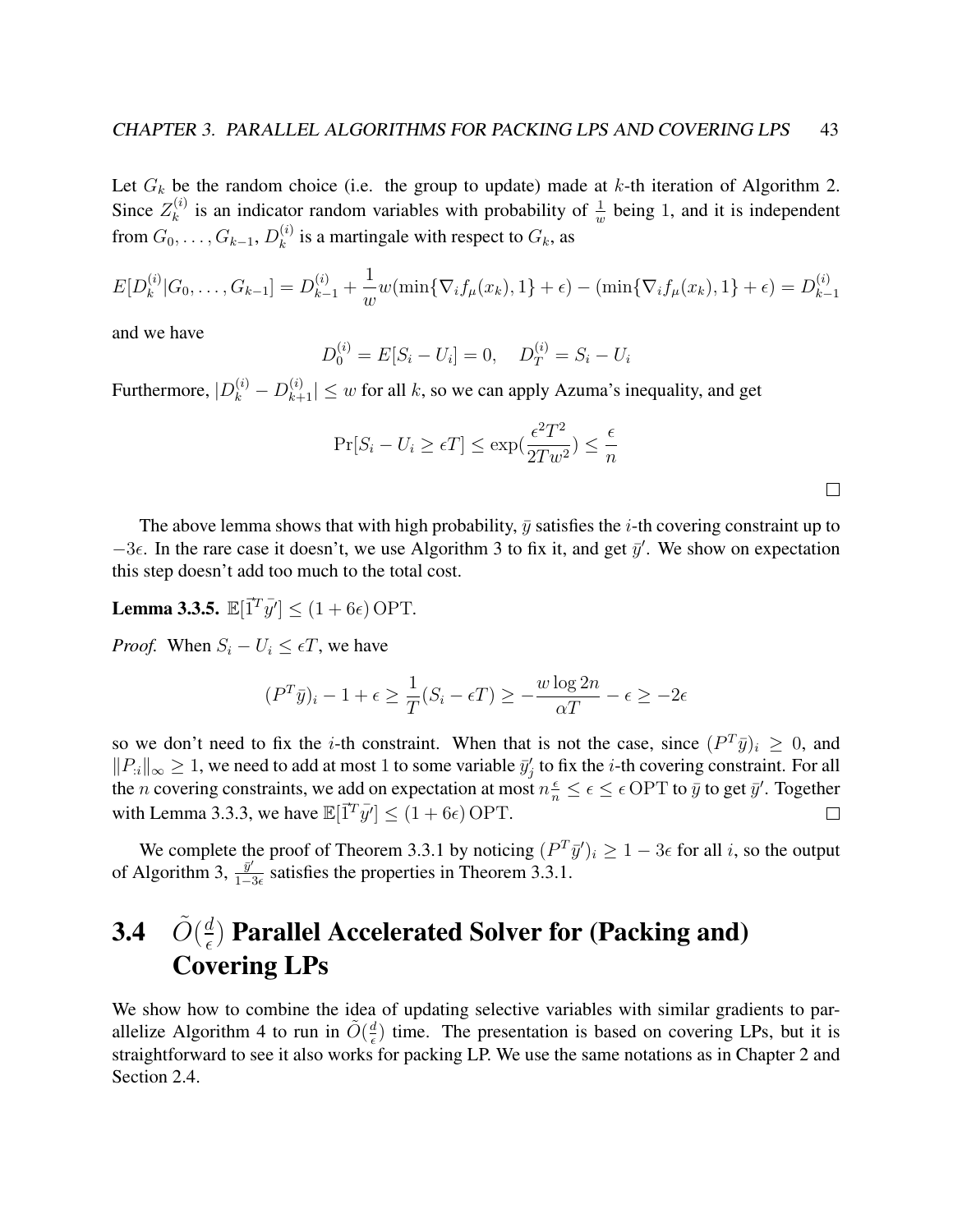Let $G_k$ be the random choice (i.e. the group to update) made at $k$-th iteration of Algorithm 2. Since $Z_k^{(i)}$ is an indicator random variables with probability of $\frac{1}{w}$ being 1, and it is independent from $G_0, \dots, G_{k-1}$, $D_k^{(i)}$ is a martingale with respect to $G_k$, as

$$E[D_k^{(i)}|G_0, \dots, G_{k-1}] = D_{k-1}^{(i)} + \frac{1}{w}w(\min\{\nabla_i f_\mu(x_k), 1\} + \epsilon) - (\min\{\nabla_i f_\mu(x_k), 1\} + \epsilon) = D_{k-1}^{(i)}$$

and we have

$$D_0^{(i)} = E[S_i - U_i] = 0, \quad D_T^{(i)} = S_i - U_i$$

Furthermore, $|D_k^{(i)} - D_{k+1}^{(i)}| \le w$ for all $k$, so we can apply Azuma's inequality, and get

$$\Pr[S_i - U_i \ge \epsilon T] \le \exp(\frac{\epsilon^2 T^2}{2Tw^2}) \le \frac{\epsilon}{n}$$

□

The above lemma shows that with high probability, $\bar{y}$ satisfies the $i$-th covering constraint up to $-3\epsilon$. In the rare case it doesn't, we use Algorithm 3 to fix it, and get $\bar{y}'$. We show on expectation this step doesn't add too much to the total cost.

**Lemma 3.3.5.** $\mathbb{E}[\vec{1}^T \bar{y}'] \le (1 + 6\epsilon)\,\mathrm{OPT}$.

*Proof.* When $S_i - U_i \le \epsilon T$, we have

$$(P^T \bar{y})_i - 1 + \epsilon \ge \frac{1}{T}(S_i - \epsilon T) \ge -\frac{w \log 2n}{\alpha T} - \epsilon \ge -2\epsilon$$

so we don't need to fix the $i$-th constraint. When that is not the case, since $(P^T \bar{y})_i \ge 0$, and $\|P_{:i}\|_\infty \ge 1$, we need to add at most 1 to some variable $\bar{y}'_j$ to fix the $i$-th covering constraint. For all the $n$ covering constraints, we add on expectation at most $n\frac{\epsilon}{n} \le \epsilon \le \epsilon\,\mathrm{OPT}$ to $\bar{y}$ to get $\bar{y}'$. Together with Lemma 3.3.3, we have $\mathbb{E}[\vec{1}^T \bar{y}'] \le (1 + 6\epsilon)\,\mathrm{OPT}$. □

We complete the proof of Theorem 3.3.1 by noticing $(P^T \bar{y}')_i \ge 1 - 3\epsilon$ for all $i$, so the output of Algorithm 3, $\frac{\bar{y}'}{1-3\epsilon}$ satisfies the properties in Theorem 3.3.1.

## 3.4 $\tilde{O}(\frac{d}{\epsilon})$ Parallel Accelerated Solver for (Packing and) Covering LPs

We show how to combine the idea of updating selective variables with similar gradients to parallelize Algorithm 4 to run in $\tilde{O}(\frac{d}{\epsilon})$ time. The presentation is based on covering LPs, but it is straightforward to see it also works for packing LP. We use the same notations as in Chapter 2 and Section 2.4.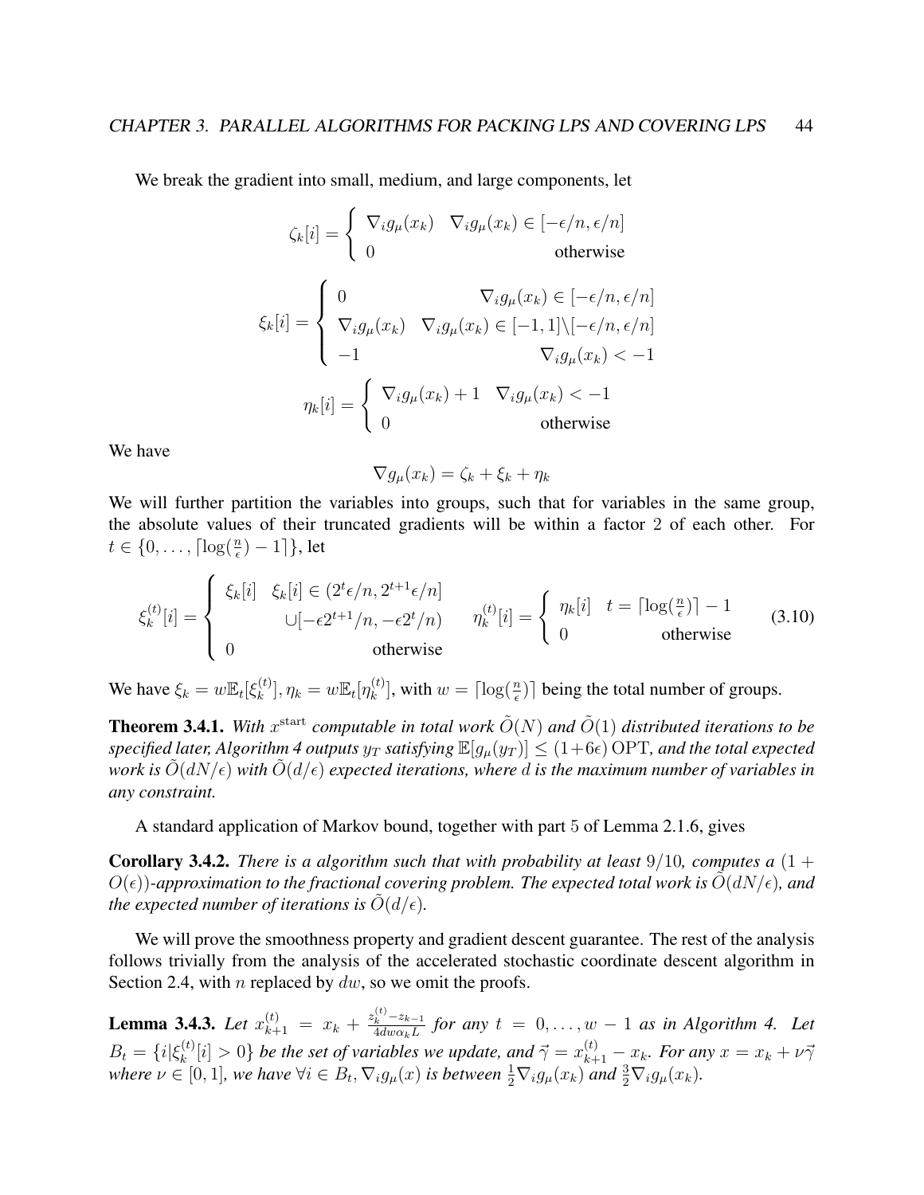We break the gradient into small, medium, and large components, let

$$\zeta_k[i] = \begin{cases} \nabla_i g_\mu(x_k) & \nabla_i g_\mu(x_k) \in [-\epsilon/n, \epsilon/n] \\ 0 & \text{otherwise} \end{cases}$$

$$\xi_k[i] = \begin{cases} 0 & \nabla_i g_\mu(x_k) \in [-\epsilon/n, \epsilon/n] \\ \nabla_i g_\mu(x_k) & \nabla_i g_\mu(x_k) \in [-1, 1] \backslash [-\epsilon/n, \epsilon/n] \\ -1 & \nabla_i g_\mu(x_k) < -1 \end{cases}$$

$$\eta_k[i] = \begin{cases} \nabla_i g_\mu(x_k) + 1 & \nabla_i g_\mu(x_k) < -1 \\ 0 & \text{otherwise} \end{cases}$$

We have

$$\nabla g_\mu(x_k) = \zeta_k + \xi_k + \eta_k$$

We will further partition the variables into groups, such that for variables in the same group, the absolute values of their truncated gradients will be within a factor 2 of each other. For $t \in \{0, \ldots, \lceil \log(\frac{n}{\epsilon}) - 1 \rceil\}$, let

$$\xi_k^{(t)}[i] = \begin{cases} \xi_k[i] & \xi_k[i] \in (2^t \epsilon/n, 2^{t+1}\epsilon/n] \\ & \quad \cup [-\epsilon 2^{t+1}/n, -\epsilon 2^t/n) \\ 0 & \text{otherwise} \end{cases} \qquad \eta_k^{(t)}[i] = \begin{cases} \eta_k[i] & t = \lceil \log(\frac{n}{\epsilon}) \rceil - 1 \\ 0 & \text{otherwise} \end{cases} \tag{3.10}$$

We have $\xi_k = w\mathbb{E}_t[\xi_k^{(t)}], \eta_k = w\mathbb{E}_t[\eta_k^{(t)}]$, with $w = \lceil \log(\frac{n}{\epsilon}) \rceil$ being the total number of groups.

**Theorem 3.4.1.** *With $x^{\text{start}}$ computable in total work $\tilde{O}(N)$ and $\tilde{O}(1)$ distributed iterations to be specified later, Algorithm 4 outputs $y_T$ satisfying $\mathbb{E}[g_\mu(y_T)] \leq (1+6\epsilon)\,\text{OPT}$, and the total expected work is $\tilde{O}(dN/\epsilon)$ with $\tilde{O}(d/\epsilon)$ expected iterations, where $d$ is the maximum number of variables in any constraint.*

A standard application of Markov bound, together with part 5 of Lemma 2.1.6, gives

**Corollary 3.4.2.** *There is a algorithm such that with probability at least $9/10$, computes a $(1 + O(\epsilon))$-approximation to the fractional covering problem. The expected total work is $\tilde{O}(dN/\epsilon)$, and the expected number of iterations is $\tilde{O}(d/\epsilon)$.*

We will prove the smoothness property and gradient descent guarantee. The rest of the analysis follows trivially from the analysis of the accelerated stochastic coordinate descent algorithm in Section 2.4, with $n$ replaced by $dw$, so we omit the proofs.

**Lemma 3.4.3.** *Let $x_{k+1}^{(t)} = x_k + \frac{z_k^{(t)} - z_{k-1}}{4dw\alpha_k L}$ for any $t = 0, \ldots, w-1$ as in Algorithm 4. Let $B_t = \{i | \xi_k^{(t)}[i] > 0\}$ be the set of variables we update, and $\vec{\gamma} = x_{k+1}^{(t)} - x_k$. For any $x = x_k + \nu\vec{\gamma}$ where $\nu \in [0, 1]$, we have $\forall i \in B_t, \nabla_i g_\mu(x)$ is between $\frac{1}{2}\nabla_i g_\mu(x_k)$ and $\frac{3}{2}\nabla_i g_\mu(x_k)$.*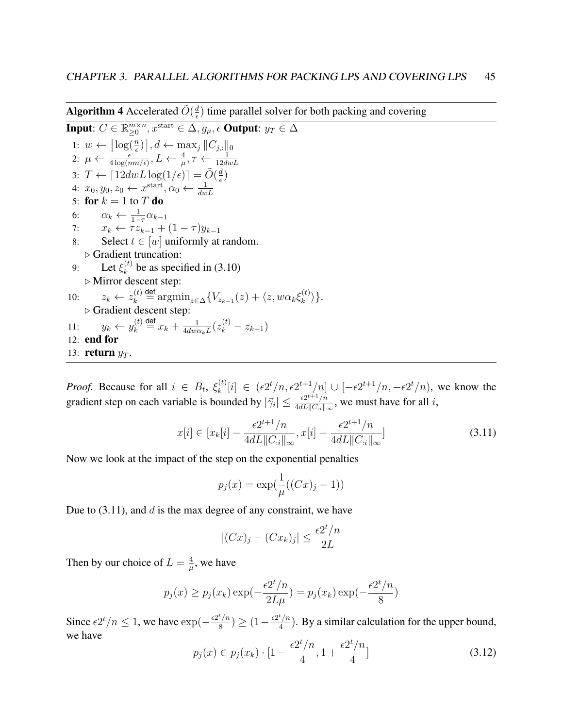**Algorithm 4** Accelerated $\tilde{O}(\frac{d}{\epsilon})$ time parallel solver for both packing and covering

**Input**: $C \in \mathbb{R}_{\geq 0}^{m \times n}, x^{\text{start}} \in \Delta, g_\mu, \epsilon$ **Output**: $y_T \in \Delta$

1: $w \leftarrow \lceil \log(\frac{n}{\epsilon}) \rceil, d \leftarrow \max_j \|C_{j,:}\|_0$
2: $\mu \leftarrow \frac{\epsilon}{4\log(nm/\epsilon)}, L \leftarrow \frac{4}{\mu}, \tau \leftarrow \frac{1}{12dwL}$
3: $T \leftarrow \lceil 12dwL\log(1/\epsilon) \rceil = \tilde{O}(\frac{d}{\epsilon})$
4: $x_0, y_0, z_0 \leftarrow x^{\text{start}}, \alpha_0 \leftarrow \frac{1}{dwL}$
5: **for** $k = 1$ to $T$ **do**
6: $\quad \alpha_k \leftarrow \frac{1}{1-\tau}\alpha_{k-1}$
7: $\quad x_k \leftarrow \tau z_{k-1} + (1-\tau)y_{k-1}$
8: $\quad$ Select $t \in [w]$ uniformly at random.
$\quad \triangleright$ Gradient truncation:
9: $\quad$ Let $\xi_k^{(t)}$ be as specified in (3.10)
$\quad \triangleright$ Mirror descent step:
10: $\quad z_k \leftarrow z_k^{(t)} \stackrel{\text{def}}{=} \text{argmin}_{z \in \Delta}\{V_{z_{k-1}}(z) + \langle z, w\alpha_k\xi_k^{(t)}\rangle\}$.
$\quad \triangleright$ Gradient descent step:
11: $\quad y_k \leftarrow y_k^{(t)} \stackrel{\text{def}}{=} x_k + \frac{1}{4dw\alpha_k L}(z_k^{(t)} - z_{k-1})$
12: **end for**
13: **return** $y_T$.

*Proof.* Because for all $i \in B_t$, $\xi_k^{(t)}[i] \in (\epsilon 2^t/n, \epsilon 2^{t+1}/n] \cup [-\epsilon 2^{t+1}/n, -\epsilon 2^t/n)$, we know the gradient step on each variable is bounded by $|\vec{\gamma}_i| \leq \frac{\epsilon 2^{t+1}/n}{4dL\|C_{:i}\|_\infty}$, we must have for all $i$,

$$x[i] \in [x_k[i] - \frac{\epsilon 2^{t+1}/n}{4dL\|C_{:i}\|_\infty}, x[i] + \frac{\epsilon 2^{t+1}/n}{4dL\|C_{:i}\|_\infty}] \tag{3.11}$$

Now we look at the impact of the step on the exponential penalties

$$p_j(x) = \exp(\frac{1}{\mu}((Cx)_j - 1))$$

Due to (3.11), and $d$ is the max degree of any constraint, we have

$$|(Cx)_j - (Cx_k)_j| \leq \frac{\epsilon 2^t/n}{2L}$$

Then by our choice of $L = \frac{4}{\mu}$, we have

$$p_j(x) \geq p_j(x_k)\exp(-\frac{\epsilon 2^t/n}{2L\mu}) = p_j(x_k)\exp(-\frac{\epsilon 2^t/n}{8})$$

Since $\epsilon 2^t/n \leq 1$, we have $\exp(-\frac{\epsilon 2^t/n}{8}) \geq (1 - \frac{\epsilon 2^t/n}{4})$. By a similar calculation for the upper bound, we have

$$p_j(x) \in p_j(x_k) \cdot [1 - \frac{\epsilon 2^t/n}{4}, 1 + \frac{\epsilon 2^t/n}{4}] \tag{3.12}$$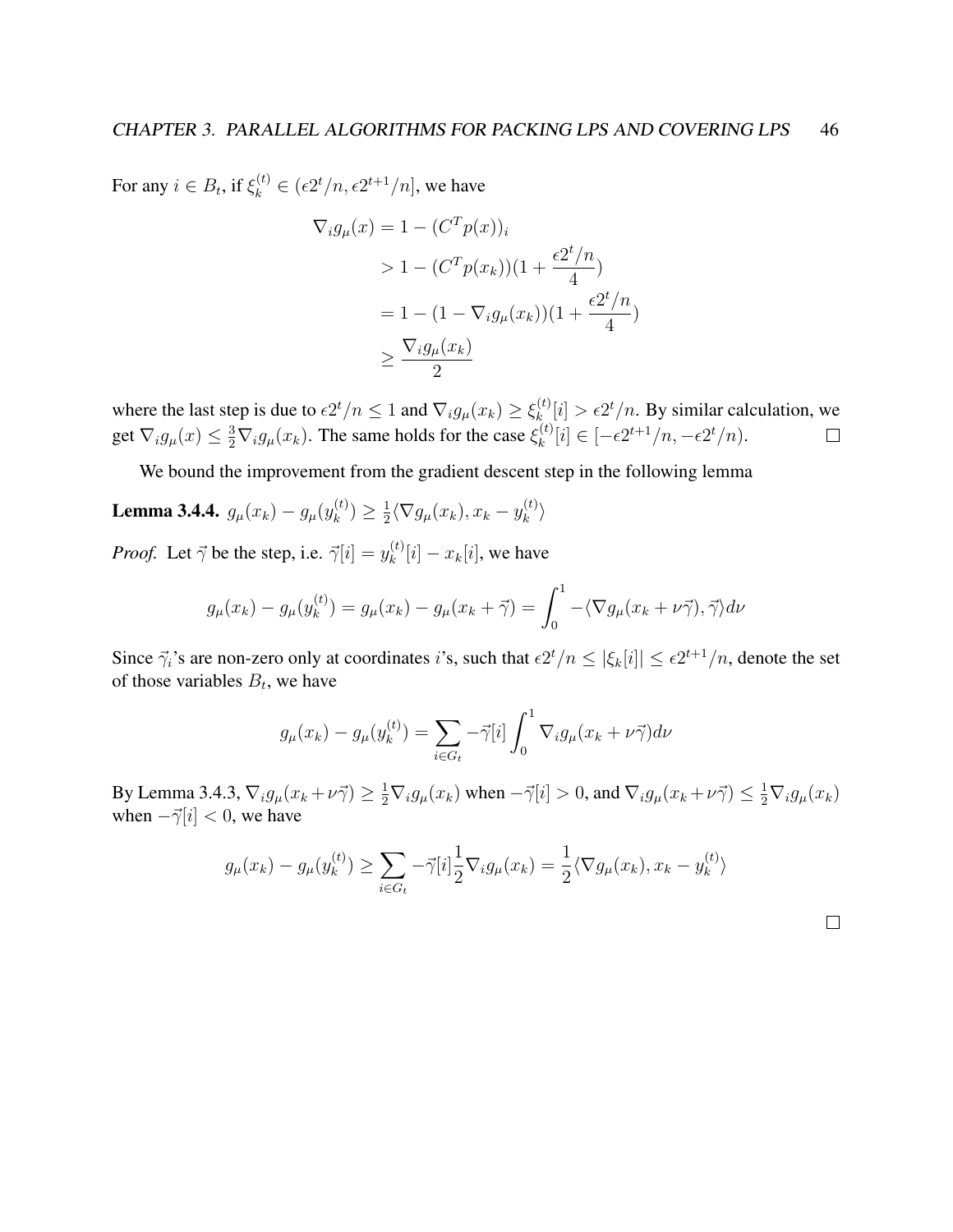For any $i \in B_t$, if $\xi_k^{(t)} \in (\epsilon 2^t/n, \epsilon 2^{t+1}/n]$, we have

$$
\begin{aligned}
\nabla_i g_\mu(x) &= 1 - (C^T p(x))_i \\
&> 1 - (C^T p(x_k))(1 + \frac{\epsilon 2^t/n}{4}) \\
&= 1 - (1 - \nabla_i g_\mu(x_k))(1 + \frac{\epsilon 2^t/n}{4}) \\
&\geq \frac{\nabla_i g_\mu(x_k)}{2}
\end{aligned}
$$

where the last step is due to $\epsilon 2^t/n \leq 1$ and $\nabla_i g_\mu(x_k) \geq \xi_k^{(t)}[i] > \epsilon 2^t/n$. By similar calculation, we get $\nabla_i g_\mu(x) \leq \frac{3}{2}\nabla_i g_\mu(x_k)$. The same holds for the case $\xi_k^{(t)}[i] \in [-\epsilon 2^{t+1}/n, -\epsilon 2^t/n)$. □

We bound the improvement from the gradient descent step in the following lemma

**Lemma 3.4.4.** $g_\mu(x_k) - g_\mu(y_k^{(t)}) \geq \frac{1}{2}\langle \nabla g_\mu(x_k), x_k - y_k^{(t)} \rangle$

*Proof.* Let $\vec{\gamma}$ be the step, i.e. $\vec{\gamma}[i] = y_k^{(t)}[i] - x_k[i]$, we have

$$
g_\mu(x_k) - g_\mu(y_k^{(t)}) = g_\mu(x_k) - g_\mu(x_k + \vec{\gamma}) = \int_0^1 -\langle \nabla g_\mu(x_k + \nu\vec{\gamma}), \vec{\gamma} \rangle d\nu
$$

Since $\vec{\gamma}_i$'s are non-zero only at coordinates $i$'s, such that $\epsilon 2^t/n \leq |\xi_k[i]| \leq \epsilon 2^{t+1}/n$, denote the set of those variables $B_t$, we have

$$
g_\mu(x_k) - g_\mu(y_k^{(t)}) = \sum_{i \in G_t} -\vec{\gamma}[i] \int_0^1 \nabla_i g_\mu(x_k + \nu\vec{\gamma}) d\nu
$$

By Lemma 3.4.3, $\nabla_i g_\mu(x_k + \nu\vec{\gamma}) \geq \frac{1}{2}\nabla_i g_\mu(x_k)$ when $-\vec{\gamma}[i] > 0$, and $\nabla_i g_\mu(x_k + \nu\vec{\gamma}) \leq \frac{1}{2}\nabla_i g_\mu(x_k)$ when $-\vec{\gamma}[i] < 0$, we have

$$
g_\mu(x_k) - g_\mu(y_k^{(t)}) \geq \sum_{i \in G_t} -\vec{\gamma}[i] \frac{1}{2}\nabla_i g_\mu(x_k) = \frac{1}{2}\langle \nabla g_\mu(x_k), x_k - y_k^{(t)} \rangle
$$

□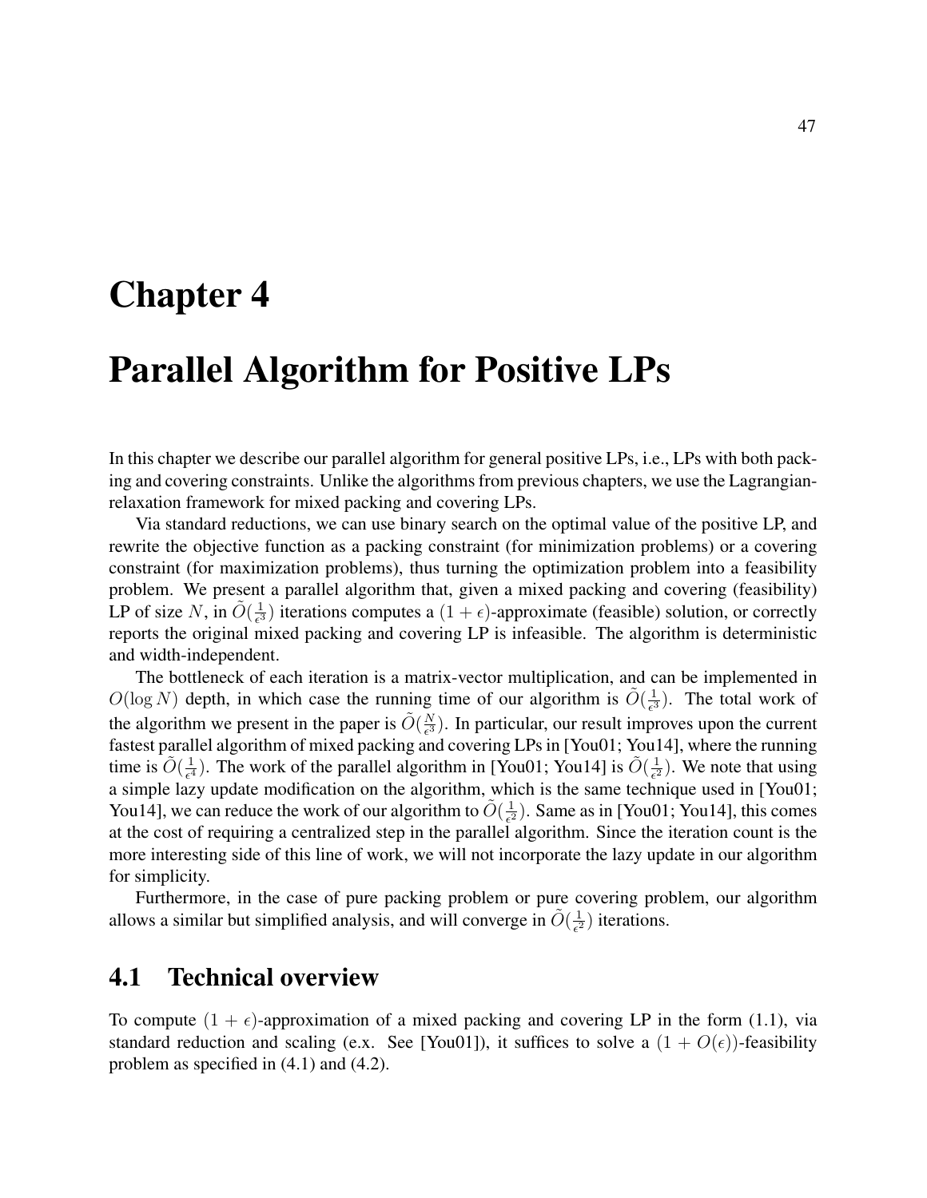# Chapter 4

# Parallel Algorithm for Positive LPs

In this chapter we describe our parallel algorithm for general positive LPs, i.e., LPs with both packing and covering constraints. Unlike the algorithms from previous chapters, we use the Lagrangian-relaxation framework for mixed packing and covering LPs.

Via standard reductions, we can use binary search on the optimal value of the positive LP, and rewrite the objective function as a packing constraint (for minimization problems) or a covering constraint (for maximization problems), thus turning the optimization problem into a feasibility problem. We present a parallel algorithm that, given a mixed packing and covering (feasibility) LP of size $N$, in $\tilde{O}(\frac{1}{\epsilon^3})$ iterations computes a $(1+\epsilon)$-approximate (feasible) solution, or correctly reports the original mixed packing and covering LP is infeasible. The algorithm is deterministic and width-independent.

The bottleneck of each iteration is a matrix-vector multiplication, and can be implemented in $O(\log N)$ depth, in which case the running time of our algorithm is $\tilde{O}(\frac{1}{\epsilon^3})$. The total work of the algorithm we present in the paper is $\tilde{O}(\frac{N}{\epsilon^3})$. In particular, our result improves upon the current fastest parallel algorithm of mixed packing and covering LPs in [You01; You14], where the running time is $\tilde{O}(\frac{1}{\epsilon^4})$. The work of the parallel algorithm in [You01; You14] is $\tilde{O}(\frac{1}{\epsilon^2})$. We note that using a simple lazy update modification on the algorithm, which is the same technique used in [You01; You14], we can reduce the work of our algorithm to $\tilde{O}(\frac{1}{\epsilon^2})$. Same as in [You01; You14], this comes at the cost of requiring a centralized step in the parallel algorithm. Since the iteration count is the more interesting side of this line of work, we will not incorporate the lazy update in our algorithm for simplicity.

Furthermore, in the case of pure packing problem or pure covering problem, our algorithm allows a similar but simplified analysis, and will converge in $\tilde{O}(\frac{1}{\epsilon^2})$ iterations.

## 4.1 Technical overview

To compute $(1+\epsilon)$-approximation of a mixed packing and covering LP in the form (1.1), via standard reduction and scaling (e.x. See [You01]), it suffices to solve a $(1+O(\epsilon))$-feasibility problem as specified in (4.1) and (4.2).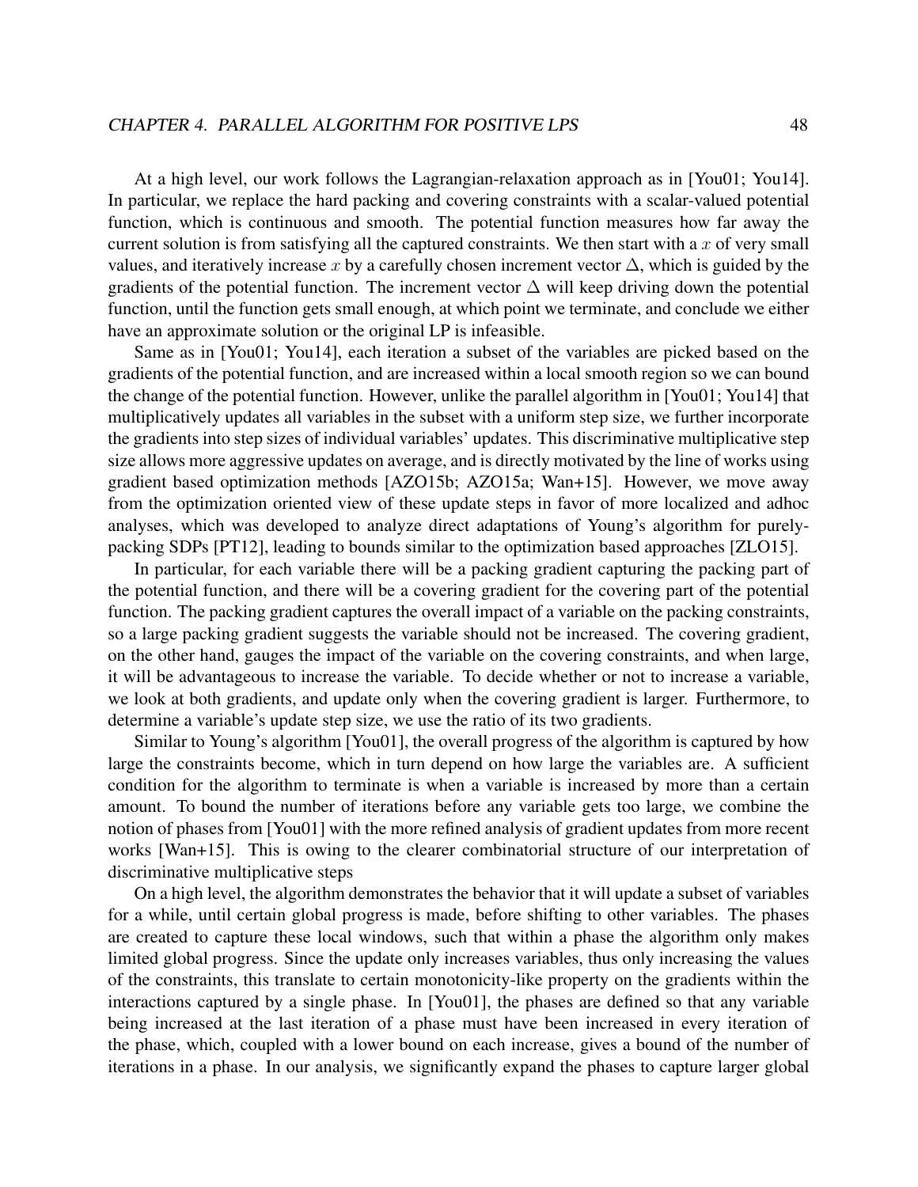At a high level, our work follows the Lagrangian-relaxation approach as in [You01; You14]. In particular, we replace the hard packing and covering constraints with a scalar-valued potential function, which is continuous and smooth. The potential function measures how far away the current solution is from satisfying all the captured constraints. We then start with a $x$ of very small values, and iteratively increase $x$ by a carefully chosen increment vector $\Delta$, which is guided by the gradients of the potential function. The increment vector $\Delta$ will keep driving down the potential function, until the function gets small enough, at which point we terminate, and conclude we either have an approximate solution or the original LP is infeasible.

Same as in [You01; You14], each iteration a subset of the variables are picked based on the gradients of the potential function, and are increased within a local smooth region so we can bound the change of the potential function. However, unlike the parallel algorithm in [You01; You14] that multiplicatively updates all variables in the subset with a uniform step size, we further incorporate the gradients into step sizes of individual variables' updates. This discriminative multiplicative step size allows more aggressive updates on average, and is directly motivated by the line of works using gradient based optimization methods [AZO15b; AZO15a; Wan+15]. However, we move away from the optimization oriented view of these update steps in favor of more localized and adhoc analyses, which was developed to analyze direct adaptations of Young's algorithm for purely-packing SDPs [PT12], leading to bounds similar to the optimization based approaches [ZLO15].

In particular, for each variable there will be a packing gradient capturing the packing part of the potential function, and there will be a covering gradient for the covering part of the potential function. The packing gradient captures the overall impact of a variable on the packing constraints, so a large packing gradient suggests the variable should not be increased. The covering gradient, on the other hand, gauges the impact of the variable on the covering constraints, and when large, it will be advantageous to increase the variable. To decide whether or not to increase a variable, we look at both gradients, and update only when the covering gradient is larger. Furthermore, to determine a variable's update step size, we use the ratio of its two gradients.

Similar to Young's algorithm [You01], the overall progress of the algorithm is captured by how large the constraints become, which in turn depend on how large the variables are. A sufficient condition for the algorithm to terminate is when a variable is increased by more than a certain amount. To bound the number of iterations before any variable gets too large, we combine the notion of phases from [You01] with the more refined analysis of gradient updates from more recent works [Wan+15]. This is owing to the clearer combinatorial structure of our interpretation of discriminative multiplicative steps

On a high level, the algorithm demonstrates the behavior that it will update a subset of variables for a while, until certain global progress is made, before shifting to other variables. The phases are created to capture these local windows, such that within a phase the algorithm only makes limited global progress. Since the update only increases variables, thus only increasing the values of the constraints, this translate to certain monotonicity-like property on the gradients within the interactions captured by a single phase. In [You01], the phases are defined so that any variable being increased at the last iteration of a phase must have been increased in every iteration of the phase, which, coupled with a lower bound on each increase, gives a bound of the number of iterations in a phase. In our analysis, we significantly expand the phases to capture larger global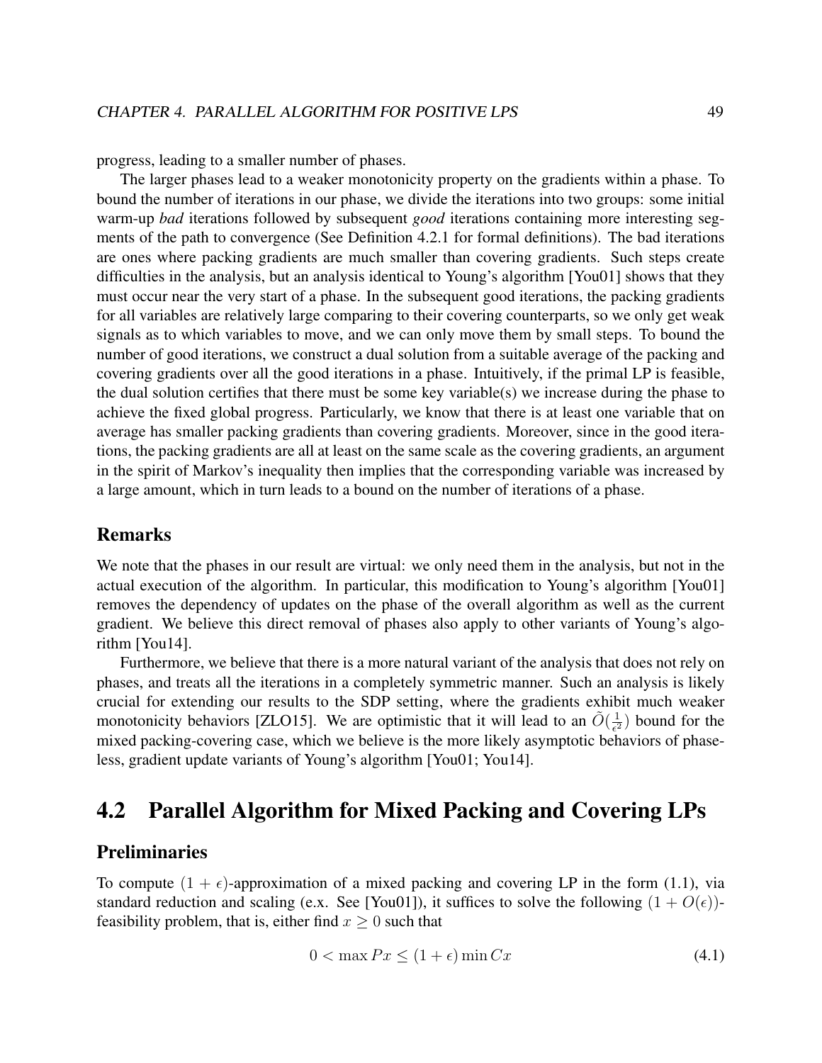progress, leading to a smaller number of phases.

The larger phases lead to a weaker monotonicity property on the gradients within a phase. To bound the number of iterations in our phase, we divide the iterations into two groups: some initial warm-up *bad* iterations followed by subsequent *good* iterations containing more interesting segments of the path to convergence (See Definition 4.2.1 for formal definitions). The bad iterations are ones where packing gradients are much smaller than covering gradients. Such steps create difficulties in the analysis, but an analysis identical to Young's algorithm [You01] shows that they must occur near the very start of a phase. In the subsequent good iterations, the packing gradients for all variables are relatively large comparing to their covering counterparts, so we only get weak signals as to which variables to move, and we can only move them by small steps. To bound the number of good iterations, we construct a dual solution from a suitable average of the packing and covering gradients over all the good iterations in a phase. Intuitively, if the primal LP is feasible, the dual solution certifies that there must be some key variable(s) we increase during the phase to achieve the fixed global progress. Particularly, we know that there is at least one variable that on average has smaller packing gradients than covering gradients. Moreover, since in the good iterations, the packing gradients are all at least on the same scale as the covering gradients, an argument in the spirit of Markov's inequality then implies that the corresponding variable was increased by a large amount, which in turn leads to a bound on the number of iterations of a phase.

### Remarks

We note that the phases in our result are virtual: we only need them in the analysis, but not in the actual execution of the algorithm. In particular, this modification to Young's algorithm [You01] removes the dependency of updates on the phase of the overall algorithm as well as the current gradient. We believe this direct removal of phases also apply to other variants of Young's algorithm [You14].

Furthermore, we believe that there is a more natural variant of the analysis that does not rely on phases, and treats all the iterations in a completely symmetric manner. Such an analysis is likely crucial for extending our results to the SDP setting, where the gradients exhibit much weaker monotonicity behaviors [ZLO15]. We are optimistic that it will lead to an $\tilde{O}(\frac{1}{\epsilon^2})$ bound for the mixed packing-covering case, which we believe is the more likely asymptotic behaviors of phaseless, gradient update variants of Young's algorithm [You01; You14].

## 4.2 Parallel Algorithm for Mixed Packing and Covering LPs

### Preliminaries

To compute $(1 + \epsilon)$-approximation of a mixed packing and covering LP in the form (1.1), via standard reduction and scaling (e.x. See [You01]), it suffices to solve the following $(1 + O(\epsilon))$-feasibility problem, that is, either find $x \geq 0$ such that

$$0 < \max Px \leq (1 + \epsilon) \min Cx \tag{4.1}$$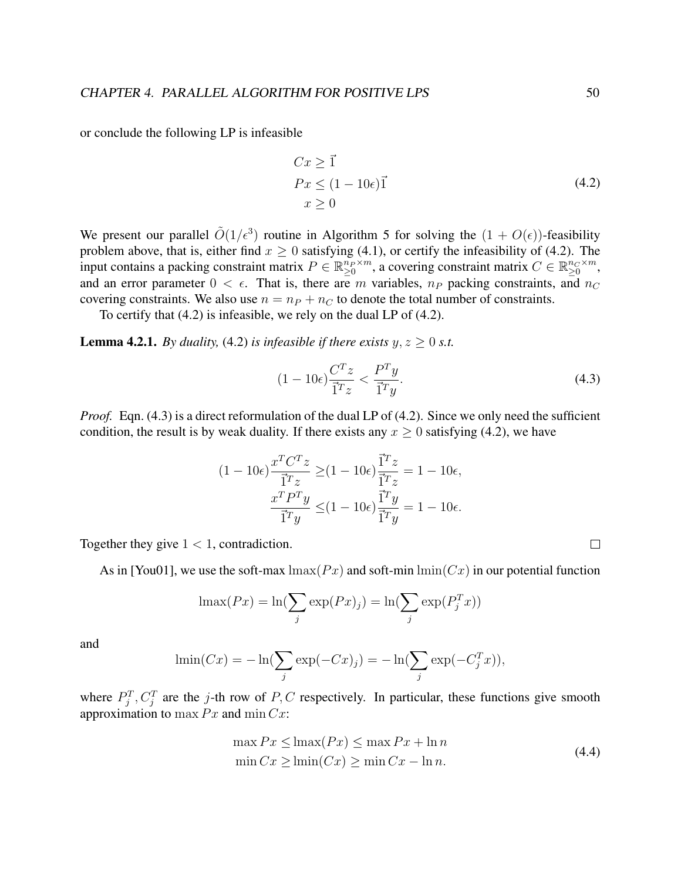or conclude the following LP is infeasible

$$
\begin{aligned}
Cx &\geq \vec{1} \\
Px &\leq (1-10\epsilon)\vec{1} \\
x &\geq 0
\end{aligned}
\tag{4.2}
$$

We present our parallel $\tilde{O}(1/\epsilon^3)$ routine in Algorithm 5 for solving the $(1+O(\epsilon))$-feasibility problem above, that is, either find $x \geq 0$ satisfying (4.1), or certify the infeasibility of (4.2). The input contains a packing constraint matrix $P \in \mathbb{R}_{\geq 0}^{n_P \times m}$, a covering constraint matrix $C \in \mathbb{R}_{\geq 0}^{n_C \times m}$, and an error parameter $0 < \epsilon$. That is, there are $m$ variables, $n_P$ packing constraints, and $n_C$ covering constraints. We also use $n = n_P + n_C$ to denote the total number of constraints.

To certify that (4.2) is infeasible, we rely on the dual LP of (4.2).

**Lemma 4.2.1.** *By duality,* (4.2) *is infeasible if there exists $y, z \geq 0$ s.t.*

$$
(1-10\epsilon)\frac{C^T z}{\vec{1}^T z} < \frac{P^T y}{\vec{1}^T y}. \tag{4.3}
$$

*Proof.* Eqn. (4.3) is a direct reformulation of the dual LP of (4.2). Since we only need the sufficient condition, the result is by weak duality. If there exists any $x \geq 0$ satisfying (4.2), we have

$$
\begin{aligned}
(1-10\epsilon)\frac{x^T C^T z}{\vec{1}^T z} &\geq (1-10\epsilon)\frac{\vec{1}^T z}{\vec{1}^T z} = 1-10\epsilon, \\
\frac{x^T P^T y}{\vec{1}^T y} &\leq (1-10\epsilon)\frac{\vec{1}^T y}{\vec{1}^T y} = 1-10\epsilon.
\end{aligned}
$$

Together they give $1 < 1$, contradiction. $\square$

As in [You01], we use the soft-max $\mathrm{lmax}(Px)$ and soft-min $\mathrm{lmin}(Cx)$ in our potential function

$$
\mathrm{lmax}(Px) = \ln(\sum_j \exp(Px)_j) = \ln(\sum_j \exp(P_j^T x))
$$

and

$$
\mathrm{lmin}(Cx) = -\ln(\sum_j \exp(-Cx)_j) = -\ln(\sum_j \exp(-C_j^T x)),
$$

where $P_j^T, C_j^T$ are the $j$-th row of $P, C$ respectively. In particular, these functions give smooth approximation to $\max Px$ and $\min Cx$:

$$
\begin{aligned}
\max Px &\leq \mathrm{lmax}(Px) \leq \max Px + \ln n \\
\min Cx &\geq \mathrm{lmin}(Cx) \geq \min Cx - \ln n.
\end{aligned}
\tag{4.4}
$$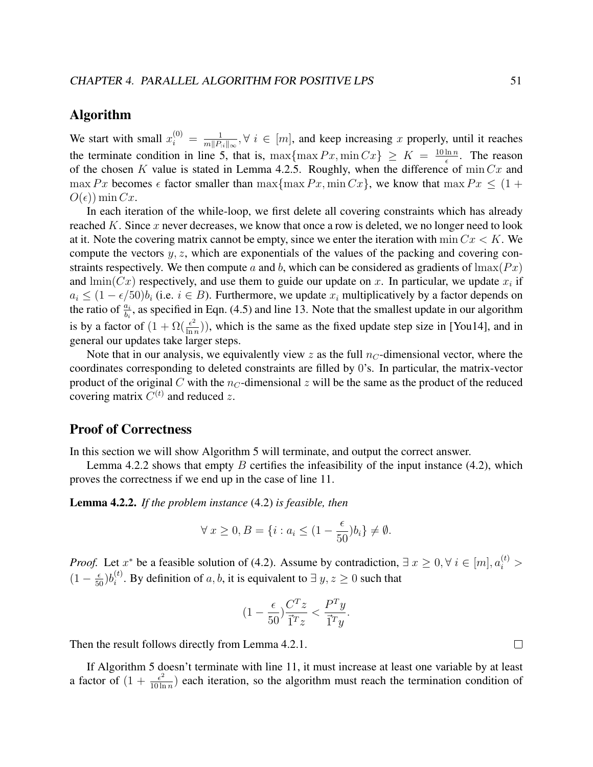## Algorithm

We start with small $x_i^{(0)} = \frac{1}{m\|P_{:i}\|_\infty}, \forall\, i \in [m]$, and keep increasing $x$ properly, until it reaches the terminate condition in line 5, that is, $\max\{\max Px, \min Cx\} \geq K = \frac{10 \ln n}{\epsilon}$. The reason of the chosen $K$ value is stated in Lemma 4.2.5. Roughly, when the difference of $\min Cx$ and $\max Px$ becomes $\epsilon$ factor smaller than $\max\{\max Px, \min Cx\}$, we know that $\max Px \leq (1 + O(\epsilon)) \min Cx$.

In each iteration of the while-loop, we first delete all covering constraints which has already reached $K$. Since $x$ never decreases, we know that once a row is deleted, we no longer need to look at it. Note the covering matrix cannot be empty, since we enter the iteration with $\min Cx < K$. We compute the vectors $y, z$, which are exponentials of the values of the packing and covering constraints respectively. We then compute $a$ and $b$, which can be considered as gradients of $\text{lmax}(Px)$ and $\text{lmin}(Cx)$ respectively, and use them to guide our update on $x$. In particular, we update $x_i$ if $a_i \leq (1 - \epsilon/50) b_i$ (i.e. $i \in B$). Furthermore, we update $x_i$ multiplicatively by a factor depends on the ratio of $\frac{a_i}{b_i}$, as specified in Eqn. (4.5) and line 13. Note that the smallest update in our algorithm is by a factor of $(1 + \Omega(\frac{\epsilon^2}{\ln n}))$, which is the same as the fixed update step size in [You14], and in general our updates take larger steps.

Note that in our analysis, we equivalently view $z$ as the full $n_C$-dimensional vector, where the coordinates corresponding to deleted constraints are filled by 0's. In particular, the matrix-vector product of the original $C$ with the $n_C$-dimensional $z$ will be the same as the product of the reduced covering matrix $C^{(t)}$ and reduced $z$.

## Proof of Correctness

In this section we will show Algorithm 5 will terminate, and output the correct answer.

Lemma 4.2.2 shows that empty $B$ certifies the infeasibility of the input instance (4.2), which proves the correctness if we end up in the case of line 11.

**Lemma 4.2.2.** *If the problem instance* (4.2) *is feasible, then*

$$\forall\, x \geq 0, B = \{i : a_i \leq (1 - \frac{\epsilon}{50}) b_i\} \neq \emptyset.$$

*Proof.* Let $x^*$ be a feasible solution of (4.2). Assume by contradiction, $\exists\, x \geq 0, \forall\, i \in [m], a_i^{(t)} > (1 - \frac{\epsilon}{50}) b_i^{(t)}$. By definition of $a, b$, it is equivalent to $\exists\, y, z \geq 0$ such that

$$(1 - \frac{\epsilon}{50}) \frac{C^T z}{\vec{1}^T z} < \frac{P^T y}{\vec{1}^T y}.$$

Then the result follows directly from Lemma 4.2.1. $\square$

If Algorithm 5 doesn't terminate with line 11, it must increase at least one variable by at least a factor of $(1 + \frac{\epsilon^2}{10 \ln n})$ each iteration, so the algorithm must reach the termination condition of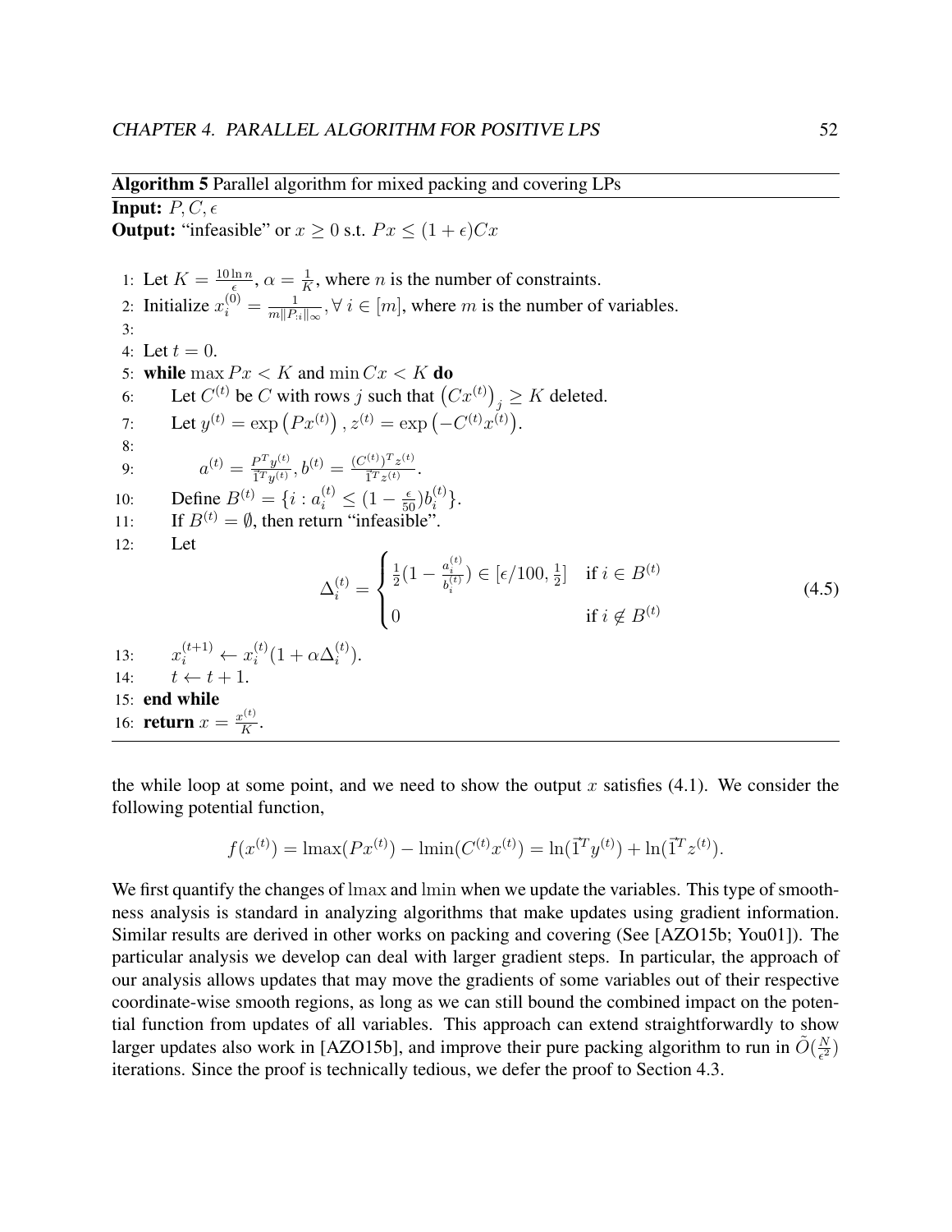**Algorithm 5** Parallel algorithm for mixed packing and covering LPs

**Input:** $P, C, \epsilon$

**Output:** "infeasible" or $x \geq 0$ s.t. $Px \leq (1+\epsilon)Cx$

1: Let $K = \frac{10 \ln n}{\epsilon}$, $\alpha = \frac{1}{K}$, where $n$ is the number of constraints.

2: Initialize $x_i^{(0)} = \frac{1}{m\|P_{:i}\|_\infty}, \forall\, i \in [m]$, where $m$ is the number of variables.

3:

4: Let $t = 0$.

5: **while** $\max Px < K$ and $\min Cx < K$ **do**

6: Let $C^{(t)}$ be $C$ with rows $j$ such that $\left(Cx^{(t)}\right)_j \geq K$ deleted.

7: Let $y^{(t)} = \exp\left(Px^{(t)}\right), z^{(t)} = \exp\left(-C^{(t)}x^{(t)}\right)$.

8:

9: $a^{(t)} = \frac{P^T y^{(t)}}{\vec{1}^T y^{(t)}}, b^{(t)} = \frac{(C^{(t)})^T z^{(t)}}{\vec{1}^T z^{(t)}}$.

10: Define $B^{(t)} = \{i : a_i^{(t)} \leq (1 - \frac{\epsilon}{50}) b_i^{(t)}\}$.

11: If $B^{(t)} = \emptyset$, then return "infeasible".

12: Let

$$\Delta_i^{(t)} = \begin{cases} \frac{1}{2}(1 - \frac{a_i^{(t)}}{b_i^{(t)}}) \in [\epsilon/100, \frac{1}{2}] & \text{if } i \in B^{(t)} \\ 0 & \text{if } i \notin B^{(t)} \end{cases} \tag{4.5}$$

13: $x_i^{(t+1)} \leftarrow x_i^{(t)}(1 + \alpha \Delta_i^{(t)})$.

14: $t \leftarrow t + 1$.

15: **end while**

16: **return** $x = \frac{x^{(t)}}{K}$.

the while loop at some point, and we need to show the output $x$ satisfies (4.1). We consider the following potential function,

$$f(x^{(t)}) = \text{lmax}(Px^{(t)}) - \text{lmin}(C^{(t)}x^{(t)}) = \ln(\vec{1}^T y^{(t)}) + \ln(\vec{1}^T z^{(t)}).$$

We first quantify the changes of lmax and lmin when we update the variables. This type of smoothness analysis is standard in analyzing algorithms that make updates using gradient information. Similar results are derived in other works on packing and covering (See [AZO15b; You01]). The particular analysis we develop can deal with larger gradient steps. In particular, the approach of our analysis allows updates that may move the gradients of some variables out of their respective coordinate-wise smooth regions, as long as we can still bound the combined impact on the potential function from updates of all variables. This approach can extend straightforwardly to show larger updates also work in [AZO15b], and improve their pure packing algorithm to run in $\tilde{O}(\frac{N}{\epsilon^2})$ iterations. Since the proof is technically tedious, we defer the proof to Section 4.3.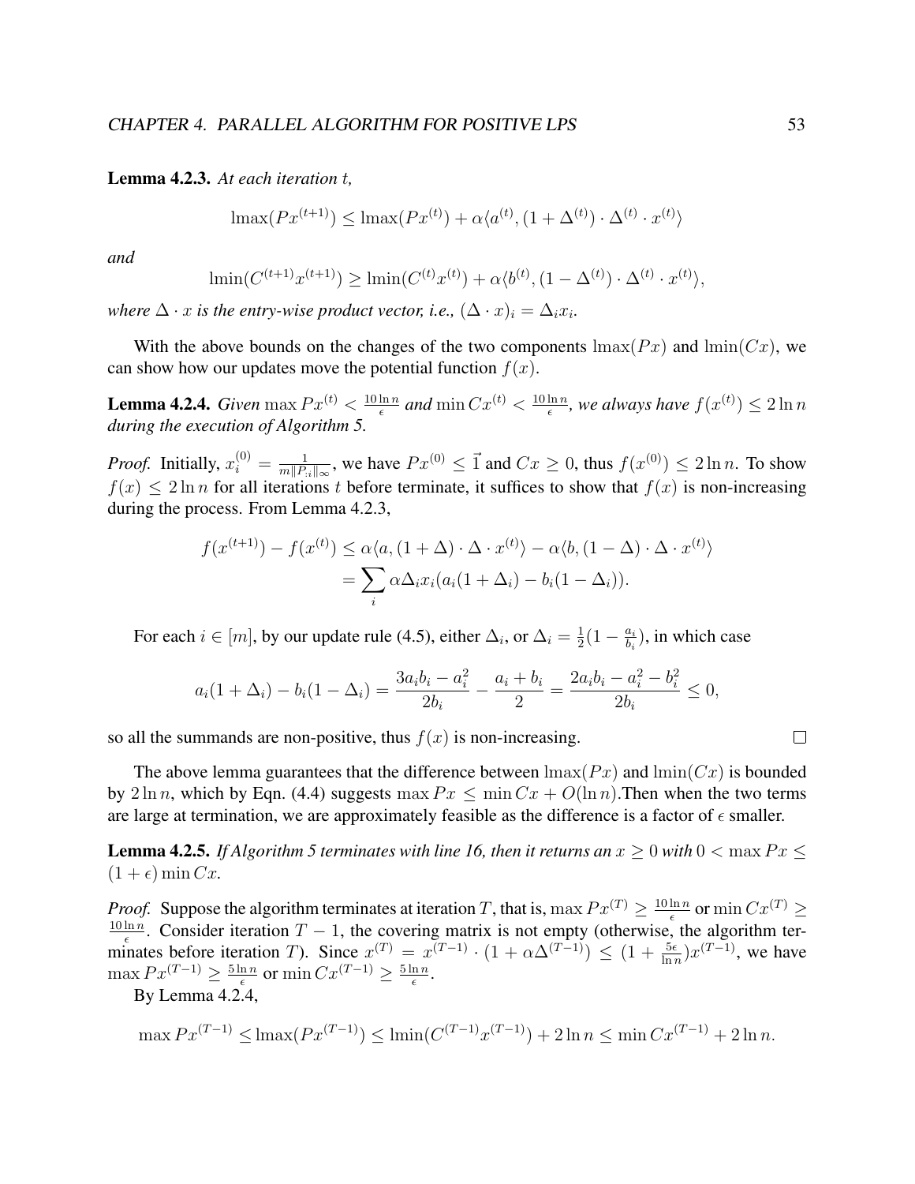**Lemma 4.2.3.** *At each iteration $t$,*

$$\text{lmax}(Px^{(t+1)}) \leq \text{lmax}(Px^{(t)}) + \alpha\langle a^{(t)}, (1+\Delta^{(t)}) \cdot \Delta^{(t)} \cdot x^{(t)}\rangle$$

*and*

$$\text{lmin}(C^{(t+1)}x^{(t+1)}) \geq \text{lmin}(C^{(t)}x^{(t)}) + \alpha\langle b^{(t)}, (1-\Delta^{(t)}) \cdot \Delta^{(t)} \cdot x^{(t)}\rangle,$$

*where $\Delta \cdot x$ is the entry-wise product vector, i.e., $(\Delta \cdot x)_i = \Delta_i x_i$.*

With the above bounds on the changes of the two components $\text{lmax}(Px)$ and $\text{lmin}(Cx)$, we can show how our updates move the potential function $f(x)$.

**Lemma 4.2.4.** *Given $\max Px^{(t)} < \frac{10\ln n}{\epsilon}$ and $\min Cx^{(t)} < \frac{10\ln n}{\epsilon}$, we always have $f(x^{(t)}) \leq 2\ln n$ during the execution of Algorithm 5.*

*Proof.* Initially, $x_i^{(0)} = \frac{1}{m\|P_{:i}\|_\infty}$, we have $Px^{(0)} \leq \vec{1}$ and $Cx \geq 0$, thus $f(x^{(0)}) \leq 2\ln n$. To show $f(x) \leq 2\ln n$ for all iterations $t$ before terminate, it suffices to show that $f(x)$ is non-increasing during the process. From Lemma 4.2.3,

$$\begin{aligned} f(x^{(t+1)}) - f(x^{(t)}) &\leq \alpha\langle a, (1+\Delta) \cdot \Delta \cdot x^{(t)}\rangle - \alpha\langle b, (1-\Delta) \cdot \Delta \cdot x^{(t)}\rangle \\ &= \sum_i \alpha\Delta_i x_i(a_i(1+\Delta_i) - b_i(1-\Delta_i)). \end{aligned}$$

For each $i \in [m]$, by our update rule (4.5), either $\Delta_i$, or $\Delta_i = \frac{1}{2}(1 - \frac{a_i}{b_i})$, in which case

$$a_i(1+\Delta_i) - b_i(1-\Delta_i) = \frac{3a_ib_i - a_i^2}{2b_i} - \frac{a_i+b_i}{2} = \frac{2a_ib_i - a_i^2 - b_i^2}{2b_i} \leq 0,$$

so all the summands are non-positive, thus $f(x)$ is non-increasing. $\square$

The above lemma guarantees that the difference between $\text{lmax}(Px)$ and $\text{lmin}(Cx)$ is bounded by $2\ln n$, which by Eqn. (4.4) suggests $\max Px \leq \min Cx + O(\ln n)$.Then when the two terms are large at termination, we are approximately feasible as the difference is a factor of $\epsilon$ smaller.

**Lemma 4.2.5.** *If Algorithm 5 terminates with line 16, then it returns an $x \geq 0$ with $0 < \max Px \leq (1+\epsilon)\min Cx$.*

*Proof.* Suppose the algorithm terminates at iteration $T$, that is, $\max Px^{(T)} \geq \frac{10\ln n}{\epsilon}$ or $\min Cx^{(T)} \geq \frac{10\ln n}{\epsilon}$. Consider iteration $T-1$, the covering matrix is not empty (otherwise, the algorithm terminates before iteration $T$). Since $x^{(T)} = x^{(T-1)} \cdot (1 + \alpha\Delta^{(T-1)}) \leq (1 + \frac{5\epsilon}{\ln n})x^{(T-1)}$, we have $\max Px^{(T-1)} \geq \frac{5\ln n}{\epsilon}$ or $\min Cx^{(T-1)} \geq \frac{5\ln n}{\epsilon}$.

By Lemma 4.2.4,

$$\max Px^{(T-1)} \leq \text{lmax}(Px^{(T-1)}) \leq \text{lmin}(C^{(T-1)}x^{(T-1)}) + 2\ln n \leq \min Cx^{(T-1)} + 2\ln n.$$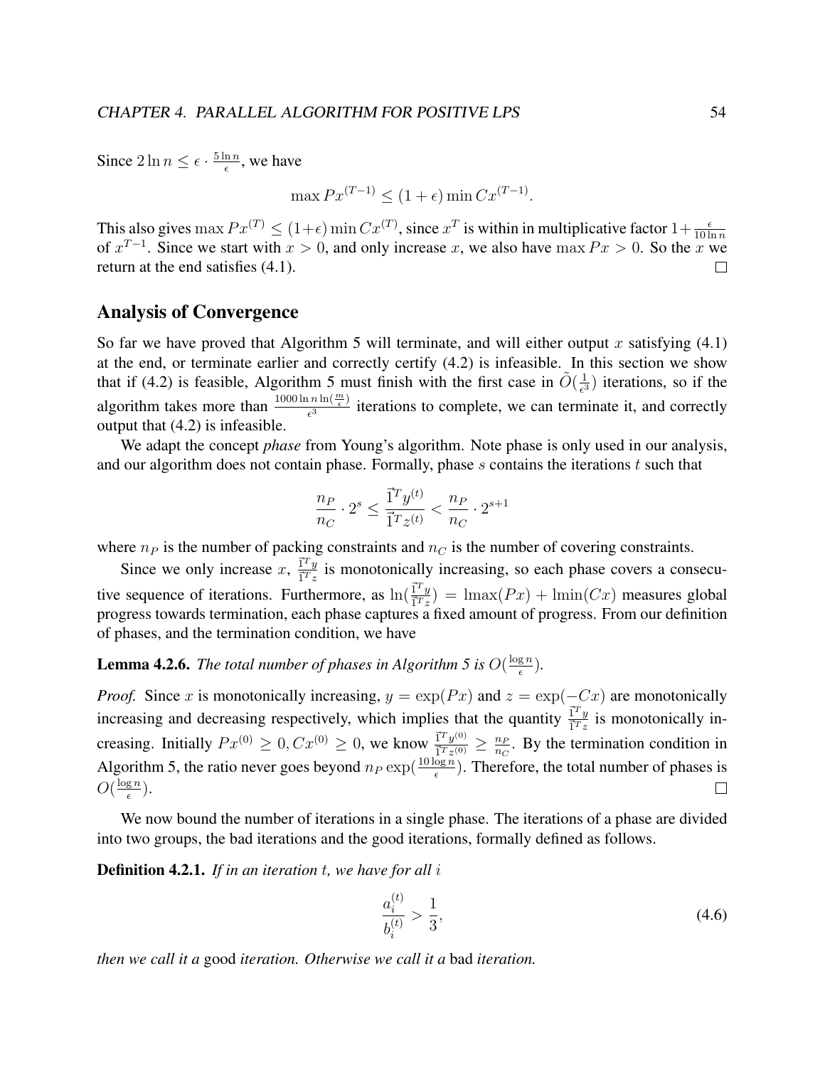Since $2 \ln n \leq \epsilon \cdot \frac{5 \ln n}{\epsilon}$, we have

$$\max Px^{(T-1)} \leq (1+\epsilon) \min Cx^{(T-1)}.$$

This also gives $\max Px^{(T)} \leq (1+\epsilon) \min Cx^{(T)}$, since $x^T$ is within in multiplicative factor $1+\frac{\epsilon}{10 \ln n}$ of $x^{T-1}$. Since we start with $x > 0$, and only increase $x$, we also have $\max Px > 0$. So the $x$ we return at the end satisfies (4.1). $\square$

## Analysis of Convergence

So far we have proved that Algorithm 5 will terminate, and will either output $x$ satisfying (4.1) at the end, or terminate earlier and correctly certify (4.2) is infeasible. In this section we show that if (4.2) is feasible, Algorithm 5 must finish with the first case in $\tilde{O}(\frac{1}{\epsilon^3})$ iterations, so if the algorithm takes more than $\frac{1000 \ln n \ln(\frac{m}{\epsilon})}{\epsilon^3}$ iterations to complete, we can terminate it, and correctly output that (4.2) is infeasible.

We adapt the concept *phase* from Young's algorithm. Note phase is only used in our analysis, and our algorithm does not contain phase. Formally, phase $s$ contains the iterations $t$ such that

$$\frac{n_P}{n_C} \cdot 2^s \leq \frac{\vec{1}^T y^{(t)}}{\vec{1}^T z^{(t)}} < \frac{n_P}{n_C} \cdot 2^{s+1}$$

where $n_P$ is the number of packing constraints and $n_C$ is the number of covering constraints.

Since we only increase $x$, $\frac{\vec{1}^T y}{\vec{1}^T z}$ is monotonically increasing, so each phase covers a consecutive sequence of iterations. Furthermore, as $\ln(\frac{\vec{1}^T y}{\vec{1}^T z}) = \text{lmax}(Px) + \text{lmin}(Cx)$ measures global progress towards termination, each phase captures a fixed amount of progress. From our definition of phases, and the termination condition, we have

**Lemma 4.2.6.** *The total number of phases in Algorithm 5 is $O(\frac{\log n}{\epsilon})$.*

*Proof.* Since $x$ is monotonically increasing, $y = \exp(Px)$ and $z = \exp(-Cx)$ are monotonically increasing and decreasing respectively, which implies that the quantity $\frac{\vec{1}^T y}{\vec{1}^T z}$ is monotonically increasing. Initially $Px^{(0)} \geq 0, Cx^{(0)} \geq 0$, we know $\frac{\vec{1}^T y^{(0)}}{\vec{1}^T z^{(0)}} \geq \frac{n_P}{n_C}$. By the termination condition in Algorithm 5, the ratio never goes beyond $n_P \exp(\frac{10 \log n}{\epsilon})$. Therefore, the total number of phases is $O(\frac{\log n}{\epsilon})$. $\square$

We now bound the number of iterations in a single phase. The iterations of a phase are divided into two groups, the bad iterations and the good iterations, formally defined as follows.

**Definition 4.2.1.** *If in an iteration $t$, we have for all $i$*

$$\frac{a_i^{(t)}}{b_i^{(t)}} > \frac{1}{3}, \tag{4.6}$$

*then we call it a* good *iteration. Otherwise we call it a* bad *iteration.*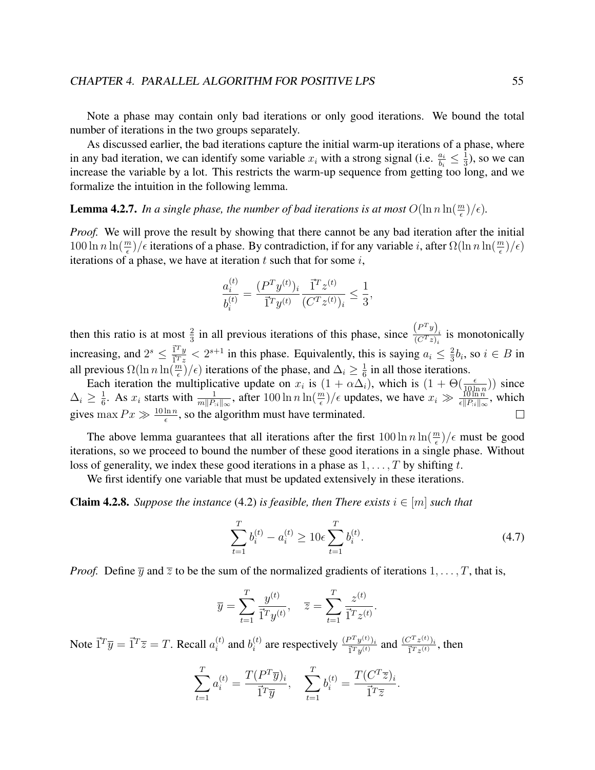Note a phase may contain only bad iterations or only good iterations. We bound the total number of iterations in the two groups separately.

As discussed earlier, the bad iterations capture the initial warm-up iterations of a phase, where in any bad iteration, we can identify some variable $x_i$ with a strong signal (i.e. $\frac{a_i}{b_i} \leq \frac{1}{3}$), so we can increase the variable by a lot. This restricts the warm-up sequence from getting too long, and we formalize the intuition in the following lemma.

**Lemma 4.2.7.** *In a single phase, the number of bad iterations is at most $O(\ln n \ln(\frac{m}{\epsilon})/\epsilon)$.*

*Proof.* We will prove the result by showing that there cannot be any bad iteration after the initial $100 \ln n \ln(\frac{m}{\epsilon})/\epsilon$ iterations of a phase. By contradiction, if for any variable $i$, after $\Omega(\ln n \ln(\frac{m}{\epsilon})/\epsilon)$ iterations of a phase, we have at iteration $t$ such that for some $i$,

$$\frac{a_i^{(t)}}{b_i^{(t)}} = \frac{(P^T y^{(t)})_i}{\vec{1}^T y^{(t)}} \frac{\vec{1}^T z^{(t)}}{(C^T z^{(t)})_i} \leq \frac{1}{3},$$

then this ratio is at most $\frac{2}{3}$ in all previous iterations of this phase, since $\frac{(P^T y)_i}{(C^T z)_i}$ is monotonically increasing, and $2^s \leq \frac{\vec{1}^T y}{\vec{1}^T z} < 2^{s+1}$ in this phase. Equivalently, this is saying $a_i \leq \frac{2}{3} b_i$, so $i \in B$ in all previous $\Omega(\ln n \ln(\frac{m}{\epsilon})/\epsilon)$ iterations of the phase, and $\Delta_i \geq \frac{1}{6}$ in all those iterations.

Each iteration the multiplicative update on $x_i$ is $(1 + \alpha \Delta_i)$, which is $(1 + \Theta(\frac{\epsilon}{10 \ln n}))$ since $\Delta_i \geq \frac{1}{6}$. As $x_i$ starts with $\frac{1}{m\|P_{:i}\|_\infty}$, after $100 \ln n \ln(\frac{m}{\epsilon})/\epsilon$ updates, we have $x_i \gg \frac{10 \ln n}{\epsilon \|P_{:i}\|_\infty}$, which gives $\max Px \gg \frac{10 \ln n}{\epsilon}$, so the algorithm must have terminated. □

The above lemma guarantees that all iterations after the first $100 \ln n \ln(\frac{m}{\epsilon})/\epsilon$ must be good iterations, so we proceed to bound the number of these good iterations in a single phase. Without loss of generality, we index these good iterations in a phase as $1, \ldots, T$ by shifting $t$.

We first identify one variable that must be updated extensively in these iterations.

**Claim 4.2.8.** *Suppose the instance* (4.2) *is feasible, then There exists $i \in [m]$ such that*

$$\sum_{t=1}^{T} b_i^{(t)} - a_i^{(t)} \geq 10\epsilon \sum_{t=1}^{T} b_i^{(t)}. \tag{4.7}$$

*Proof.* Define $\overline{y}$ and $\overline{z}$ to be the sum of the normalized gradients of iterations $1, \ldots, T$, that is,

$$\overline{y} = \sum_{t=1}^{T} \frac{y^{(t)}}{\vec{1}^T y^{(t)}}, \quad \overline{z} = \sum_{t=1}^{T} \frac{z^{(t)}}{\vec{1}^T z^{(t)}}.$$

Note $\vec{1}^T \overline{y} = \vec{1}^T \overline{z} = T$. Recall $a_i^{(t)}$ and $b_i^{(t)}$ are respectively $\frac{(P^T y^{(t)})_i}{\vec{1}^T y^{(t)}}$ and $\frac{(C^T z^{(t)})_i}{\vec{1}^T z^{(t)}}$, then

$$\sum_{t=1}^{T} a_i^{(t)} = \frac{T(P^T \overline{y})_i}{\vec{1}^T \overline{y}}, \quad \sum_{t=1}^{T} b_i^{(t)} = \frac{T(C^T \overline{z})_i}{\vec{1}^T \overline{z}}.$$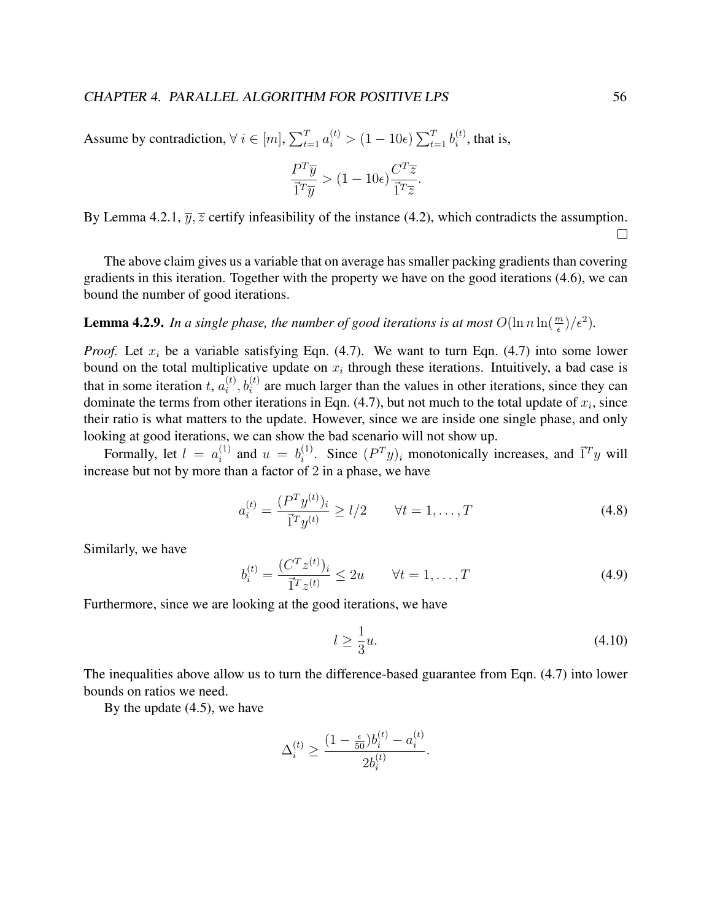Assume by contradiction, $\forall\, i \in [m]$, $\sum_{t=1}^{T} a_i^{(t)} > (1-10\epsilon)\sum_{t=1}^{T} b_i^{(t)}$, that is,

$$\frac{P^T\overline{y}}{\vec{1}^T\overline{y}} > (1-10\epsilon)\frac{C^T\overline{z}}{\vec{1}^T\overline{z}}.$$

By Lemma 4.2.1, $\overline{y}, \overline{z}$ certify infeasibility of the instance (4.2), which contradicts the assumption. □

The above claim gives us a variable that on average has smaller packing gradients than covering gradients in this iteration. Together with the property we have on the good iterations (4.6), we can bound the number of good iterations.

**Lemma 4.2.9.** *In a single phase, the number of good iterations is at most $O(\ln n \ln(\frac{m}{\epsilon})/\epsilon^2)$.*

*Proof.* Let $x_i$ be a variable satisfying Eqn. (4.7). We want to turn Eqn. (4.7) into some lower bound on the total multiplicative update on $x_i$ through these iterations. Intuitively, a bad case is that in some iteration $t$, $a_i^{(t)}, b_i^{(t)}$ are much larger than the values in other iterations, since they can dominate the terms from other iterations in Eqn. (4.7), but not much to the total update of $x_i$, since their ratio is what matters to the update. However, since we are inside one single phase, and only looking at good iterations, we can show the bad scenario will not show up.

Formally, let $l = a_i^{(1)}$ and $u = b_i^{(1)}$. Since $(P^T y)_i$ monotonically increases, and $\vec{1}^T y$ will increase but not by more than a factor of 2 in a phase, we have

$$a_i^{(t)} = \frac{(P^T y^{(t)})_i}{\vec{1}^T y^{(t)}} \geq l/2 \qquad \forall t = 1, \ldots, T \tag{4.8}$$

Similarly, we have

$$b_i^{(t)} = \frac{(C^T z^{(t)})_i}{\vec{1}^T z^{(t)}} \leq 2u \qquad \forall t = 1, \ldots, T \tag{4.9}$$

Furthermore, since we are looking at the good iterations, we have

$$l \geq \frac{1}{3}u. \tag{4.10}$$

The inequalities above allow us to turn the difference-based guarantee from Eqn. (4.7) into lower bounds on ratios we need.

By the update (4.5), we have

$$\Delta_i^{(t)} \geq \frac{(1-\frac{\epsilon}{50})b_i^{(t)} - a_i^{(t)}}{2b_i^{(t)}}.$$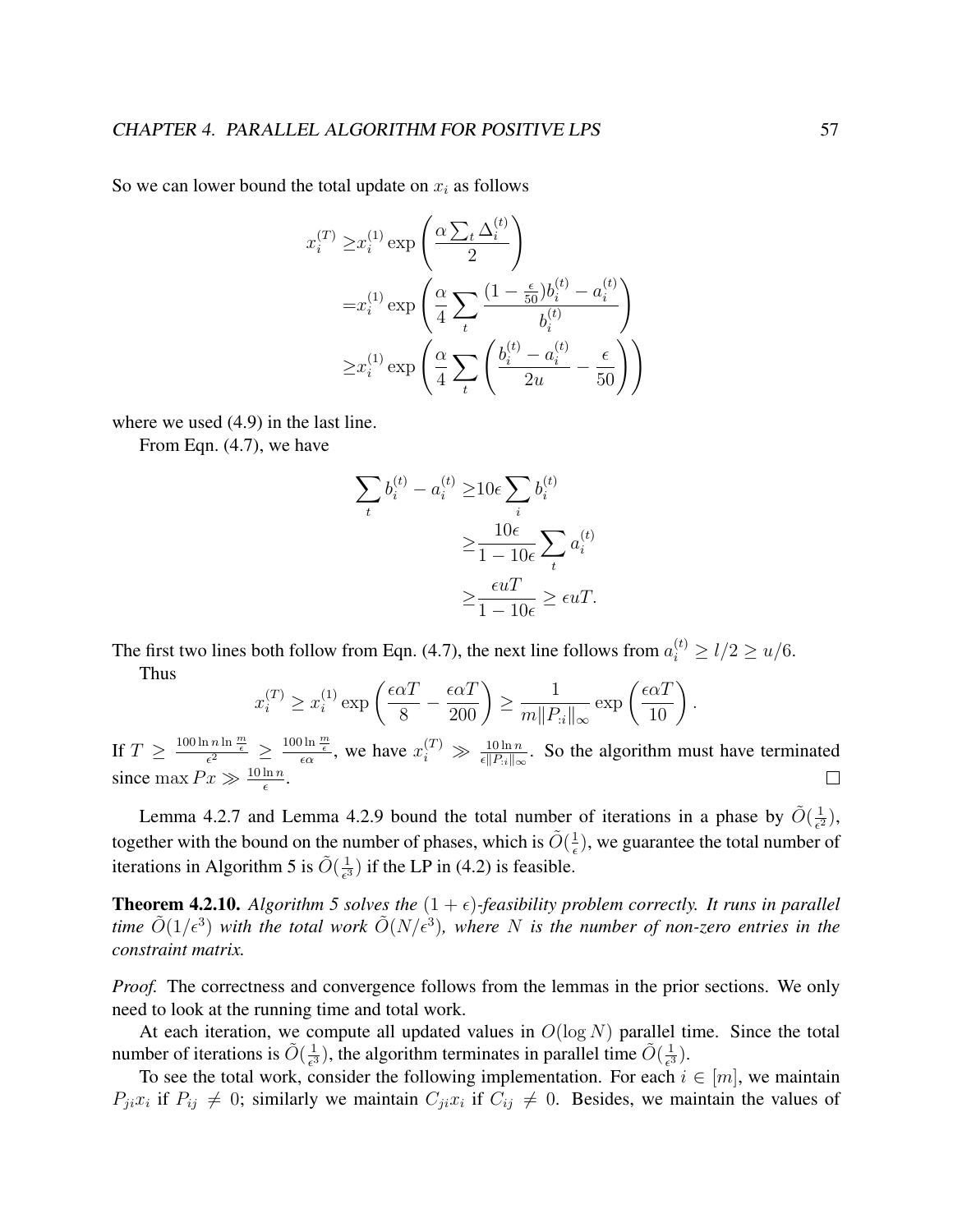So we can lower bound the total update on $x_i$ as follows

$$
\begin{aligned}
x_i^{(T)} \geq & x_i^{(1)} \exp\left(\frac{\alpha \sum_t \Delta_i^{(t)}}{2}\right) \\
= & x_i^{(1)} \exp\left(\frac{\alpha}{4} \sum_t \frac{(1-\frac{\epsilon}{50})b_i^{(t)} - a_i^{(t)}}{b_i^{(t)}}\right) \\
\geq & x_i^{(1)} \exp\left(\frac{\alpha}{4} \sum_t \left(\frac{b_i^{(t)} - a_i^{(t)}}{2u} - \frac{\epsilon}{50}\right)\right)
\end{aligned}
$$

where we used (4.9) in the last line.

From Eqn. (4.7), we have

$$
\begin{aligned}
\sum_t b_i^{(t)} - a_i^{(t)} \geq & 10\epsilon \sum_i b_i^{(t)} \\
\geq & \frac{10\epsilon}{1-10\epsilon} \sum_t a_i^{(t)} \\
\geq & \frac{\epsilon u T}{1-10\epsilon} \geq \epsilon u T.
\end{aligned}
$$

The first two lines both follow from Eqn. (4.7), the next line follows from $a_i^{(t)} \geq l/2 \geq u/6$.

Thus

$$
x_i^{(T)} \geq x_i^{(1)} \exp\left(\frac{\epsilon \alpha T}{8} - \frac{\epsilon \alpha T}{200}\right) \geq \frac{1}{m\|P_{:i}\|_\infty} \exp\left(\frac{\epsilon \alpha T}{10}\right).
$$

If $T \geq \frac{100 \ln n \ln \frac{m}{\epsilon}}{\epsilon^2} \geq \frac{100 \ln \frac{m}{\epsilon}}{\epsilon \alpha}$, we have $x_i^{(T)} \gg \frac{10 \ln n}{\epsilon \|P_{:i}\|_\infty}$. So the algorithm must have terminated since $\max Px \gg \frac{10 \ln n}{\epsilon}$. □

Lemma 4.2.7 and Lemma 4.2.9 bound the total number of iterations in a phase by $\tilde{O}(\frac{1}{\epsilon^2})$, together with the bound on the number of phases, which is $\tilde{O}(\frac{1}{\epsilon})$, we guarantee the total number of iterations in Algorithm 5 is $\tilde{O}(\frac{1}{\epsilon^3})$ if the LP in (4.2) is feasible.

**Theorem 4.2.10.** *Algorithm 5 solves the $(1+\epsilon)$-feasibility problem correctly. It runs in parallel time $\tilde{O}(1/\epsilon^3)$ with the total work $\tilde{O}(N/\epsilon^3)$, where $N$ is the number of non-zero entries in the constraint matrix.*

*Proof.* The correctness and convergence follows from the lemmas in the prior sections. We only need to look at the running time and total work.

At each iteration, we compute all updated values in $O(\log N)$ parallel time. Since the total number of iterations is $\tilde{O}(\frac{1}{\epsilon^3})$, the algorithm terminates in parallel time $\tilde{O}(\frac{1}{\epsilon^3})$.

To see the total work, consider the following implementation. For each $i \in [m]$, we maintain $P_{ji}x_i$ if $P_{ij} \neq 0$; similarly we maintain $C_{ji}x_i$ if $C_{ij} \neq 0$. Besides, we maintain the values of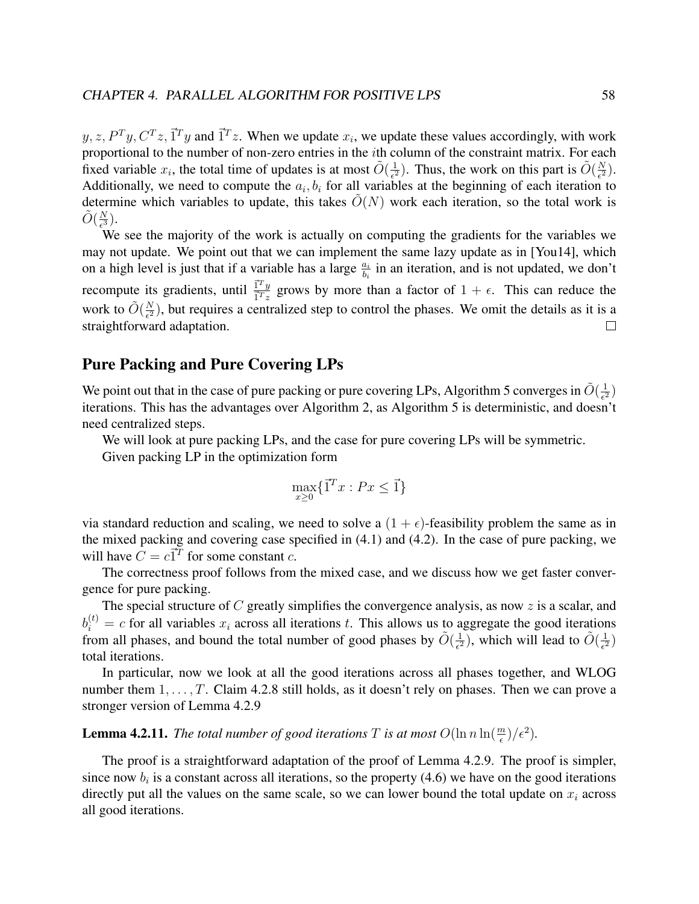$y, z, P^T y, C^T z, \vec{1}^T y$ and $\vec{1}^T z$. When we update $x_i$, we update these values accordingly, with work proportional to the number of non-zero entries in the $i$th column of the constraint matrix. For each fixed variable $x_i$, the total time of updates is at most $\tilde{O}(\frac{1}{\epsilon^2})$. Thus, the work on this part is $\tilde{O}(\frac{N}{\epsilon^2})$. Additionally, we need to compute the $a_i, b_i$ for all variables at the beginning of each iteration to determine which variables to update, this takes $\tilde{O}(N)$ work each iteration, so the total work is $\tilde{O}(\frac{N}{\epsilon^3})$.

We see the majority of the work is actually on computing the gradients for the variables we may not update. We point out that we can implement the same lazy update as in [You14], which on a high level is just that if a variable has a large $\frac{a_i}{b_i}$ in an iteration, and is not updated, we don't recompute its gradients, until $\frac{\vec{1}^T y}{\vec{1}^T z}$ grows by more than a factor of $1 + \epsilon$. This can reduce the work to $\tilde{O}(\frac{N}{\epsilon^2})$, but requires a centralized step to control the phases. We omit the details as it is a straightforward adaptation. □

## Pure Packing and Pure Covering LPs

We point out that in the case of pure packing or pure covering LPs, Algorithm 5 converges in $\tilde{O}(\frac{1}{\epsilon^2})$ iterations. This has the advantages over Algorithm 2, as Algorithm 5 is deterministic, and doesn't need centralized steps.

We will look at pure packing LPs, and the case for pure covering LPs will be symmetric.

Given packing LP in the optimization form

$$\max_{x \geq 0} \{\vec{1}^T x : Px \leq \vec{1}\}$$

via standard reduction and scaling, we need to solve a $(1+\epsilon)$-feasibility problem the same as in the mixed packing and covering case specified in (4.1) and (4.2). In the case of pure packing, we will have $C = c\vec{1}^T$ for some constant $c$.

The correctness proof follows from the mixed case, and we discuss how we get faster convergence for pure packing.

The special structure of $C$ greatly simplifies the convergence analysis, as now $z$ is a scalar, and $b_i^{(t)} = c$ for all variables $x_i$ across all iterations $t$. This allows us to aggregate the good iterations from all phases, and bound the total number of good phases by $\tilde{O}(\frac{1}{\epsilon^2})$, which will lead to $\tilde{O}(\frac{1}{\epsilon^2})$ total iterations.

In particular, now we look at all the good iterations across all phases together, and WLOG number them $1, \ldots, T$. Claim 4.2.8 still holds, as it doesn't rely on phases. Then we can prove a stronger version of Lemma 4.2.9

**Lemma 4.2.11.** *The total number of good iterations $T$ is at most $O(\ln n \ln(\frac{m}{\epsilon})/\epsilon^2)$.*

The proof is a straightforward adaptation of the proof of Lemma 4.2.9. The proof is simpler, since now $b_i$ is a constant across all iterations, so the property (4.6) we have on the good iterations directly put all the values on the same scale, so we can lower bound the total update on $x_i$ across all good iterations.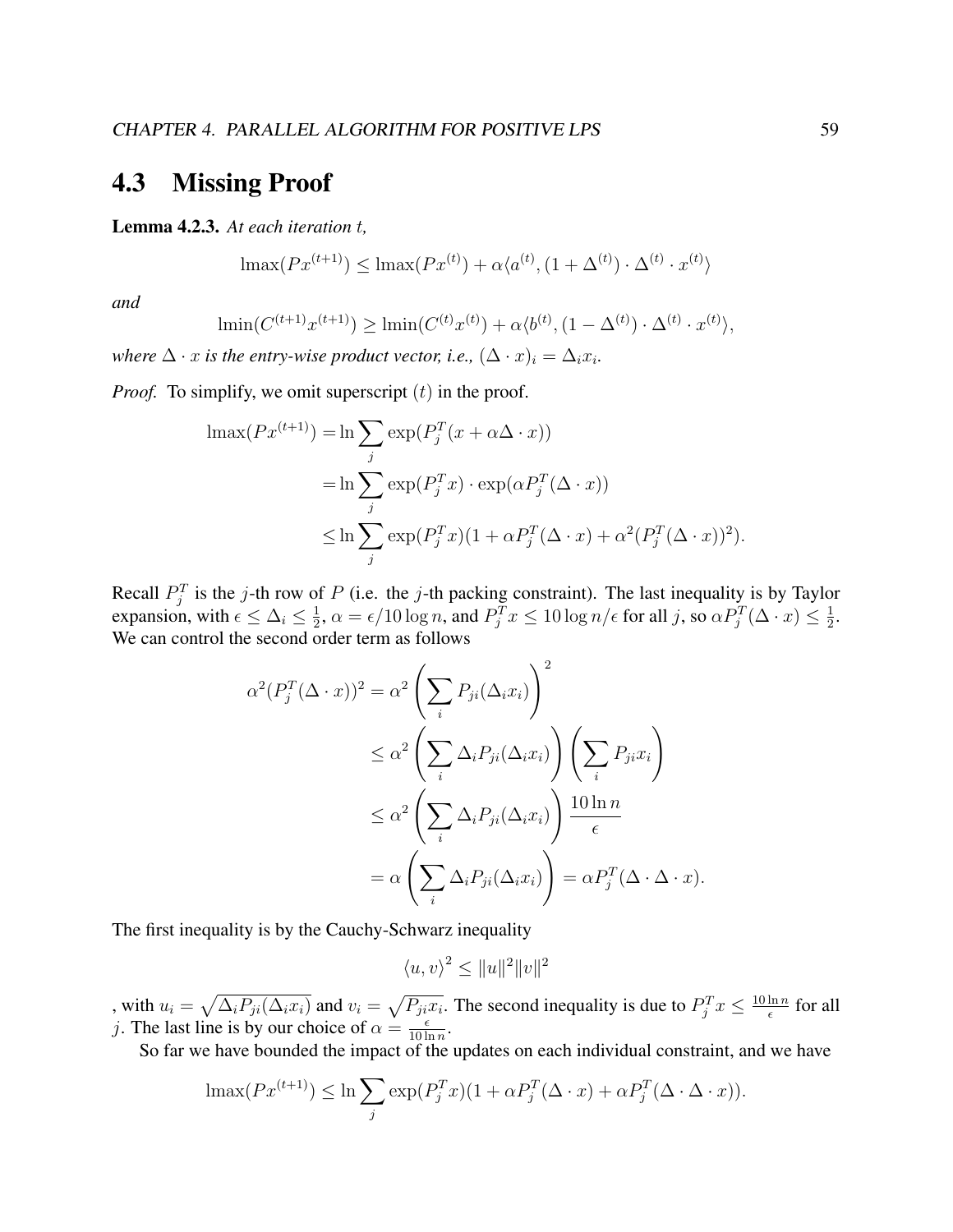## 4.3 Missing Proof

**Lemma 4.2.3.** *At each iteration $t$,*

$$\text{lmax}(Px^{(t+1)}) \le \text{lmax}(Px^{(t)}) + \alpha\langle a^{(t)}, (1+\Delta^{(t)}) \cdot \Delta^{(t)} \cdot x^{(t)}\rangle$$

*and*

$$\text{lmin}(C^{(t+1)}x^{(t+1)}) \ge \text{lmin}(C^{(t)}x^{(t)}) + \alpha\langle b^{(t)}, (1-\Delta^{(t)}) \cdot \Delta^{(t)} \cdot x^{(t)}\rangle,$$

*where $\Delta \cdot x$ is the entry-wise product vector, i.e., $(\Delta \cdot x)_i = \Delta_i x_i$.*

*Proof.* To simplify, we omit superscript $(t)$ in the proof.

$$\begin{aligned}
\text{lmax}(Px^{(t+1)}) &= \ln \sum_j \exp(P_j^T(x + \alpha\Delta \cdot x)) \\
&= \ln \sum_j \exp(P_j^T x) \cdot \exp(\alpha P_j^T(\Delta \cdot x)) \\
&\le \ln \sum_j \exp(P_j^T x)(1 + \alpha P_j^T(\Delta \cdot x) + \alpha^2(P_j^T(\Delta \cdot x))^2).
\end{aligned}$$

Recall $P_j^T$ is the $j$-th row of $P$ (i.e. the $j$-th packing constraint). The last inequality is by Taylor expansion, with $\epsilon \le \Delta_i \le \frac{1}{2}$, $\alpha = \epsilon/10\log n$, and $P_j^T x \le 10\log n/\epsilon$ for all $j$, so $\alpha P_j^T(\Delta \cdot x) \le \frac{1}{2}$. We can control the second order term as follows

$$\begin{aligned}
\alpha^2(P_j^T(\Delta \cdot x))^2 &= \alpha^2 \left(\sum_i P_{ji}(\Delta_i x_i)\right)^2 \\
&\le \alpha^2 \left(\sum_i \Delta_i P_{ji}(\Delta_i x_i)\right)\left(\sum_i P_{ji} x_i\right) \\
&\le \alpha^2 \left(\sum_i \Delta_i P_{ji}(\Delta_i x_i)\right)\frac{10\ln n}{\epsilon} \\
&= \alpha \left(\sum_i \Delta_i P_{ji}(\Delta_i x_i)\right) = \alpha P_j^T(\Delta \cdot \Delta \cdot x).
\end{aligned}$$

The first inequality is by the Cauchy-Schwarz inequality

$$\langle u, v\rangle^2 \le \|u\|^2 \|v\|^2$$

, with $u_i = \sqrt{\Delta_i P_{ji}(\Delta_i x_i)}$ and $v_i = \sqrt{P_{ji} x_i}$. The second inequality is due to $P_j^T x \le \frac{10\ln n}{\epsilon}$ for all $j$. The last line is by our choice of $\alpha = \frac{\epsilon}{10\ln n}$.

So far we have bounded the impact of the updates on each individual constraint, and we have

$$\text{lmax}(Px^{(t+1)}) \le \ln \sum_j \exp(P_j^T x)(1 + \alpha P_j^T(\Delta \cdot x) + \alpha P_j^T(\Delta \cdot \Delta \cdot x)).$$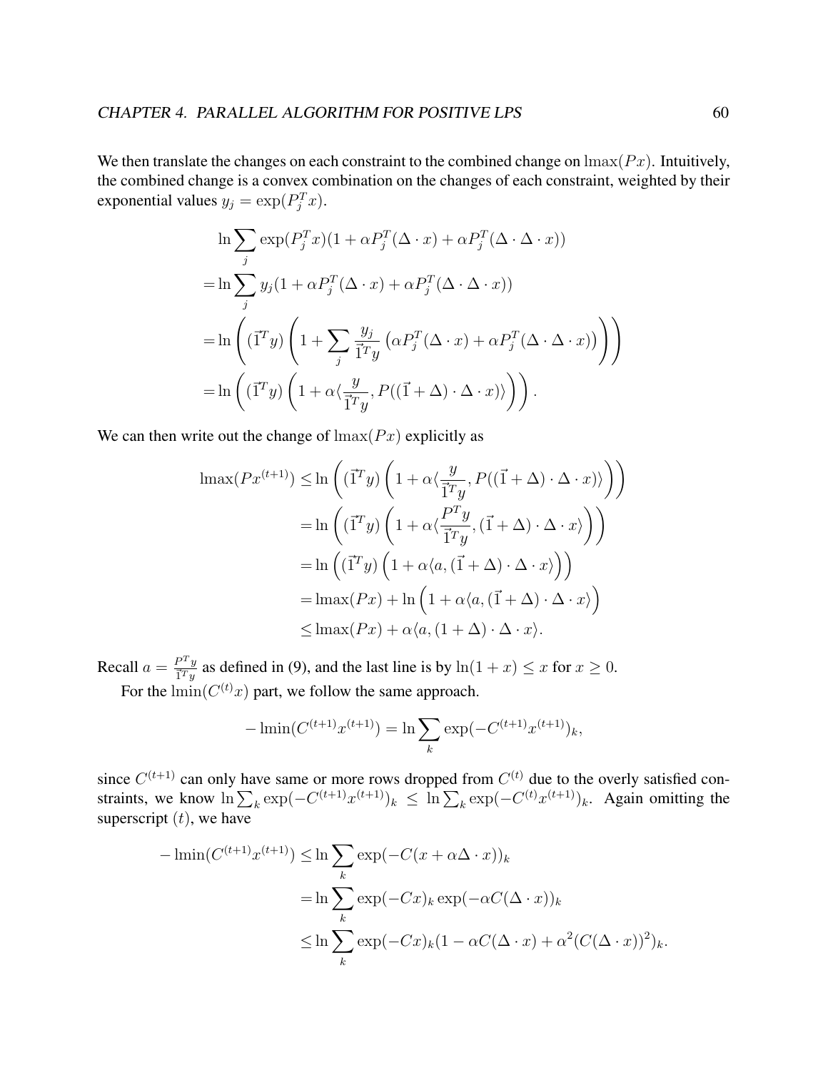We then translate the changes on each constraint to the combined change on $\text{lmax}(Px)$. Intuitively, the combined change is a convex combination on the changes of each constraint, weighted by their exponential values $y_j = \exp(P_j^T x)$.

$$
\begin{aligned}
&\ln \sum_j \exp(P_j^T x)(1 + \alpha P_j^T(\Delta \cdot x) + \alpha P_j^T(\Delta \cdot \Delta \cdot x)) \\
=&\ln \sum_j y_j(1 + \alpha P_j^T(\Delta \cdot x) + \alpha P_j^T(\Delta \cdot \Delta \cdot x)) \\
=&\ln \left( (\vec{1}^T y) \left( 1 + \sum_j \frac{y_j}{\vec{1}^T y} \left( \alpha P_j^T(\Delta \cdot x) + \alpha P_j^T(\Delta \cdot \Delta \cdot x) \right) \right) \right) \\
=&\ln \left( (\vec{1}^T y) \left( 1 + \alpha \langle \frac{y}{\vec{1}^T y}, P((\vec{1} + \Delta) \cdot \Delta \cdot x) \rangle \right) \right).
\end{aligned}
$$

We can then write out the change of $\text{lmax}(Px)$ explicitly as

$$
\begin{aligned}
\text{lmax}(Px^{(t+1)}) \leq& \ln \left( (\vec{1}^T y) \left( 1 + \alpha \langle \frac{y}{\vec{1}^T y}, P((\vec{1} + \Delta) \cdot \Delta \cdot x) \rangle \right) \right) \\
=& \ln \left( (\vec{1}^T y) \left( 1 + \alpha \langle \frac{P^T y}{\vec{1}^T y}, (\vec{1} + \Delta) \cdot \Delta \cdot x \rangle \right) \right) \\
=& \ln \left( (\vec{1}^T y) \left( 1 + \alpha \langle a, (\vec{1} + \Delta) \cdot \Delta \cdot x \rangle \right) \right) \\
=& \text{lmax}(Px) + \ln \left( 1 + \alpha \langle a, (\vec{1} + \Delta) \cdot \Delta \cdot x \rangle \right) \\
\leq& \text{lmax}(Px) + \alpha \langle a, (1 + \Delta) \cdot \Delta \cdot x \rangle.
\end{aligned}
$$

Recall $a = \frac{P^T y}{\vec{1}^T y}$ as defined in (9), and the last line is by $\ln(1 + x) \leq x$ for $x \geq 0$.

For the $\text{lmin}(C^{(t)} x)$ part, we follow the same approach.

$$
-\text{lmin}(C^{(t+1)} x^{(t+1)}) = \ln \sum_k \exp(-C^{(t+1)} x^{(t+1)})_k,
$$

since $C^{(t+1)}$ can only have same or more rows dropped from $C^{(t)}$ due to the overly satisfied constraints, we know $\ln \sum_k \exp(-C^{(t+1)} x^{(t+1)})_k \leq \ln \sum_k \exp(-C^{(t)} x^{(t+1)})_k$. Again omitting the superscript $(t)$, we have

$$
\begin{aligned}
-\text{lmin}(C^{(t+1)} x^{(t+1)}) \leq& \ln \sum_k \exp(-C(x + \alpha \Delta \cdot x))_k \\
=& \ln \sum_k \exp(-Cx)_k \exp(-\alpha C(\Delta \cdot x))_k \\
\leq& \ln \sum_k \exp(-Cx)_k (1 - \alpha C(\Delta \cdot x) + \alpha^2 (C(\Delta \cdot x))^2)_k.
\end{aligned}
$$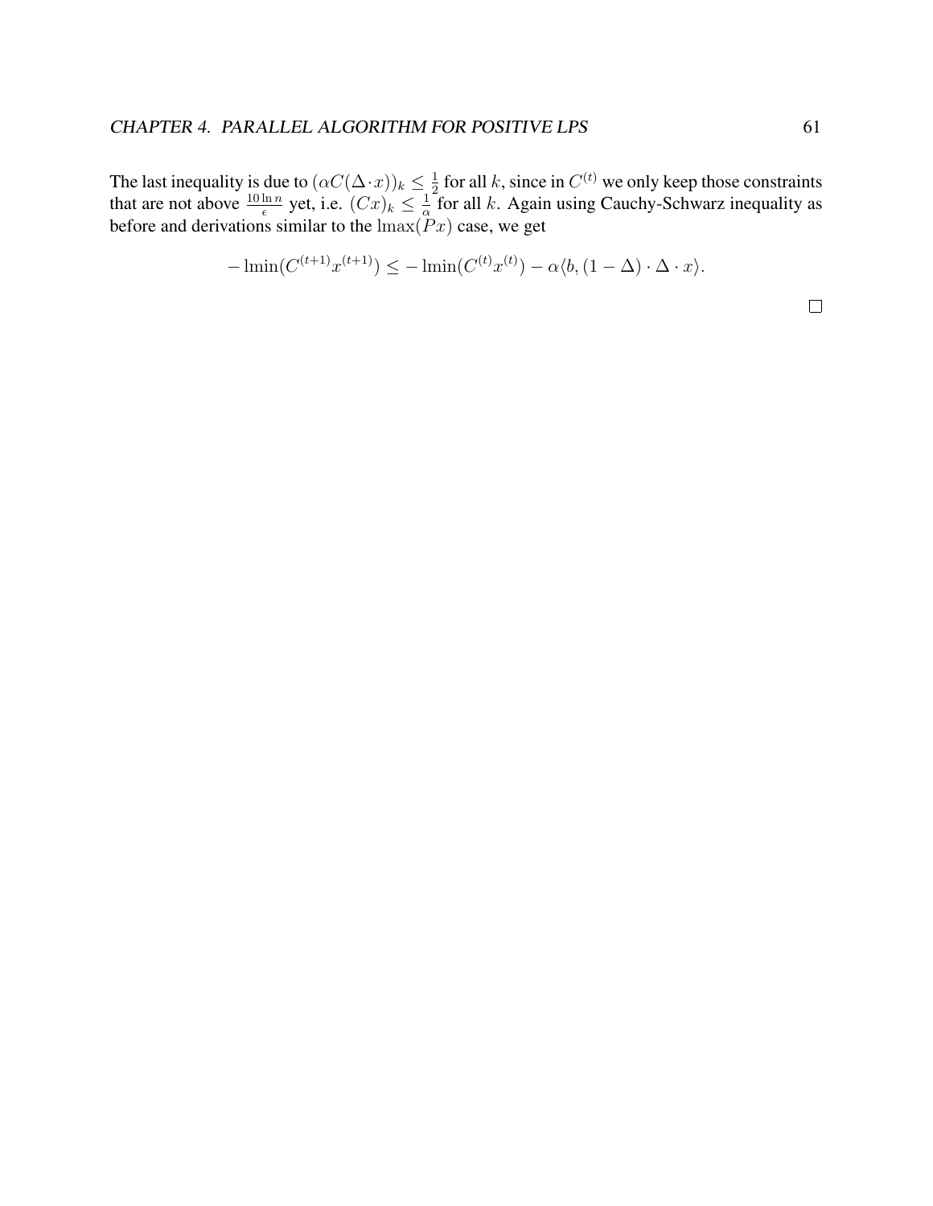The last inequality is due to $(\alpha C(\Delta \cdot x))_k \leq \frac{1}{2}$ for all $k$, since in $C^{(t)}$ we only keep those constraints that are not above $\frac{10 \ln n}{\epsilon}$ yet, i.e. $(Cx)_k \leq \frac{1}{\alpha}$ for all $k$. Again using Cauchy-Schwarz inequality as before and derivations similar to the $\mathrm{lmax}(Px)$ case, we get

$$-\mathrm{lmin}(C^{(t+1)}x^{(t+1)}) \leq -\mathrm{lmin}(C^{(t)}x^{(t)}) - \alpha\langle b, (1-\Delta) \cdot \Delta \cdot x\rangle.$$

$\square$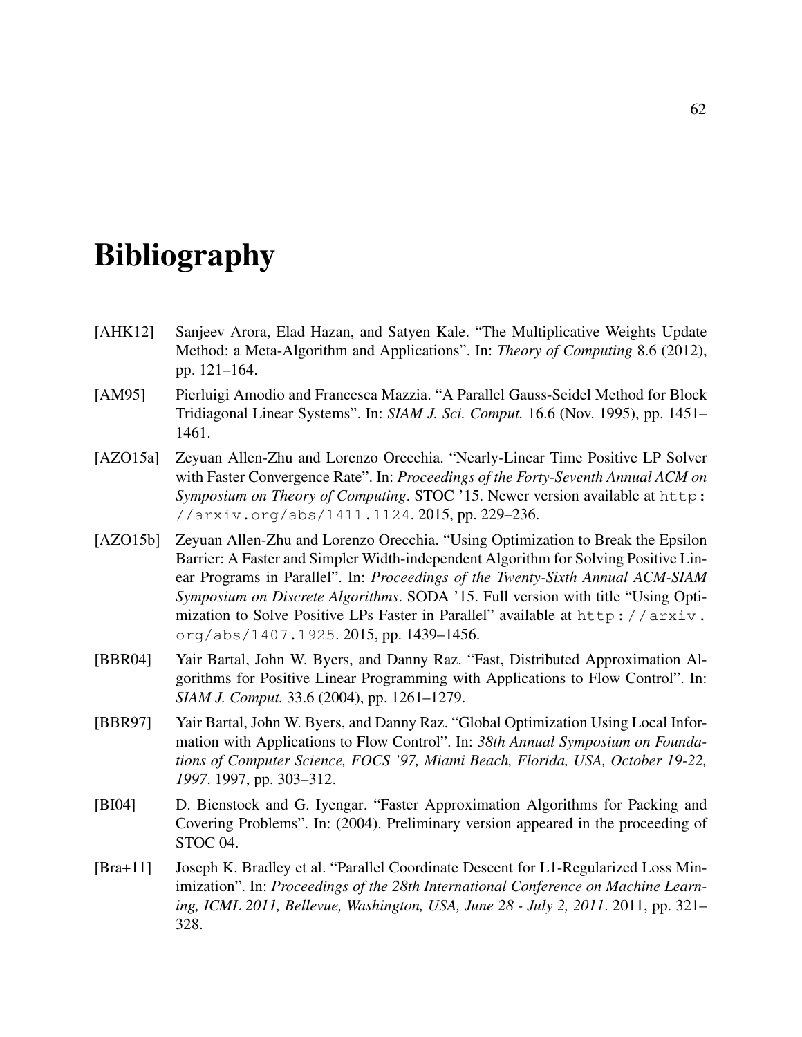# Bibliography

[AHK12] Sanjeev Arora, Elad Hazan, and Satyen Kale. "The Multiplicative Weights Update Method: a Meta-Algorithm and Applications". In: *Theory of Computing* 8.6 (2012), pp. 121–164.

[AM95] Pierluigi Amodio and Francesca Mazzia. "A Parallel Gauss-Seidel Method for Block Tridiagonal Linear Systems". In: *SIAM J. Sci. Comput.* 16.6 (Nov. 1995), pp. 1451–1461.

[AZO15a] Zeyuan Allen-Zhu and Lorenzo Orecchia. "Nearly-Linear Time Positive LP Solver with Faster Convergence Rate". In: *Proceedings of the Forty-Seventh Annual ACM on Symposium on Theory of Computing*. STOC '15. Newer version available at `http://arxiv.org/abs/1411.1124`. 2015, pp. 229–236.

[AZO15b] Zeyuan Allen-Zhu and Lorenzo Orecchia. "Using Optimization to Break the Epsilon Barrier: A Faster and Simpler Width-independent Algorithm for Solving Positive Linear Programs in Parallel". In: *Proceedings of the Twenty-Sixth Annual ACM-SIAM Symposium on Discrete Algorithms*. SODA '15. Full version with title "Using Optimization to Solve Positive LPs Faster in Parallel" available at `http://arxiv.org/abs/1407.1925`. 2015, pp. 1439–1456.

[BBR04] Yair Bartal, John W. Byers, and Danny Raz. "Fast, Distributed Approximation Algorithms for Positive Linear Programming with Applications to Flow Control". In: *SIAM J. Comput.* 33.6 (2004), pp. 1261–1279.

[BBR97] Yair Bartal, John W. Byers, and Danny Raz. "Global Optimization Using Local Information with Applications to Flow Control". In: *38th Annual Symposium on Foundations of Computer Science, FOCS '97, Miami Beach, Florida, USA, October 19-22, 1997*. 1997, pp. 303–312.

[BI04] D. Bienstock and G. Iyengar. "Faster Approximation Algorithms for Packing and Covering Problems". In: (2004). Preliminary version appeared in the proceeding of STOC 04.

[Bra+11] Joseph K. Bradley et al. "Parallel Coordinate Descent for L1-Regularized Loss Minimization". In: *Proceedings of the 28th International Conference on Machine Learning, ICML 2011, Bellevue, Washington, USA, June 28 - July 2, 2011*. 2011, pp. 321–328.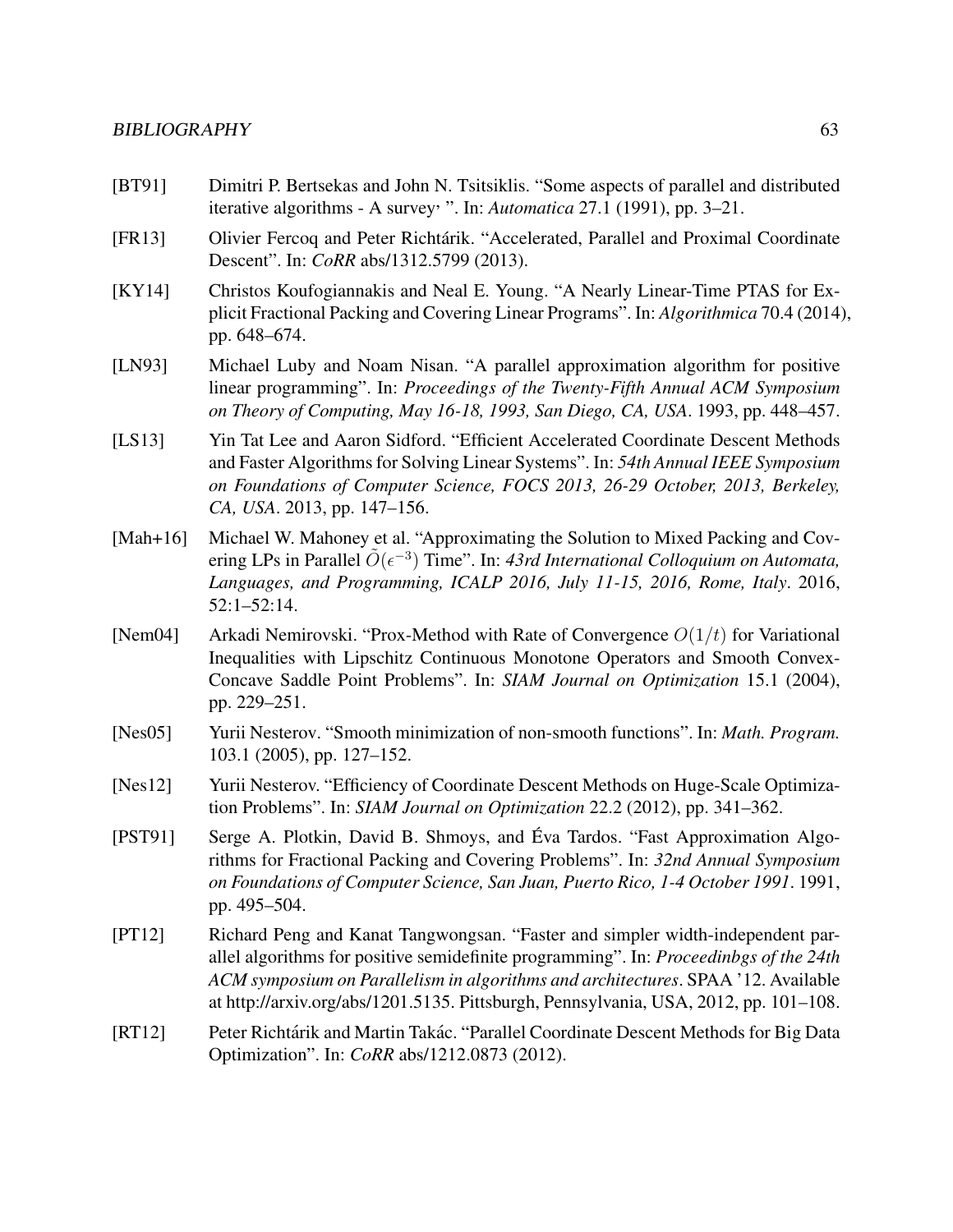[BT91] Dimitri P. Bertsekas and John N. Tsitsiklis. "Some aspects of parallel and distributed iterative algorithms - A survey, ". In: *Automatica* 27.1 (1991), pp. 3–21.

[FR13] Olivier Fercoq and Peter Richtárik. "Accelerated, Parallel and Proximal Coordinate Descent". In: *CoRR* abs/1312.5799 (2013).

[KY14] Christos Koufogiannakis and Neal E. Young. "A Nearly Linear-Time PTAS for Explicit Fractional Packing and Covering Linear Programs". In: *Algorithmica* 70.4 (2014), pp. 648–674.

[LN93] Michael Luby and Noam Nisan. "A parallel approximation algorithm for positive linear programming". In: *Proceedings of the Twenty-Fifth Annual ACM Symposium on Theory of Computing, May 16-18, 1993, San Diego, CA, USA*. 1993, pp. 448–457.

[LS13] Yin Tat Lee and Aaron Sidford. "Efficient Accelerated Coordinate Descent Methods and Faster Algorithms for Solving Linear Systems". In: *54th Annual IEEE Symposium on Foundations of Computer Science, FOCS 2013, 26-29 October, 2013, Berkeley, CA, USA*. 2013, pp. 147–156.

[Mah+16] Michael W. Mahoney et al. "Approximating the Solution to Mixed Packing and Covering LPs in Parallel $\widetilde{O}(\epsilon^{-3})$ Time". In: *43rd International Colloquium on Automata, Languages, and Programming, ICALP 2016, July 11-15, 2016, Rome, Italy*. 2016, 52:1–52:14.

[Nem04] Arkadi Nemirovski. "Prox-Method with Rate of Convergence $O(1/t)$ for Variational Inequalities with Lipschitz Continuous Monotone Operators and Smooth Convex-Concave Saddle Point Problems". In: *SIAM Journal on Optimization* 15.1 (2004), pp. 229–251.

[Nes05] Yurii Nesterov. "Smooth minimization of non-smooth functions". In: *Math. Program.* 103.1 (2005), pp. 127–152.

[Nes12] Yurii Nesterov. "Efficiency of Coordinate Descent Methods on Huge-Scale Optimization Problems". In: *SIAM Journal on Optimization* 22.2 (2012), pp. 341–362.

[PST91] Serge A. Plotkin, David B. Shmoys, and Éva Tardos. "Fast Approximation Algorithms for Fractional Packing and Covering Problems". In: *32nd Annual Symposium on Foundations of Computer Science, San Juan, Puerto Rico, 1-4 October 1991*. 1991, pp. 495–504.

[PT12] Richard Peng and Kanat Tangwongsan. "Faster and simpler width-independent parallel algorithms for positive semidefinite programming". In: *Proceedinbgs of the 24th ACM symposium on Parallelism in algorithms and architectures*. SPAA '12. Available at http://arxiv.org/abs/1201.5135. Pittsburgh, Pennsylvania, USA, 2012, pp. 101–108.

[RT12] Peter Richtárik and Martin Takác. "Parallel Coordinate Descent Methods for Big Data Optimization". In: *CoRR* abs/1212.0873 (2012).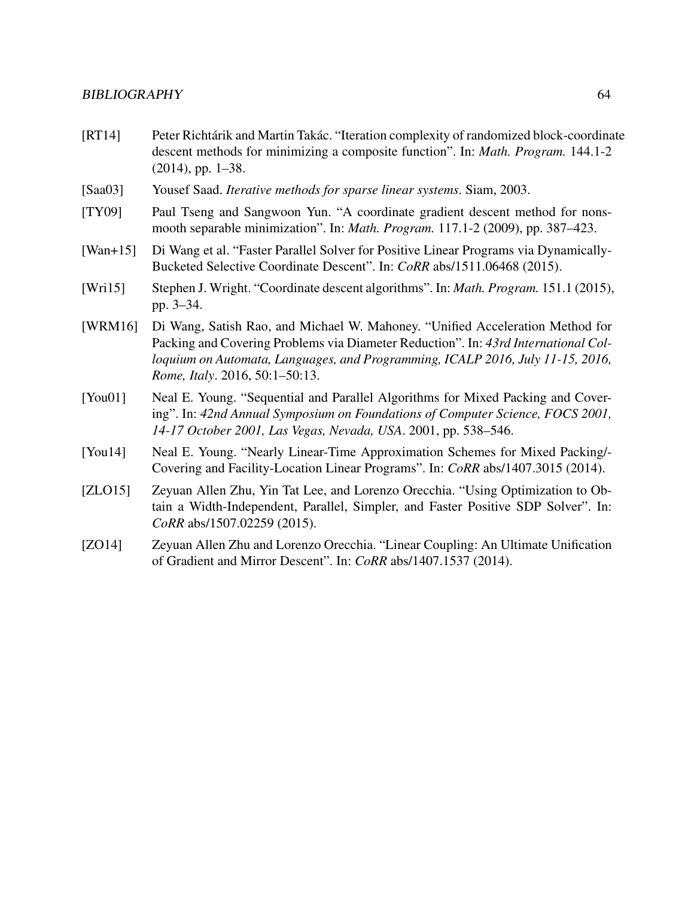[RT14] Peter Richtárik and Martin Takác. "Iteration complexity of randomized block-coordinate descent methods for minimizing a composite function". In: *Math. Program.* 144.1-2 (2014), pp. 1–38.

[Saa03] Yousef Saad. *Iterative methods for sparse linear systems*. Siam, 2003.

[TY09] Paul Tseng and Sangwoon Yun. "A coordinate gradient descent method for nonsmooth separable minimization". In: *Math. Program.* 117.1-2 (2009), pp. 387–423.

[Wan+15] Di Wang et al. "Faster Parallel Solver for Positive Linear Programs via Dynamically-Bucketed Selective Coordinate Descent". In: *CoRR* abs/1511.06468 (2015).

[Wri15] Stephen J. Wright. "Coordinate descent algorithms". In: *Math. Program.* 151.1 (2015), pp. 3–34.

[WRM16] Di Wang, Satish Rao, and Michael W. Mahoney. "Unified Acceleration Method for Packing and Covering Problems via Diameter Reduction". In: *43rd International Colloquium on Automata, Languages, and Programming, ICALP 2016, July 11-15, 2016, Rome, Italy*. 2016, 50:1–50:13.

[You01] Neal E. Young. "Sequential and Parallel Algorithms for Mixed Packing and Covering". In: *42nd Annual Symposium on Foundations of Computer Science, FOCS 2001, 14-17 October 2001, Las Vegas, Nevada, USA*. 2001, pp. 538–546.

[You14] Neal E. Young. "Nearly Linear-Time Approximation Schemes for Mixed Packing/-Covering and Facility-Location Linear Programs". In: *CoRR* abs/1407.3015 (2014).

[ZLO15] Zeyuan Allen Zhu, Yin Tat Lee, and Lorenzo Orecchia. "Using Optimization to Obtain a Width-Independent, Parallel, Simpler, and Faster Positive SDP Solver". In: *CoRR* abs/1507.02259 (2015).

[ZO14] Zeyuan Allen Zhu and Lorenzo Orecchia. "Linear Coupling: An Ultimate Unification of Gradient and Mirror Descent". In: *CoRR* abs/1407.1537 (2014).